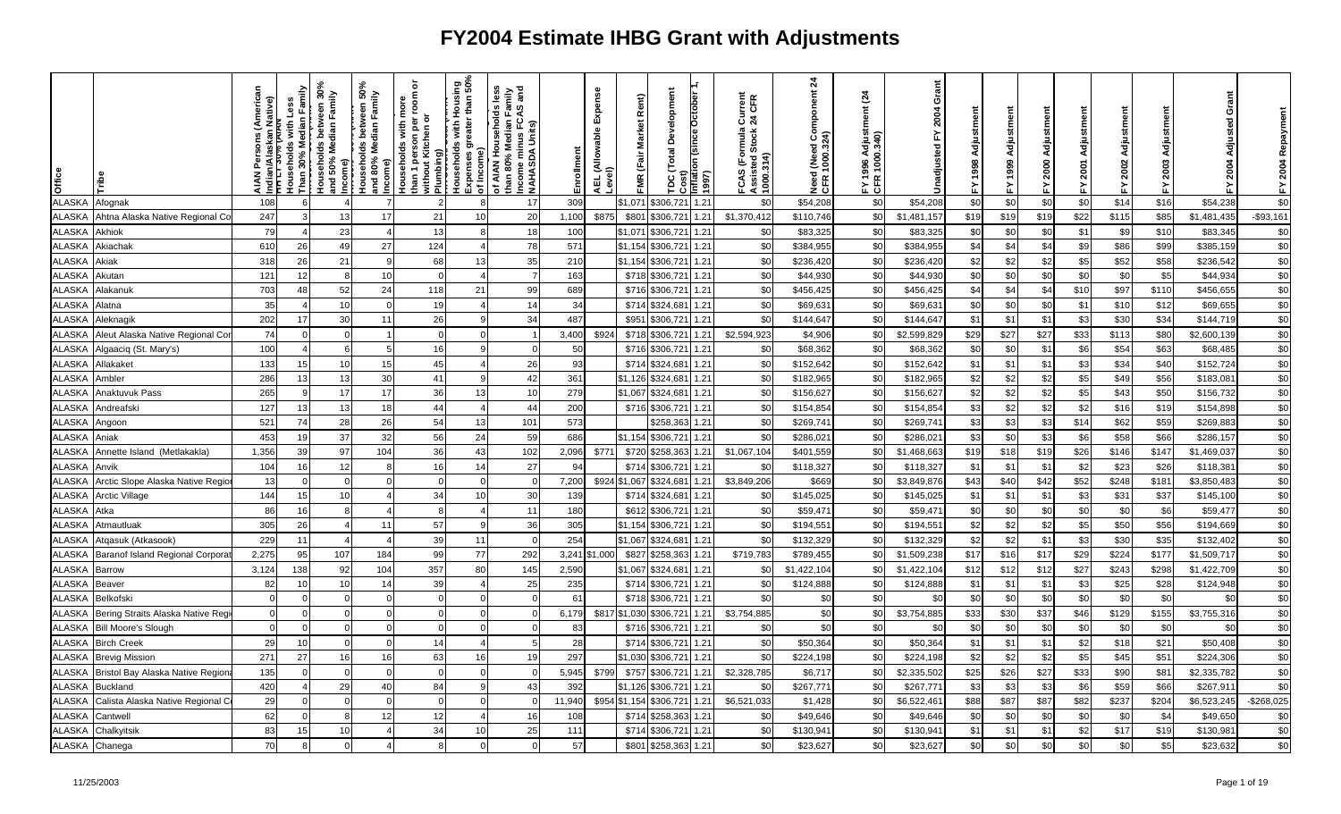# FY2004 Estimate IHBG Grant with Adjustments

| Office | Tribe | AIAN Persons (American Indian/Alaskan Native) | Households with Less Than 30% Median Family Income | Households between 30% and 50% Median Family Income | Households between 50% and 80% Median Family Income | Households with more than 1 person per room or without Kitchen or Plumbing | Households with Housing Expenses greater than 50% of Income | of AIAN Households less than 80% Median Family Income minus FCAS and NAHASDA Units) | Enrollment | AEL (Allowable Expense Level) | FMR (Fair Market Rent) | TDC (Total Development Cost) | Inflation (since October 1, 1997) | FCAS (Formula Current Assisted Stock 24 CFR 1000.314) | Need (Need Component 24 CFR 1000.324) | FY 1996 Adjustment (24 CFR 1000.340) | Unadjusted FY 2004 Grant | FY 1998 Adjustment | FY 1999 Adjustment | FY 2000 Adjustment | FY 2001 Adjustment | FY 2002 Adjustment | FY 2003 Adjustment | FY 2004 Adjusted Grant | FY 2004 Repayment |
|---|---|---|---|---|---|---|---|---|---|---|---|---|---|---|---|---|---|---|---|---|---|---|---|---|---|
| ALASKA | Afognak | 108 | 6 | 4 | 7 | 2 | 8 | 17 | 309 | | $1,071 | $306,721 | 1.21 | $0 | $54,208 | $0 | $54,208 | $0 | $0 | $0 | $0 | $14 | $16 | $54,238 | $0 |
| ALASKA | Ahtna Alaska Native Regional Co | 247 | 3 | 13 | 17 | 21 | 10 | 20 | 1,100 | $875 | $801 | $306,721 | 1.21 | $1,370,412 | $110,746 | $0 | $1,481,157 | $19 | $19 | $19 | $22 | $115 | $85 | $1,481,435 | -$93,161 |
| ALASKA | Akhiok | 79 | 4 | 23 | 4 | 13 | 8 | 18 | 100 | | $1,071 | $306,721 | 1.21 | $0 | $83,325 | $0 | $83,325 | $0 | $0 | $0 | $1 | $9 | $10 | $83,345 | $0 |
| ALASKA | Akiachak | 610 | 26 | 49 | 27 | 124 | 4 | 78 | 571 | | $1,154 | $306,721 | 1.21 | $0 | $384,955 | $0 | $384,955 | $4 | $4 | $4 | $9 | $86 | $99 | $385,159 | $0 |
| ALASKA | Akiak | 318 | 26 | 21 | 9 | 68 | 13 | 35 | 210 | | $1,154 | $306,721 | 1.21 | $0 | $236,420 | $0 | $236,420 | $2 | $2 | $2 | $5 | $52 | $58 | $236,542 | $0 |
| ALASKA | Akutan | 121 | 12 | 8 | 10 | 0 | 4 | 7 | 163 | | $718 | $306,721 | 1.21 | $0 | $44,930 | $0 | $44,930 | $0 | $0 | $0 | $0 | $0 | $5 | $44,934 | $0 |
| ALASKA | Alakanuk | 703 | 48 | 52 | 24 | 118 | 21 | 99 | 689 | | $716 | $306,721 | 1.21 | $0 | $456,425 | $0 | $456,425 | $4 | $4 | $4 | $10 | $97 | $110 | $456,655 | $0 |
| ALASKA | Alatna | 35 | 4 | 10 | 0 | 19 | 4 | 14 | 34 | | $714 | $324,681 | 1.21 | $0 | $69,631 | $0 | $69,631 | $0 | $0 | $0 | $1 | $10 | $12 | $69,655 | $0 |
| ALASKA | Aleknagik | 202 | 17 | 30 | 11 | 26 | 9 | 34 | 487 | | $951 | $306,721 | 1.21 | $0 | $144,647 | $0 | $144,647 | $1 | $1 | $1 | $3 | $30 | $34 | $144,719 | $0 |
| ALASKA | Aleut Alaska Native Regional Cor | 74 | 0 | 0 | 1 | 0 | 0 | 1 | 3,400 | $924 | $718 | $306,721 | 1.21 | $2,594,923 | $4,906 | $0 | $2,599,829 | $29 | $27 | $27 | $33 | $113 | $80 | $2,600,139 | $0 |
| ALASKA | Algaaciq (St. Mary's) | 100 | 4 | 6 | 5 | 16 | 9 | 0 | 50 | | $716 | $306,721 | 1.21 | $0 | $68,362 | $0 | $68,362 | $0 | $0 | $0 | $6 | $54 | $63 | $68,485 | $0 |
| ALASKA | Allakaket | 133 | 15 | 10 | 15 | 45 | 4 | 26 | 93 | | $714 | $324,681 | 1.21 | $0 | $152,642 | $0 | $152,642 | $1 | $1 | $1 | $3 | $34 | $40 | $152,724 | $0 |
| ALASKA | Ambler | 286 | 13 | 13 | 30 | 41 | 9 | 42 | 361 | | $1,126 | $324,681 | 1.21 | $0 | $182,965 | $0 | $182,965 | $2 | $2 | $2 | $5 | $49 | $56 | $183,081 | $0 |
| ALASKA | Anaktuvuk Pass | 265 | 9 | 17 | 17 | 36 | 13 | 10 | 279 | | $1,067 | $324,681 | 1.21 | $0 | $156,627 | $0 | $156,627 | $2 | $2 | $2 | $5 | $43 | $50 | $156,732 | $0 |
| ALASKA | Andreafski | 127 | 13 | 13 | 18 | 44 | 4 | 44 | 200 | | $716 | $306,721 | 1.21 | $0 | $154,854 | $0 | $154,854 | $3 | $2 | $2 | $2 | $16 | $19 | $154,898 | $0 |
| ALASKA | Angoon | 521 | 74 | 28 | 26 | 54 | 13 | 101 | 573 | | | $258,363 | 1.21 | $0 | $269,741 | $0 | $269,741 | $3 | $3 | $3 | $14 | $62 | $59 | $269,883 | $0 |
| ALASKA | Aniak | 453 | 19 | 37 | 32 | 56 | 24 | 59 | 686 | | $1,154 | $306,721 | 1.21 | $0 | $286,021 | $0 | $286,021 | $3 | $0 | $3 | $6 | $58 | $66 | $286,157 | $0 |
| ALASKA | Annette Island (Metlakakla) | 1,356 | 39 | 97 | 104 | 36 | 43 | 102 | 2,096 | $771 | $720 | $258,363 | 1.21 | $1,067,104 | $401,559 | $0 | $1,468,663 | $19 | $18 | $19 | $26 | $146 | $147 | $1,469,037 | $0 |
| ALASKA | Anvik | 104 | 16 | 12 | 8 | 16 | 14 | 27 | 94 | | $714 | $306,721 | 1.21 | $0 | $118,327 | $0 | $118,327 | $1 | $1 | $1 | $2 | $23 | $26 | $118,381 | $0 |
| ALASKA | Arctic Slope Alaska Native Regio | 13 | 0 | 0 | 0 | 0 | 0 | 0 | 7,200 | $924 | $1,067 | $324,681 | 1.21 | $3,849,206 | $669 | $0 | $3,849,876 | $43 | $40 | $42 | $52 | $248 | $181 | $3,850,483 | $0 |
| ALASKA | Arctic Village | 144 | 15 | 10 | 4 | 34 | 10 | 30 | 139 | | $714 | $324,681 | 1.21 | $0 | $145,025 | $0 | $145,025 | $1 | $1 | $1 | $3 | $31 | $37 | $145,100 | $0 |
| ALASKA | Atka | 86 | 16 | 8 | 4 | 8 | 4 | 11 | 180 | | $612 | $306,721 | 1.21 | $0 | $59,471 | $0 | $59,471 | $0 | $0 | $0 | $0 | $0 | $6 | $59,477 | $0 |
| ALASKA | Atmautluak | 305 | 26 | 4 | 11 | 57 | 9 | 36 | 305 | | $1,154 | $306,721 | 1.21 | $0 | $194,551 | $0 | $194,551 | $2 | $2 | $2 | $5 | $50 | $56 | $194,669 | $0 |
| ALASKA | Atqasuk (Atkasook) | 229 | 11 | 4 | 4 | 39 | 11 | 0 | 254 | | $1,067 | $324,681 | 1.21 | $0 | $132,329 | $0 | $132,329 | $2 | $2 | $1 | $3 | $30 | $35 | $132,402 | $0 |
| ALASKA | Baranof Island Regional Corporat | 2,275 | 95 | 107 | 184 | 99 | 77 | 292 | 3,241 | $1,000 | $827 | $258,363 | 1.21 | $719,783 | $789,455 | $0 | $1,509,238 | $17 | $16 | $17 | $29 | $224 | $177 | $1,509,717 | $0 |
| ALASKA | Barrow | 3,124 | 138 | 92 | 104 | 357 | 80 | 145 | 2,590 | | $1,067 | $324,681 | 1.21 | $0 | $1,422,104 | $0 | $1,422,104 | $12 | $12 | $12 | $27 | $243 | $298 | $1,422,709 | $0 |
| ALASKA | Beaver | 82 | 10 | 10 | 14 | 39 | 4 | 25 | 235 | | $714 | $306,721 | 1.21 | $0 | $124,888 | $0 | $124,888 | $1 | $1 | $1 | $3 | $25 | $28 | $124,948 | $0 |
| ALASKA | Belkofski | 0 | 0 | 0 | 0 | 0 | 0 | 0 | 61 | | $718 | $306,721 | 1.21 | $0 | $0 | $0 | $0 | $0 | $0 | $0 | $0 | $0 | $0 | $0 | $0 |
| ALASKA | Bering Straits Alaska Native Regi | 0 | 0 | 0 | 0 | 0 | 0 | 0 | 6,179 | $817 | $1,030 | $306,721 | 1.21 | $3,754,885 | $0 | $0 | $3,754,885 | $33 | $30 | $37 | $46 | $129 | $155 | $3,755,316 | $0 |
| ALASKA | Bill Moore's Slough | 0 | 0 | 0 | 0 | 0 | 0 | 0 | 83 | | $716 | $306,721 | 1.21 | $0 | $0 | $0 | $0 | $0 | $0 | $0 | $0 | $0 | $0 | $0 | $0 |
| ALASKA | Birch Creek | 29 | 10 | 0 | 0 | 14 | 4 | 5 | 28 | | $714 | $306,721 | 1.21 | $0 | $50,364 | $0 | $50,364 | $1 | $1 | $1 | $2 | $18 | $21 | $50,408 | $0 |
| ALASKA | Brevig Mission | 271 | 27 | 16 | 16 | 63 | 16 | 19 | 297 | | $1,030 | $306,721 | 1.21 | $0 | $224,198 | $0 | $224,198 | $2 | $2 | $2 | $5 | $45 | $51 | $224,306 | $0 |
| ALASKA | Bristol Bay Alaska Native Regiona | 135 | 0 | 0 | 0 | 0 | 0 | 0 | 5,945 | $799 | $757 | $306,721 | 1.21 | $2,328,785 | $6,717 | $0 | $2,335,502 | $25 | $26 | $27 | $33 | $90 | $81 | $2,335,782 | $0 |
| ALASKA | Buckland | 420 | 4 | 29 | 40 | 84 | 9 | 43 | 392 | | $1,126 | $306,721 | 1.21 | $0 | $267,771 | $0 | $267,771 | $3 | $3 | $3 | $6 | $59 | $66 | $267,911 | $0 |
| ALASKA | Calista Alaska Native Regional C | 29 | 0 | 0 | 0 | 0 | 0 | 0 | 11,940 | $954 | $1,154 | $306,721 | 1.21 | $6,521,033 | $1,428 | $0 | $6,522,461 | $88 | $87 | $87 | $82 | $237 | $204 | $6,523,245 | -$268,025 |
| ALASKA | Cantwell | 62 | 0 | 8 | 12 | 12 | 4 | 16 | 108 | | $714 | $258,363 | 1.21 | $0 | $49,646 | $0 | $49,646 | $0 | $0 | $0 | $0 | $0 | $4 | $49,650 | $0 |
| ALASKA | Chalkyitsik | 83 | 15 | 10 | 4 | 34 | 10 | 25 | 111 | | $714 | $306,721 | 1.21 | $0 | $130,941 | $0 | $130,941 | $1 | $1 | $1 | $2 | $17 | $19 | $130,981 | $0 |
| ALASKA | Chanega | 70 | 8 | 0 | 4 | 8 | 0 | 0 | 57 | | $801 | $258,363 | 1.21 | $0 | $23,627 | $0 | $23,627 | $0 | $0 | $0 | $0 | $0 | $5 | $23,632 | $0 |

11/25/2003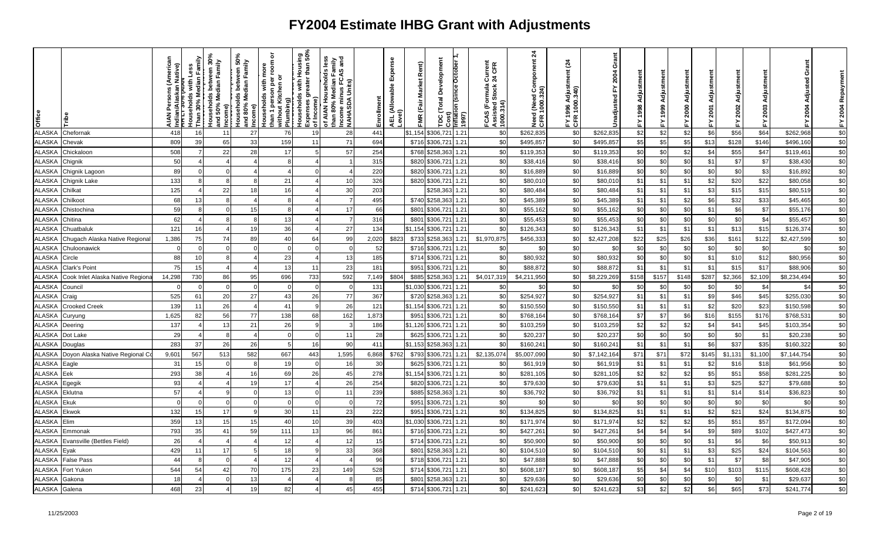# FY2004 Estimate IHBG Grant with Adjustments

| Office | Tribe | AIAN Persons (American Indian/Alaskan Native) | HH LT 30% (AIAN Households with Less Than 30% Median Family Income) | Households between 30% and 50% Median Family Income | Households between 50% and 80% Median Family Income | Households with more than 1 person per room or without Kitchen or Plumbing | Households with Housing Expenses greater than 50% of Income | of AIAN Households less than 80% Median Family Income minus FCAS and NAHASDA Units | Enrollment | AEL (Allowable Expense Level) | FMR (Fair Market Rent) | TDC (Total Development Cost) | Inflation (since October 1, 1997) | FCAS (Formula Current Assisted Stock 24 CFR 1000.314) | Need (Need Component 24 CFR 1000.324) | FY 1996 Adjustment (24 CFR 1000.340) | Unadjusted FY 2004 Grant | FY 1998 Adjustment | FY 1999 Adjustment | FY 2000 Adjustment | FY 2001 Adjustment | FY 2002 Adjustment | FY 2003 Adjustment | FY 2004 Adjusted Grant | FY 2004 Repayment |
|---|---|---|---|---|---|---|---|---|---|---|---|---|---|---|---|---|---|---|---|---|---|---|---|---|---|
| ALASKA | Chefornak | 418 | 16 | 11 | 27 | 76 | 19 | 28 | 441 | | $1,154 | $306,721 | 1.21 | $0 | $262,835 | $0 | $262,835 | $2 | $2 | $2 | $6 | $56 | $64 | $262,968 | $0 |
| ALASKA | Chevak | 809 | 39 | 65 | 33 | 159 | 11 | 71 | 694 | | $716 | $306,721 | 1.21 | $0 | $495,857 | $0 | $495,857 | $5 | $5 | $5 | $13 | $128 | $146 | $496,160 | $0 |
| ALASKA | Chickaloon | 508 | 7 | 22 | 28 | 17 | 5 | 57 | 254 | | $768 | $258,363 | 1.21 | $0 | $119,353 | $0 | $119,353 | $0 | $0 | $2 | $4 | $55 | $47 | $119,461 | $0 |
| ALASKA | Chignik | 50 | 4 | 4 | 4 | 8 | 4 | 1 | 315 | | $820 | $306,721 | 1.21 | $0 | $38,416 | $0 | $38,416 | $0 | $0 | $0 | $1 | $7 | $7 | $38,430 | $0 |
| ALASKA | Chignik Lagoon | 89 | 0 | 0 | 4 | 4 | 0 | 4 | 220 | | $820 | $306,721 | 1.21 | $0 | $16,889 | $0 | $16,889 | $0 | $0 | $0 | $0 | $0 | $3 | $16,892 | $0 |
| ALASKA | Chignik Lake | 133 | 8 | 8 | 8 | 21 | 4 | 10 | 326 | | $820 | $306,721 | 1.21 | $0 | $80,010 | $0 | $80,010 | $1 | $1 | $1 | $2 | $20 | $22 | $80,058 | $0 |
| ALASKA | Chilkat | 125 | 4 | 22 | 18 | 16 | 4 | 30 | 203 | | | $258,363 | 1.21 | $0 | $80,484 | $0 | $80,484 | $1 | $1 | $1 | $3 | $15 | $15 | $80,519 | $0 |
| ALASKA | Chilkoot | 68 | 13 | 8 | 4 | 8 | 4 | 7 | 495 | | $740 | $258,363 | 1.21 | $0 | $45,389 | $0 | $45,389 | $1 | $1 | $2 | $6 | $32 | $33 | $45,465 | $0 |
| ALASKA | Chistochina | 59 | 8 | 0 | 15 | 8 | 4 | 17 | 66 | | $801 | $306,721 | 1.21 | $0 | $55,162 | $0 | $55,162 | $0 | $0 | $0 | $1 | $6 | $7 | $55,176 | $0 |
| ALASKA | Chitina | 62 | 4 | 8 | 8 | 13 | 4 | 7 | 316 | | $801 | $306,721 | 1.21 | $0 | $55,453 | $0 | $55,453 | $0 | $0 | $0 | $0 | $0 | $4 | $55,457 | $0 |
| ALASKA | Chuatbaluk | 121 | 16 | 4 | 19 | 36 | 4 | 27 | 134 | | $1,154 | $306,721 | 1.21 | $0 | $126,343 | $0 | $126,343 | $1 | $1 | $1 | $1 | $13 | $15 | $126,374 | $0 |
| ALASKA | Chugach Alaska Native Regional | 1,386 | 75 | 74 | 89 | 40 | 64 | 99 | 2,020 | $823 | $733 | $258,363 | 1.21 | $1,970,875 | $456,333 | $0 | $2,427,208 | $22 | $25 | $26 | $36 | $161 | $122 | $2,427,599 | $0 |
| ALASKA | Chuloonawick | 0 | 0 | 0 | 0 | 0 | 0 | 0 | 52 | | $716 | $306,721 | 1.21 | $0 | $0 | $0 | $0 | $0 | $0 | $0 | $0 | $0 | $0 | $0 | $0 |
| ALASKA | Circle | 88 | 10 | 8 | 4 | 23 | 4 | 13 | 185 | | $714 | $306,721 | 1.21 | $0 | $80,932 | $0 | $80,932 | $0 | $0 | $0 | $1 | $10 | $12 | $80,956 | $0 |
| ALASKA | Clark's Point | 75 | 15 | 4 | 4 | 13 | 11 | 23 | 181 | | $951 | $306,721 | 1.21 | $0 | $88,872 | $0 | $88,872 | $1 | $1 | $1 | $1 | $15 | $17 | $88,906 | $0 |
| ALASKA | Cook Inlet Alaska Native Regiona | 14,298 | 730 | 86 | 95 | 696 | 733 | 592 | 7,149 | $804 | $885 | $258,363 | 1.21 | $4,017,319 | $4,211,950 | $0 | $8,229,269 | $158 | $157 | $148 | $287 | $2,366 | $2,109 | $8,234,494 | $0 |
| ALASKA | Council | 0 | 0 | 0 | 0 | 0 | 0 | 0 | 131 | | $1,030 | $306,721 | 1.21 | $0 | $0 | $0 | $0 | $0 | $0 | $0 | $0 | $0 | $4 | $4 | $0 |
| ALASKA | Craig | 525 | 61 | 20 | 27 | 43 | 26 | 77 | 367 | | $720 | $258,363 | 1.21 | $0 | $254,927 | $0 | $254,927 | $1 | $1 | $1 | $9 | $46 | $45 | $255,030 | $0 |
| ALASKA | Crooked Creek | 139 | 11 | 26 | 4 | 41 | 9 | 26 | 121 | | $1,154 | $306,721 | 1.21 | $0 | $150,550 | $0 | $150,550 | $1 | $1 | $1 | $2 | $20 | $23 | $150,598 | $0 |
| ALASKA | Curyung | 1,625 | 82 | 56 | 77 | 138 | 68 | 162 | 1,873 | | $951 | $306,721 | 1.21 | $0 | $768,164 | $0 | $768,164 | $7 | $7 | $6 | $16 | $155 | $176 | $768,531 | $0 |
| ALASKA | Deering | 137 | 4 | 13 | 21 | 26 | 9 | 3 | 186 | | $1,126 | $306,721 | 1.21 | $0 | $103,259 | $0 | $103,259 | $2 | $2 | $2 | $4 | $41 | $45 | $103,354 | $0 |
| ALASKA | Dot Lake | 29 | 4 | 8 | 4 | 0 | 0 | 11 | 28 | | $625 | $306,721 | 1.21 | $0 | $20,237 | $0 | $20,237 | $0 | $0 | $0 | $0 | $0 | $1 | $20,238 | $0 |
| ALASKA | Douglas | 283 | 37 | 26 | 26 | 5 | 16 | 90 | 411 | | $1,153 | $258,363 | 1.21 | $0 | $160,241 | $0 | $160,241 | $1 | $1 | $1 | $6 | $37 | $35 | $160,322 | $0 |
| ALASKA | Doyon Alaska Native Regional Co | 9,601 | 567 | 513 | 582 | 667 | 443 | 1,595 | 6,868 | $762 | $793 | $306,721 | 1.21 | $2,135,074 | $5,007,090 | $0 | $7,142,164 | $71 | $71 | $72 | $145 | $1,131 | $1,100 | $7,144,754 | $0 |
| ALASKA | Eagle | 31 | 15 | 0 | 8 | 19 | 0 | 16 | 30 | | $625 | $306,721 | 1.21 | $0 | $61,919 | $0 | $61,919 | $1 | $1 | $1 | $2 | $16 | $18 | $61,956 | $0 |
| ALASKA | Eek | 293 | 38 | 4 | 16 | 69 | 26 | 45 | 278 | | $1,154 | $306,721 | 1.21 | $0 | $281,105 | $0 | $281,105 | $2 | $2 | $2 | $5 | $51 | $58 | $281,225 | $0 |
| ALASKA | Egegik | 93 | 4 | 4 | 19 | 17 | 4 | 26 | 254 | | $820 | $306,721 | 1.21 | $0 | $79,630 | $0 | $79,630 | $1 | $1 | $1 | $3 | $25 | $27 | $79,688 | $0 |
| ALASKA | Eklutna | 57 | 4 | 9 | 0 | 13 | 0 | 11 | 239 | | $885 | $258,363 | 1.21 | $0 | $36,792 | $0 | $36,792 | $1 | $1 | $1 | $1 | $14 | $14 | $36,823 | $0 |
| ALASKA | Ekuk | 0 | 0 | 0 | 0 | 0 | 0 | 0 | 72 | | $951 | $306,721 | 1.21 | $0 | $0 | $0 | $0 | $0 | $0 | $0 | $0 | $0 | $0 | $0 | $0 |
| ALASKA | Ekwok | 132 | 15 | 17 | 9 | 30 | 11 | 23 | 222 | | $951 | $306,721 | 1.21 | $0 | $134,825 | $0 | $134,825 | $1 | $1 | $1 | $2 | $21 | $24 | $134,875 | $0 |
| ALASKA | Elim | 359 | 13 | 15 | 15 | 40 | 10 | 39 | 403 | | $1,030 | $306,721 | 1.21 | $0 | $171,974 | $0 | $171,974 | $2 | $2 | $2 | $5 | $51 | $57 | $172,094 | $0 |
| ALASKA | Emmonak | 793 | 35 | 41 | 59 | 111 | 13 | 96 | 861 | | $716 | $306,721 | 1.21 | $0 | $427,261 | $0 | $427,261 | $4 | $4 | $4 | $9 | $89 | $102 | $427,473 | $0 |
| ALASKA | Evansville (Bettles Field) | 26 | 4 | 4 | 4 | 12 | 4 | 12 | 15 | | $714 | $306,721 | 1.21 | $0 | $50,900 | $0 | $50,900 | $0 | $0 | $0 | $1 | $6 | $6 | $50,913 | $0 |
| ALASKA | Eyak | 429 | 11 | 17 | 5 | 18 | 9 | 33 | 368 | | $801 | $258,363 | 1.21 | $0 | $104,510 | $0 | $104,510 | $0 | $1 | $1 | $3 | $25 | $24 | $104,563 | $0 |
| ALASKA | False Pass | 44 | 8 | 0 | 4 | 12 | 4 | 4 | 96 | | $718 | $306,721 | 1.21 | $0 | $47,888 | $0 | $47,888 | $0 | $0 | $0 | $1 | $7 | $8 | $47,905 | $0 |
| ALASKA | Fort Yukon | 544 | 54 | 42 | 70 | 175 | 23 | 149 | 528 | | $714 | $306,721 | 1.21 | $0 | $608,187 | $0 | $608,187 | $5 | $4 | $4 | $10 | $103 | $115 | $608,428 | $0 |
| ALASKA | Gakona | 18 | 4 | 0 | 13 | 4 | 4 | 8 | 85 | | $801 | $258,363 | 1.21 | $0 | $29,636 | $0 | $29,636 | $0 | $0 | $0 | $0 | $0 | $1 | $29,637 | $0 |
| ALASKA | Galena | 468 | 23 | 4 | 19 | 82 | 4 | 45 | 455 | | $714 | $306,721 | 1.21 | $0 | $241,623 | $0 | $241,623 | $3 | $2 | $2 | $6 | $65 | $73 | $241,774 | $0 |

11/25/2003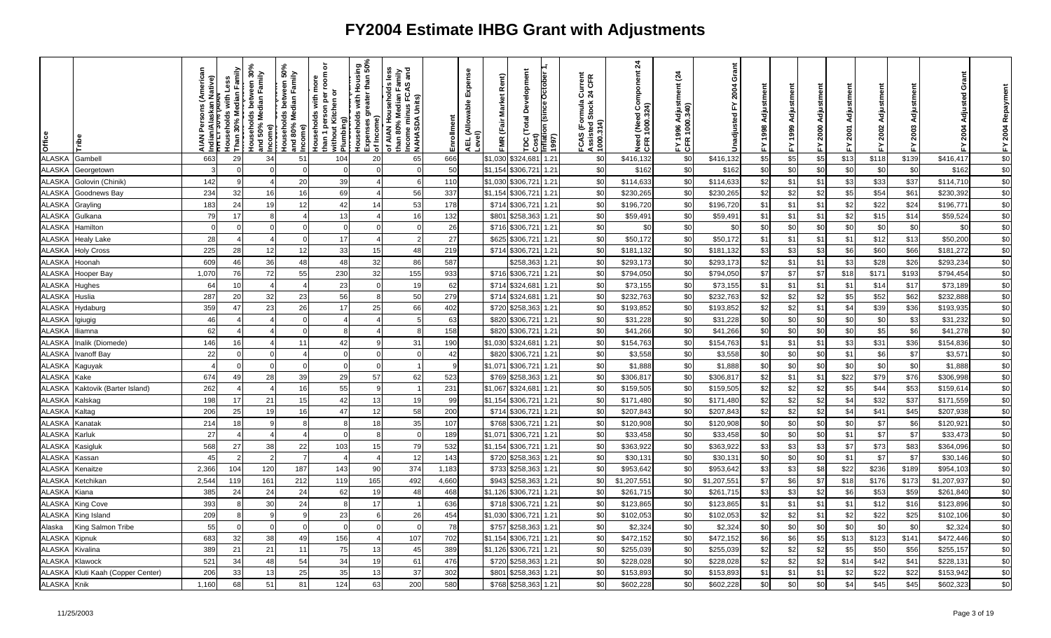# FY2004 Estimate IHBG Grant with Adjustments

| Office | Tribe | AIAN Persons (American Indian/Alaskan Native) | HH LT 30% (AIAN Households with Less Than 30% Median Family Income) | Households between 30% and 50% Median Family Income | Households between 50% and 80% Median Family Income | Households with more than 1 person per room or without Kitchen or Plumbing | Households with Housing Expenses greater than 50% of Income | of AIAN Households less than 80% Median Family Income minus FCAS and NAHASDA Units | Enrollment | AEL (Allowable Expense Level) | FMR (Fair Market Rent) | TDC (Total Development Cost) | Inflation (since October 1, 1997) | FCAS (Formula Current Assisted Stock 24 CFR 1000.314) | Need (Need Component 24 CFR 1000.324) | FY 1996 Adjustment (24 CFR 1000.340) | Unadjusted FY 2004 Grant | FY 1998 Adjustment | FY 1999 Adjustment | FY 2000 Adjustment | FY 2001 Adjustment | FY 2002 Adjustment | FY 2003 Adjustment | FY 2004 Adjusted Grant | FY 2004 Repayment |
|---|---|---|---|---|---|---|---|---|---|---|---|---|---|---|---|---|---|---|---|---|---|---|---|---|---|
| ALASKA | Gambell | 663 | 29 | 34 | 51 | 104 | 20 | 65 | 666 | | $1,030 | $324,681 | 1.21 | $0 | $416,132 | $0 | $416,132 | $5 | $5 | $5 | $13 | $118 | $139 | $416,417 | $0 |
| ALASKA | Georgetown | 3 | 0 | 0 | 0 | 0 | 0 | 0 | 50 | | $1,154 | $306,721 | 1.21 | $0 | $162 | $0 | $162 | $0 | $0 | $0 | $0 | $0 | $0 | $162 | $0 |
| ALASKA | Golovin (Chinik) | 142 | 9 | 4 | 20 | 39 | 4 | 6 | 110 | | $1,030 | $306,721 | 1.21 | $0 | $114,633 | $0 | $114,633 | $2 | $1 | $1 | $3 | $33 | $37 | $114,710 | $0 |
| ALASKA | Goodnews Bay | 234 | 32 | 16 | 16 | 69 | 4 | 56 | 337 | | $1,154 | $306,721 | 1.21 | $0 | $230,265 | $0 | $230,265 | $2 | $2 | $2 | $5 | $54 | $61 | $230,392 | $0 |
| ALASKA | Grayling | 183 | 24 | 19 | 12 | 42 | 14 | 53 | 178 | | $714 | $306,721 | 1.21 | $0 | $196,720 | $0 | $196,720 | $1 | $1 | $1 | $2 | $22 | $24 | $196,771 | $0 |
| ALASKA | Gulkana | 79 | 17 | 8 | 4 | 13 | 4 | 16 | 132 | | $801 | $258,363 | 1.21 | $0 | $59,491 | $0 | $59,491 | $1 | $1 | $1 | $2 | $15 | $14 | $59,524 | $0 |
| ALASKA | Hamilton | 0 | 0 | 0 | 0 | 0 | 0 | 0 | 26 | | $716 | $306,721 | 1.21 | $0 | $0 | $0 | $0 | $0 | $0 | $0 | $0 | $0 | $0 | $0 | $0 |
| ALASKA | Healy Lake | 28 | 4 | 4 | 0 | 17 | 4 | 2 | 27 | | $625 | $306,721 | 1.21 | $0 | $50,172 | $0 | $50,172 | $1 | $1 | $1 | $1 | $12 | $13 | $50,200 | $0 |
| ALASKA | Holy Cross | 225 | 28 | 12 | 12 | 33 | 15 | 48 | 219 | | $714 | $306,721 | 1.21 | $0 | $181,132 | $0 | $181,132 | $3 | $3 | $3 | $6 | $60 | $66 | $181,272 | $0 |
| ALASKA | Hoonah | 609 | 46 | 36 | 48 | 48 | 32 | 86 | 587 | | | $258,363 | 1.21 | $0 | $293,173 | $0 | $293,173 | $2 | $1 | $1 | $3 | $28 | $26 | $293,234 | $0 |
| ALASKA | Hooper Bay | 1,070 | 76 | 72 | 55 | 230 | 32 | 155 | 933 | | $716 | $306,721 | 1.21 | $0 | $794,050 | $0 | $794,050 | $7 | $7 | $7 | $18 | $171 | $193 | $794,454 | $0 |
| ALASKA | Hughes | 64 | 10 | 4 | 4 | 23 | 0 | 19 | 62 | | $714 | $324,681 | 1.21 | $0 | $73,155 | $0 | $73,155 | $1 | $1 | $1 | $1 | $14 | $17 | $73,189 | $0 |
| ALASKA | Huslia | 287 | 20 | 32 | 23 | 56 | 8 | 50 | 279 | | $714 | $324,681 | 1.21 | $0 | $232,763 | $0 | $232,763 | $2 | $2 | $2 | $5 | $52 | $62 | $232,888 | $0 |
| ALASKA | Hydaburg | 359 | 47 | 23 | 26 | 17 | 25 | 66 | 402 | | $720 | $258,363 | 1.21 | $0 | $193,852 | $0 | $193,852 | $2 | $2 | $1 | $4 | $39 | $36 | $193,935 | $0 |
| ALASKA | Igiugig | 46 | 4 | 4 | 0 | 4 | 4 | 5 | 63 | | $820 | $306,721 | 1.21 | $0 | $31,228 | $0 | $31,228 | $0 | $0 | $0 | $0 | $0 | $3 | $31,232 | $0 |
| ALASKA | Iliamna | 62 | 4 | 4 | 0 | 8 | 4 | 8 | 158 | | $820 | $306,721 | 1.21 | $0 | $41,266 | $0 | $41,266 | $0 | $0 | $0 | $0 | $5 | $6 | $41,278 | $0 |
| ALASKA | Inalik (Diomede) | 146 | 16 | 4 | 11 | 42 | 9 | 31 | 190 | | $1,030 | $324,681 | 1.21 | $0 | $154,763 | $0 | $154,763 | $1 | $1 | $1 | $3 | $31 | $36 | $154,836 | $0 |
| ALASKA | Ivanoff Bay | 22 | 0 | 0 | 4 | 0 | 0 | 0 | 42 | | $820 | $306,721 | 1.21 | $0 | $3,558 | $0 | $3,558 | $0 | $0 | $0 | $1 | $6 | $7 | $3,571 | $0 |
| ALASKA | Kaguyak | 4 | 0 | 0 | 0 | 0 | 0 | 1 | 9 | | $1,071 | $306,721 | 1.21 | $0 | $1,888 | $0 | $1,888 | $0 | $0 | $0 | $0 | $0 | $0 | $1,888 | $0 |
| ALASKA | Kake | 674 | 49 | 28 | 39 | 29 | 57 | 62 | 523 | | $769 | $258,363 | 1.21 | $0 | $306,817 | $0 | $306,817 | $2 | $1 | $1 | $22 | $79 | $76 | $306,998 | $0 |
| ALASKA | Kaktovik (Barter Island) | 262 | 4 | 4 | 16 | 55 | 9 | 1 | 231 | | $1,067 | $324,681 | 1.21 | $0 | $159,505 | $0 | $159,505 | $2 | $2 | $2 | $5 | $44 | $53 | $159,614 | $0 |
| ALASKA | Kalskag | 198 | 17 | 21 | 15 | 42 | 13 | 19 | 99 | | $1,154 | $306,721 | 1.21 | $0 | $171,480 | $0 | $171,480 | $2 | $2 | $2 | $4 | $32 | $37 | $171,559 | $0 |
| ALASKA | Kaltag | 206 | 25 | 19 | 16 | 47 | 12 | 58 | 200 | | $714 | $306,721 | 1.21 | $0 | $207,843 | $0 | $207,843 | $2 | $2 | $2 | $4 | $41 | $45 | $207,938 | $0 |
| ALASKA | Kanatak | 214 | 18 | 9 | 8 | 8 | 18 | 35 | 107 | | $768 | $306,721 | 1.21 | $0 | $120,908 | $0 | $120,908 | $0 | $0 | $0 | $0 | $7 | $6 | $120,921 | $0 |
| ALASKA | Karluk | 27 | 4 | 4 | 4 | 0 | 8 | 0 | 189 | | $1,071 | $306,721 | 1.21 | $0 | $33,458 | $0 | $33,458 | $0 | $0 | $0 | $1 | $7 | $7 | $33,473 | $0 |
| ALASKA | Kasigluk | 568 | 27 | 38 | 22 | 103 | 15 | 79 | 532 | | $1,154 | $306,721 | 1.21 | $0 | $363,922 | $0 | $363,922 | $3 | $3 | $3 | $7 | $73 | $83 | $364,096 | $0 |
| ALASKA | Kassan | 45 | 2 | 2 | 7 | 4 | 4 | 12 | 143 | | $720 | $258,363 | 1.21 | $0 | $30,131 | $0 | $30,131 | $0 | $0 | $0 | $1 | $7 | $7 | $30,146 | $0 |
| ALASKA | Kenaitze | 2,366 | 104 | 120 | 187 | 143 | 90 | 374 | 1,183 | | $733 | $258,363 | 1.21 | $0 | $953,642 | $0 | $953,642 | $3 | $3 | $8 | $22 | $236 | $189 | $954,103 | $0 |
| ALASKA | Ketchikan | 2,544 | 119 | 161 | 212 | 119 | 165 | 492 | 4,660 | | $943 | $258,363 | 1.21 | $0 | $1,207,551 | $0 | $1,207,551 | $7 | $6 | $7 | $18 | $176 | $173 | $1,207,937 | $0 |
| ALASKA | Kiana | 385 | 24 | 24 | 24 | 62 | 19 | 48 | 468 | | $1,126 | $306,721 | 1.21 | $0 | $261,715 | $0 | $261,715 | $3 | $3 | $2 | $6 | $53 | $59 | $261,840 | $0 |
| ALASKA | King Cove | 393 | 8 | 30 | 24 | 8 | 17 | 1 | 636 | | $718 | $306,721 | 1.21 | $0 | $123,865 | $0 | $123,865 | $1 | $1 | $1 | $1 | $12 | $16 | $123,896 | $0 |
| ALASKA | King Island | 209 | 8 | 9 | 9 | 23 | 6 | 26 | 454 | | $1,030 | $306,721 | 1.21 | $0 | $102,053 | $0 | $102,053 | $2 | $2 | $1 | $2 | $22 | $25 | $102,106 | $0 |
| Alaska | King Salmon Tribe | 55 | 0 | 0 | 0 | 0 | 0 | 0 | 78 | | $757 | $258,363 | 1.21 | $0 | $2,324 | $0 | $2,324 | $0 | $0 | $0 | $0 | $0 | $0 | $2,324 | $0 |
| ALASKA | Kipnuk | 683 | 32 | 38 | 49 | 156 | 4 | 107 | 702 | | $1,154 | $306,721 | 1.21 | $0 | $472,152 | $0 | $472,152 | $6 | $6 | $5 | $13 | $123 | $141 | $472,446 | $0 |
| ALASKA | Kivalina | 389 | 21 | 21 | 11 | 75 | 13 | 45 | 389 | | $1,126 | $306,721 | 1.21 | $0 | $255,039 | $0 | $255,039 | $2 | $2 | $2 | $5 | $50 | $56 | $255,157 | $0 |
| ALASKA | Klawock | 521 | 34 | 48 | 54 | 34 | 19 | 61 | 476 | | $720 | $258,363 | 1.21 | $0 | $228,028 | $0 | $228,028 | $2 | $2 | $2 | $14 | $42 | $41 | $228,131 | $0 |
| ALASKA | Kluti Kaah (Copper Center) | 206 | 33 | 13 | 25 | 35 | 13 | 37 | 302 | | $801 | $258,363 | 1.21 | $0 | $153,893 | $0 | $153,893 | $1 | $1 | $1 | $2 | $22 | $22 | $153,942 | $0 |
| ALASKA | Knik | 1,160 | 68 | 51 | 81 | 124 | 63 | 200 | 580 | | $768 | $258,363 | 1.21 | $0 | $602,228 | $0 | $602,228 | $0 | $0 | $0 | $4 | $45 | $45 | $602,323 | $0 |

11/25/2003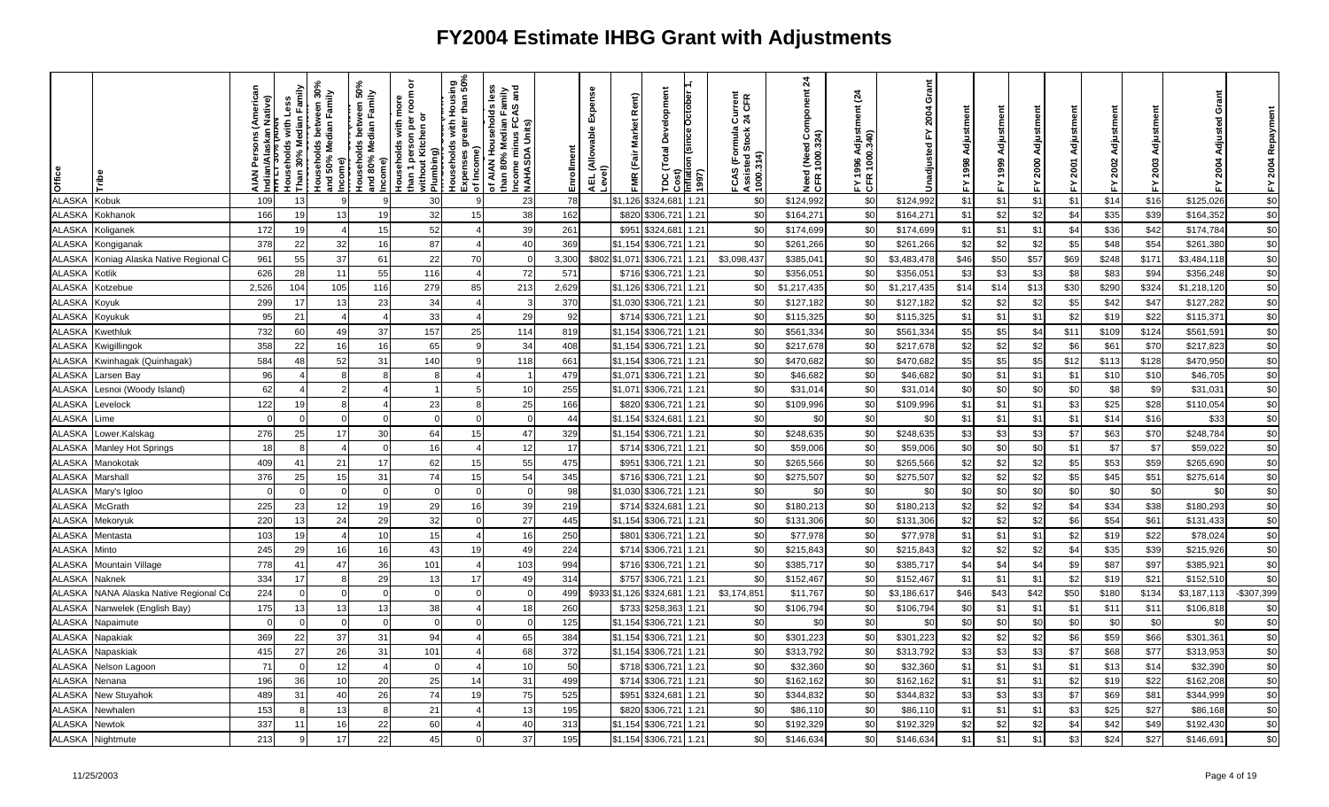# FY2004 Estimate IHBG Grant with Adjustments

| Office | Tribe | AIAN Persons (American Indian/Alaskan Native) | HH LT 30% (AIAN Households with Less Than 30% Median Family Income) | Households between 30% and 50% Median Family Income) | Households between 50% and 80% Median Family Income) | Households with more than 1 person per room or without Kitchen or Plumbing) | Households with Housing Expenses greater than 50% of Income) | of AIAN Households less than 80% Median Family Income minus FCAS and NAHASDA Units) | Enrollment | AEL (Allowable Expense Level) | FMR (Fair Market Rent) | TDC (Total Development Cost) | Inflation (since October 1, 1997) | FCAS (Formula Current Assisted Stock 24 CFR 1000.314) | Need (Need Component 24 CFR 1000.324) | FY 1996 Adjustment (24 CFR 1000.340) | Unadjusted FY 2004 Grant | FY 1998 Adjustment | FY 1999 Adjustment | FY 2000 Adjustment | FY 2001 Adjustment | FY 2002 Adjustment | FY 2003 Adjustment | FY 2004 Adjusted Grant | FY 2004 Repayment |
|---|---|---|---|---|---|---|---|---|---|---|---|---|---|---|---|---|---|---|---|---|---|---|---|---|---|
| ALASKA | Kobuk | 109 | 13 | 9 | 9 | 30 | 9 | 23 | 78 | | $1,126 | $324,681 | 1.21 | $0 | $124,992 | $0 | $124,992 | $1 | $1 | $1 | $1 | $14 | $16 | $125,026 | $0 |
| ALASKA | Kokhanok | 166 | 19 | 13 | 19 | 32 | 15 | 38 | 162 | | $820 | $306,721 | 1.21 | $0 | $164,271 | $0 | $164,271 | $1 | $2 | $2 | $4 | $35 | $39 | $164,352 | $0 |
| ALASKA | Koliganek | 172 | 19 | 4 | 15 | 52 | 4 | 39 | 261 | | $951 | $324,681 | 1.21 | $0 | $174,699 | $0 | $174,699 | $1 | $1 | $1 | $4 | $36 | $42 | $174,784 | $0 |
| ALASKA | Kongiganak | 378 | 22 | 32 | 16 | 87 | 4 | 40 | 369 | | $1,154 | $306,721 | 1.21 | $0 | $261,266 | $0 | $261,266 | $2 | $2 | $2 | $5 | $48 | $54 | $261,380 | $0 |
| ALASKA | Koniag Alaska Native Regional C | 961 | 55 | 37 | 61 | 22 | 70 | 0 | 3,300 | $802 | $1,071 | $306,721 | 1.21 | $3,098,437 | $385,041 | $0 | $3,483,478 | $46 | $50 | $57 | $69 | $248 | $171 | $3,484,118 | $0 |
| ALASKA | Kotlik | 626 | 28 | 11 | 55 | 116 | 4 | 72 | 571 | | $716 | $306,721 | 1.21 | $0 | $356,051 | $0 | $356,051 | $3 | $3 | $3 | $8 | $83 | $94 | $356,248 | $0 |
| ALASKA | Kotzebue | 2,526 | 104 | 105 | 116 | 279 | 85 | 213 | 2,629 | | $1,126 | $306,721 | 1.21 | $0 | $1,217,435 | $0 | $1,217,435 | $14 | $14 | $13 | $30 | $290 | $324 | $1,218,120 | $0 |
| ALASKA | Koyuk | 299 | 17 | 13 | 23 | 34 | 4 | 3 | 370 | | $1,030 | $306,721 | 1.21 | $0 | $127,182 | $0 | $127,182 | $2 | $2 | $2 | $5 | $42 | $47 | $127,282 | $0 |
| ALASKA | Koyukuk | 95 | 21 | 4 | 4 | 33 | 4 | 29 | 92 | | $714 | $306,721 | 1.21 | $0 | $115,325 | $0 | $115,325 | $1 | $1 | $1 | $2 | $19 | $22 | $115,371 | $0 |
| ALASKA | Kwethluk | 732 | 60 | 49 | 37 | 157 | 25 | 114 | 819 | | $1,154 | $306,721 | 1.21 | $0 | $561,334 | $0 | $561,334 | $5 | $5 | $4 | $11 | $109 | $124 | $561,591 | $0 |
| ALASKA | Kwigillingok | 358 | 22 | 16 | 16 | 65 | 9 | 34 | 408 | | $1,154 | $306,721 | 1.21 | $0 | $217,678 | $0 | $217,678 | $2 | $2 | $2 | $6 | $61 | $70 | $217,823 | $0 |
| ALASKA | Kwinhagak (Quinhagak) | 584 | 48 | 52 | 31 | 140 | 9 | 118 | 661 | | $1,154 | $306,721 | 1.21 | $0 | $470,682 | $0 | $470,682 | $5 | $5 | $5 | $12 | $113 | $128 | $470,950 | $0 |
| ALASKA | Larsen Bay | 96 | 4 | 8 | 8 | 8 | 4 | 1 | 479 | | $1,071 | $306,721 | 1.21 | $0 | $46,682 | $0 | $46,682 | $0 | $1 | $1 | $1 | $10 | $10 | $46,705 | $0 |
| ALASKA | Lesnoi (Woody Island) | 62 | 4 | 2 | 4 | 1 | 5 | 10 | 255 | | $1,071 | $306,721 | 1.21 | $0 | $31,014 | $0 | $31,014 | $0 | $0 | $0 | $0 | $8 | $9 | $31,031 | $0 |
| ALASKA | Levelock | 122 | 19 | 8 | 4 | 23 | 8 | 25 | 166 | | $820 | $306,721 | 1.21 | $0 | $109,996 | $0 | $109,996 | $1 | $1 | $1 | $3 | $25 | $28 | $110,054 | $0 |
| ALASKA | Lime | 0 | 0 | 0 | 0 | 0 | 0 | 0 | 44 | | $1,154 | $324,681 | 1.21 | $0 | $0 | $0 | $0 | $1 | $1 | $1 | $1 | $14 | $16 | $33 | $0 |
| ALASKA | Lower.Kalskag | 276 | 25 | 17 | 30 | 64 | 15 | 47 | 329 | | $1,154 | $306,721 | 1.21 | $0 | $248,635 | $0 | $248,635 | $3 | $3 | $3 | $7 | $63 | $70 | $248,784 | $0 |
| ALASKA | Manley Hot Springs | 18 | 8 | 4 | 0 | 16 | 4 | 12 | 17 | | $714 | $306,721 | 1.21 | $0 | $59,006 | $0 | $59,006 | $0 | $0 | $0 | $1 | $7 | $7 | $59,022 | $0 |
| ALASKA | Manokotak | 409 | 41 | 21 | 17 | 62 | 15 | 55 | 475 | | $951 | $306,721 | 1.21 | $0 | $265,566 | $0 | $265,566 | $2 | $2 | $2 | $5 | $53 | $59 | $265,690 | $0 |
| ALASKA | Marshall | 376 | 25 | 15 | 31 | 74 | 15 | 54 | 345 | | $716 | $306,721 | 1.21 | $0 | $275,507 | $0 | $275,507 | $2 | $2 | $2 | $5 | $45 | $51 | $275,614 | $0 |
| ALASKA | Mary's Igloo | 0 | 0 | 0 | 0 | 0 | 0 | 0 | 98 | | $1,030 | $306,721 | 1.21 | $0 | $0 | $0 | $0 | $0 | $0 | $0 | $0 | $0 | $0 | $0 | $0 |
| ALASKA | McGrath | 225 | 23 | 12 | 19 | 29 | 16 | 39 | 219 | | $714 | $324,681 | 1.21 | $0 | $180,213 | $0 | $180,213 | $2 | $2 | $2 | $4 | $34 | $38 | $180,293 | $0 |
| ALASKA | Mekoryuk | 220 | 13 | 24 | 29 | 32 | 0 | 27 | 445 | | $1,154 | $306,721 | 1.21 | $0 | $131,306 | $0 | $131,306 | $2 | $2 | $2 | $6 | $54 | $61 | $131,433 | $0 |
| ALASKA | Mentasta | 103 | 19 | 4 | 10 | 15 | 4 | 16 | 250 | | $801 | $306,721 | 1.21 | $0 | $77,978 | $0 | $77,978 | $1 | $1 | $1 | $2 | $19 | $22 | $78,024 | $0 |
| ALASKA | Minto | 245 | 29 | 16 | 16 | 43 | 19 | 49 | 224 | | $714 | $306,721 | 1.21 | $0 | $215,843 | $0 | $215,843 | $2 | $2 | $2 | $4 | $35 | $39 | $215,926 | $0 |
| ALASKA | Mountain Village | 778 | 41 | 47 | 36 | 101 | 4 | 103 | 994 | | $716 | $306,721 | 1.21 | $0 | $385,717 | $0 | $385,717 | $4 | $4 | $4 | $9 | $87 | $97 | $385,921 | $0 |
| ALASKA | Naknek | 334 | 17 | 8 | 29 | 13 | 17 | 49 | 314 | | $757 | $306,721 | 1.21 | $0 | $152,467 | $0 | $152,467 | $1 | $1 | $1 | $2 | $19 | $21 | $152,510 | $0 |
| ALASKA | NANA Alaska Native Regional Co | 224 | 0 | 0 | 0 | 0 | 0 | 0 | 499 | $933 | $1,126 | $324,681 | 1.21 | $3,174,851 | $11,767 | $0 | $3,186,617 | $46 | $43 | $42 | $50 | $180 | $134 | $3,187,113 | -$307,399 |
| ALASKA | Nanwelek (English Bay) | 175 | 13 | 13 | 13 | 38 | 4 | 18 | 260 | | $733 | $258,363 | 1.21 | $0 | $106,794 | $0 | $106,794 | $0 | $1 | $1 | $1 | $11 | $11 | $106,818 | $0 |
| ALASKA | Napaimute | 0 | 0 | 0 | 0 | 0 | 0 | 0 | 125 | | $1,154 | $306,721 | 1.21 | $0 | $0 | $0 | $0 | $0 | $0 | $0 | $0 | $0 | $0 | $0 | $0 |
| ALASKA | Napakiak | 369 | 22 | 37 | 31 | 94 | 4 | 65 | 384 | | $1,154 | $306,721 | 1.21 | $0 | $301,223 | $0 | $301,223 | $2 | $2 | $2 | $6 | $59 | $66 | $301,361 | $0 |
| ALASKA | Napaskiak | 415 | 27 | 26 | 31 | 101 | 4 | 68 | 372 | | $1,154 | $306,721 | 1.21 | $0 | $313,792 | $0 | $313,792 | $3 | $3 | $3 | $7 | $68 | $77 | $313,953 | $0 |
| ALASKA | Nelson Lagoon | 71 | 0 | 12 | 4 | 0 | 4 | 10 | 50 | | $718 | $306,721 | 1.21 | $0 | $32,360 | $0 | $32,360 | $1 | $1 | $1 | $1 | $13 | $14 | $32,390 | $0 |
| ALASKA | Nenana | 196 | 36 | 10 | 20 | 25 | 14 | 31 | 499 | | $714 | $306,721 | 1.21 | $0 | $162,162 | $0 | $162,162 | $1 | $1 | $1 | $2 | $19 | $22 | $162,208 | $0 |
| ALASKA | New Stuyahok | 489 | 31 | 40 | 26 | 74 | 19 | 75 | 525 | | $951 | $324,681 | 1.21 | $0 | $344,832 | $0 | $344,832 | $3 | $3 | $3 | $7 | $69 | $81 | $344,999 | $0 |
| ALASKA | Newhalen | 153 | 8 | 13 | 8 | 21 | 4 | 13 | 195 | | $820 | $306,721 | 1.21 | $0 | $86,110 | $0 | $86,110 | $1 | $1 | $1 | $3 | $25 | $27 | $86,168 | $0 |
| ALASKA | Newtok | 337 | 11 | 16 | 22 | 60 | 4 | 40 | 313 | | $1,154 | $306,721 | 1.21 | $0 | $192,329 | $0 | $192,329 | $2 | $2 | $2 | $4 | $42 | $49 | $192,430 | $0 |
| ALASKA | Nightmute | 213 | 9 | 17 | 22 | 45 | 0 | 37 | 195 | | $1,154 | $306,721 | 1.21 | $0 | $146,634 | $0 | $146,634 | $1 | $1 | $1 | $3 | $24 | $27 | $146,691 | $0 |

11/25/2003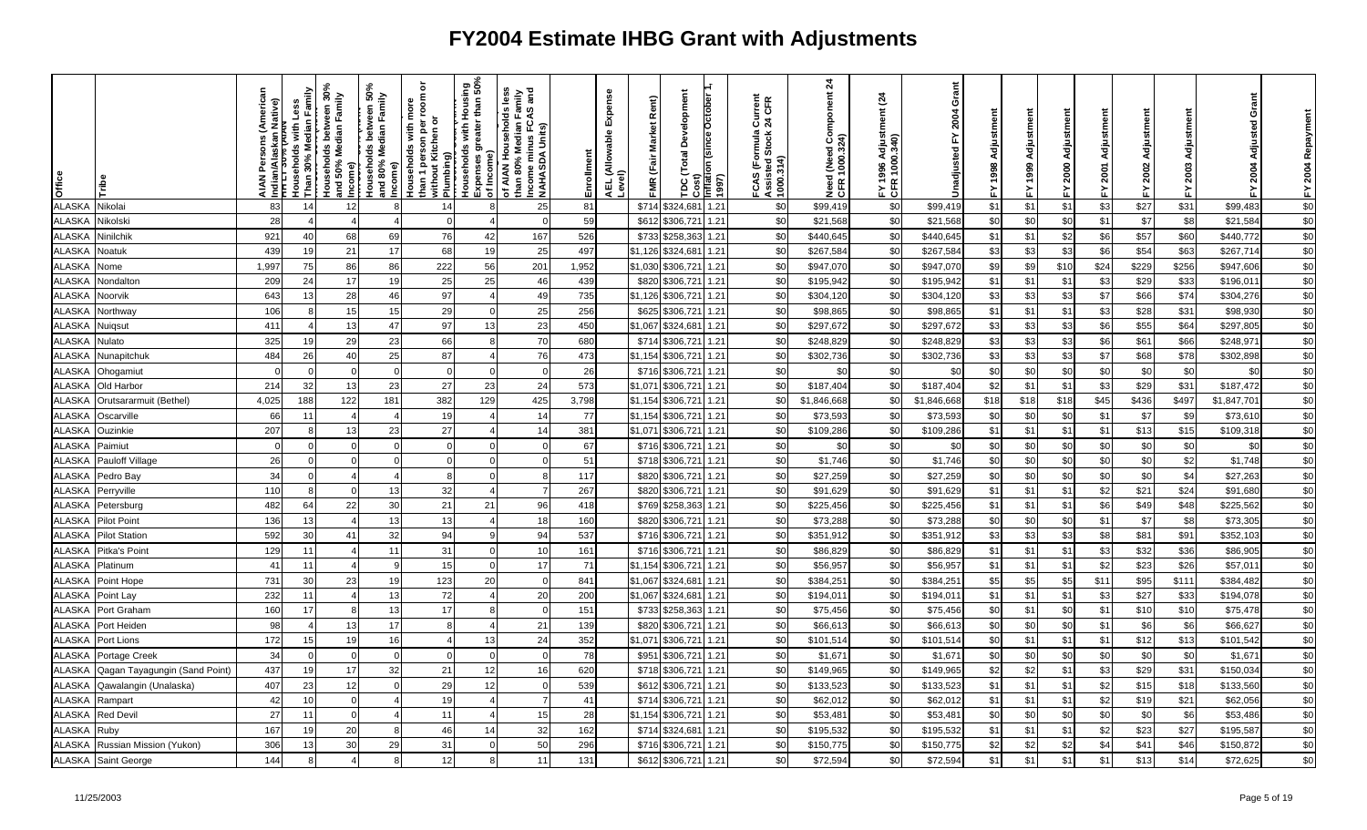# FY2004 Estimate IHBG Grant with Adjustments

| Office | Tribe | AIAN Persons (American Indian/Alaskan Native) | HH LT 30% (AIAN Households with Less Than 30% Median Family Income) | Households between 30% and 50% Median Family Income) | Households between 50% and 80% Median Family Income) | Households with more than 1 person per room or without Kitchen or Plumbing) | Households with Housing Expenses greater than 50% of Income) | of AIAN Households less than 80% Median Family Income minus FCAS and NAHASDA Units) | Enrollment | AEL (Allowable Expense Level) | FMR (Fair Market Rent) | TDC (Total Development Cost) | Inflation (since October 1, 1997) | FCAS (Formula Current Assisted Stock 24 CFR 1000.314) | Need (Need Component 24 CFR 1000.324) | FY 1996 Adjustment (24 CFR 1000.340) | Unadjusted FY 2004 Grant | FY 1998 Adjustment | FY 1999 Adjustment | FY 2000 Adjustment | FY 2001 Adjustment | FY 2002 Adjustment | FY 2003 Adjustment | FY 2004 Adjusted Grant | FY 2004 Repayment |
|---|---|---|---|---|---|---|---|---|---|---|---|---|---|---|---|---|---|---|---|---|---|---|---|---|---|
| ALASKA | Nikolai | 83 | 14 | 12 | 8 | 14 | 8 | 25 | 81 | | $714 | $324,681 | 1.21 | $0 | $99,419 | $0 | $99,419 | $1 | $1 | $1 | $3 | $27 | $31 | $99,483 | $0 |
| ALASKA | Nikolski | 28 | 4 | 4 | 4 | 0 | 4 | 0 | 59 | | $612 | $306,721 | 1.21 | $0 | $21,568 | $0 | $21,568 | $0 | $0 | $0 | $1 | $7 | $8 | $21,584 | $0 |
| ALASKA | Ninilchik | 921 | 40 | 68 | 69 | 76 | 42 | 167 | 526 | | $733 | $258,363 | 1.21 | $0 | $440,645 | $0 | $440,645 | $1 | $1 | $2 | $6 | $57 | $60 | $440,772 | $0 |
| ALASKA | Noatuk | 439 | 19 | 21 | 17 | 68 | 19 | 25 | 497 | | $1,126 | $324,681 | 1.21 | $0 | $267,584 | $0 | $267,584 | $3 | $3 | $3 | $6 | $54 | $63 | $267,714 | $0 |
| ALASKA | Nome | 1,997 | 75 | 86 | 86 | 222 | 56 | 201 | 1,952 | | $1,030 | $306,721 | 1.21 | $0 | $947,070 | $0 | $947,070 | $9 | $9 | $10 | $24 | $229 | $256 | $947,606 | $0 |
| ALASKA | Nondalton | 209 | 24 | 17 | 19 | 25 | 25 | 46 | 439 | | $820 | $306,721 | 1.21 | $0 | $195,942 | $0 | $195,942 | $1 | $1 | $1 | $3 | $29 | $33 | $196,011 | $0 |
| ALASKA | Noorvik | 643 | 13 | 28 | 46 | 97 | 4 | 49 | 735 | | $1,126 | $306,721 | 1.21 | $0 | $304,120 | $0 | $304,120 | $3 | $3 | $3 | $7 | $66 | $74 | $304,276 | $0 |
| ALASKA | Northway | 106 | 8 | 15 | 15 | 29 | 0 | 25 | 256 | | $625 | $306,721 | 1.21 | $0 | $98,865 | $0 | $98,865 | $1 | $1 | $1 | $3 | $28 | $31 | $98,930 | $0 |
| ALASKA | Nuiqsut | 411 | 4 | 13 | 47 | 97 | 13 | 23 | 450 | | $1,067 | $324,681 | 1.21 | $0 | $297,672 | $0 | $297,672 | $3 | $3 | $3 | $6 | $55 | $64 | $297,805 | $0 |
| ALASKA | Nulato | 325 | 19 | 29 | 23 | 66 | 8 | 70 | 680 | | $714 | $306,721 | 1.21 | $0 | $248,829 | $0 | $248,829 | $3 | $3 | $3 | $6 | $61 | $66 | $248,971 | $0 |
| ALASKA | Nunapitchuk | 484 | 26 | 40 | 25 | 87 | 4 | 76 | 473 | | $1,154 | $306,721 | 1.21 | $0 | $302,736 | $0 | $302,736 | $3 | $3 | $3 | $7 | $68 | $78 | $302,898 | $0 |
| ALASKA | Ohogamiut | 0 | 0 | 0 | 0 | 0 | 0 | 0 | 26 | | $716 | $306,721 | 1.21 | $0 | $0 | $0 | $0 | $0 | $0 | $0 | $0 | $0 | $0 | $0 | $0 |
| ALASKA | Old Harbor | 214 | 32 | 13 | 23 | 27 | 23 | 24 | 573 | | $1,071 | $306,721 | 1.21 | $0 | $187,404 | $0 | $187,404 | $2 | $1 | $1 | $3 | $29 | $31 | $187,472 | $0 |
| ALASKA | Orutsararmuit (Bethel) | 4,025 | 188 | 122 | 181 | 382 | 129 | 425 | 3,798 | | $1,154 | $306,721 | 1.21 | $0 | $1,846,668 | $0 | $1,846,668 | $18 | $18 | $18 | $45 | $436 | $497 | $1,847,701 | $0 |
| ALASKA | Oscarville | 66 | 11 | 4 | 4 | 19 | 4 | 14 | 77 | | $1,154 | $306,721 | 1.21 | $0 | $73,593 | $0 | $73,593 | $0 | $0 | $0 | $1 | $7 | $9 | $73,610 | $0 |
| ALASKA | Ouzinkie | 207 | 8 | 13 | 23 | 27 | 4 | 14 | 381 | | $1,071 | $306,721 | 1.21 | $0 | $109,286 | $0 | $109,286 | $1 | $1 | $1 | $1 | $13 | $15 | $109,318 | $0 |
| ALASKA | Paimiut | 0 | 0 | 0 | 0 | 0 | 0 | 0 | 67 | | $716 | $306,721 | 1.21 | $0 | $0 | $0 | $0 | $0 | $0 | $0 | $0 | $0 | $0 | $0 | $0 |
| ALASKA | Pauloff Village | 26 | 0 | 0 | 0 | 0 | 0 | 0 | 51 | | $718 | $306,721 | 1.21 | $0 | $1,746 | $0 | $1,746 | $0 | $0 | $0 | $0 | $0 | $2 | $1,748 | $0 |
| ALASKA | Pedro Bay | 34 | 0 | 4 | 4 | 8 | 0 | 8 | 117 | | $820 | $306,721 | 1.21 | $0 | $27,259 | $0 | $27,259 | $0 | $0 | $0 | $0 | $0 | $4 | $27,263 | $0 |
| ALASKA | Perryville | 110 | 8 | 0 | 13 | 32 | 4 | 7 | 267 | | $820 | $306,721 | 1.21 | $0 | $91,629 | $0 | $91,629 | $1 | $1 | $1 | $2 | $21 | $24 | $91,680 | $0 |
| ALASKA | Petersburg | 482 | 64 | 22 | 30 | 21 | 21 | 96 | 418 | | $769 | $258,363 | 1.21 | $0 | $225,456 | $0 | $225,456 | $1 | $1 | $1 | $6 | $49 | $48 | $225,562 | $0 |
| ALASKA | Pilot Point | 136 | 13 | 4 | 13 | 13 | 4 | 18 | 160 | | $820 | $306,721 | 1.21 | $0 | $73,288 | $0 | $73,288 | $0 | $0 | $0 | $1 | $7 | $8 | $73,305 | $0 |
| ALASKA | Pilot Station | 592 | 30 | 41 | 32 | 94 | 9 | 94 | 537 | | $716 | $306,721 | 1.21 | $0 | $351,912 | $0 | $351,912 | $3 | $3 | $3 | $8 | $81 | $91 | $352,103 | $0 |
| ALASKA | Pitka's Point | 129 | 11 | 4 | 11 | 31 | 0 | 10 | 161 | | $716 | $306,721 | 1.21 | $0 | $86,829 | $0 | $86,829 | $1 | $1 | $1 | $3 | $32 | $36 | $86,905 | $0 |
| ALASKA | Platinum | 41 | 11 | 4 | 9 | 15 | 0 | 17 | 71 | | $1,154 | $306,721 | 1.21 | $0 | $56,957 | $0 | $56,957 | $1 | $1 | $1 | $2 | $23 | $26 | $57,011 | $0 |
| ALASKA | Point Hope | 731 | 30 | 23 | 19 | 123 | 20 | 0 | 841 | | $1,067 | $324,681 | 1.21 | $0 | $384,251 | $0 | $384,251 | $5 | $5 | $5 | $11 | $95 | $111 | $384,482 | $0 |
| ALASKA | Point Lay | 232 | 11 | 4 | 13 | 72 | 4 | 20 | 200 | | $1,067 | $324,681 | 1.21 | $0 | $194,011 | $0 | $194,011 | $1 | $1 | $1 | $3 | $27 | $33 | $194,078 | $0 |
| ALASKA | Port Graham | 160 | 17 | 8 | 13 | 17 | 8 | 0 | 151 | | $733 | $258,363 | 1.21 | $0 | $75,456 | $0 | $75,456 | $0 | $1 | $0 | $1 | $10 | $10 | $75,478 | $0 |
| ALASKA | Port Heiden | 98 | 4 | 13 | 17 | 8 | 4 | 21 | 139 | | $820 | $306,721 | 1.21 | $0 | $66,613 | $0 | $66,613 | $0 | $0 | $0 | $1 | $6 | $6 | $66,627 | $0 |
| ALASKA | Port Lions | 172 | 15 | 19 | 16 | 4 | 13 | 24 | 352 | | $1,071 | $306,721 | 1.21 | $0 | $101,514 | $0 | $101,514 | $0 | $1 | $1 | $1 | $12 | $13 | $101,542 | $0 |
| ALASKA | Portage Creek | 34 | 0 | 0 | 0 | 0 | 0 | 0 | 78 | | $951 | $306,721 | 1.21 | $0 | $1,671 | $0 | $1,671 | $0 | $0 | $0 | $0 | $0 | $0 | $1,671 | $0 |
| ALASKA | Qagan Tayagungin (Sand Point) | 437 | 19 | 17 | 32 | 21 | 12 | 16 | 620 | | $718 | $306,721 | 1.21 | $0 | $149,965 | $0 | $149,965 | $2 | $2 | $1 | $3 | $29 | $31 | $150,034 | $0 |
| ALASKA | Qawalangin (Unalaska) | 407 | 23 | 12 | 0 | 29 | 12 | 0 | 539 | | $612 | $306,721 | 1.21 | $0 | $133,523 | $0 | $133,523 | $1 | $1 | $1 | $2 | $15 | $18 | $133,560 | $0 |
| ALASKA | Rampart | 42 | 10 | 0 | 4 | 19 | 4 | 7 | 41 | | $714 | $306,721 | 1.21 | $0 | $62,012 | $0 | $62,012 | $1 | $1 | $1 | $2 | $19 | $21 | $62,056 | $0 |
| ALASKA | Red Devil | 27 | 11 | 0 | 4 | 11 | 4 | 15 | 28 | | $1,154 | $306,721 | 1.21 | $0 | $53,481 | $0 | $53,481 | $0 | $0 | $0 | $0 | $0 | $6 | $53,486 | $0 |
| ALASKA | Ruby | 167 | 19 | 20 | 8 | 46 | 14 | 32 | 162 | | $714 | $324,681 | 1.21 | $0 | $195,532 | $0 | $195,532 | $1 | $1 | $1 | $2 | $23 | $27 | $195,587 | $0 |
| ALASKA | Russian Mission (Yukon) | 306 | 13 | 30 | 29 | 31 | 0 | 50 | 296 | | $716 | $306,721 | 1.21 | $0 | $150,775 | $0 | $150,775 | $2 | $2 | $2 | $4 | $41 | $46 | $150,872 | $0 |
| ALASKA | Saint George | 144 | 8 | 4 | 8 | 12 | 8 | 11 | 131 | | $612 | $306,721 | 1.21 | $0 | $72,594 | $0 | $72,594 | $1 | $1 | $1 | $1 | $13 | $14 | $72,625 | $0 |

11/25/2003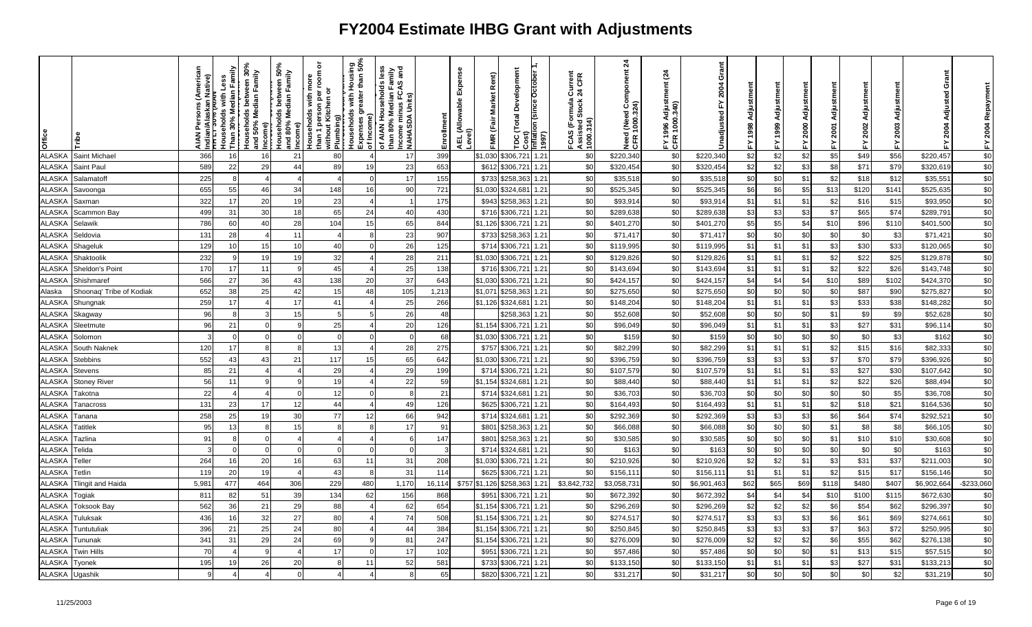# FY2004 Estimate IHBG Grant with Adjustments

| Office | Tribe | AIAN Persons (American Indian/Alaskan Native) | HH LT 30% (AIAN Households with Less Than 30% Median Family Income) | Households between 30% and 50% Median Family Income) | Households between 50% and 80% Median Family Income) | Households with more than 1 person per room or without Kitchen or Plumbing) | Households with Housing Expenses greater than 50% of Income) | of AIAN Households less than 80% Median Family Income minus FCAS and NAHASDA Units) | Enrollment | AEL (Allowable Expense Level) | FMR (Fair Market Rent) | TDC (Total Development Cost) | Inflation (since October 1, 1997) | FCAS (Formula Current Assisted Stock 24 CFR 1000.314) | Need (Need Component 24 CFR 1000.324) | FY 1996 Adjustment (24 CFR 1000.340) | Unadjusted FY 2004 Grant | FY 1998 Adjustment | FY 1999 Adjustment | FY 2000 Adjustment | FY 2001 Adjustment | FY 2002 Adjustment | FY 2003 Adjustment | FY 2004 Adjusted Grant | FY 2004 Repayment |
|---|---|---|---|---|---|---|---|---|---|---|---|---|---|---|---|---|---|---|---|---|---|---|---|---|---|
| ALASKA | Saint Michael | 366 | 16 | 16 | 21 | 80 | 4 | 17 | 399 | | $1,030 | $306,721 | 1.21 | $0 | $220,340 | $0 | $220,340 | $2 | $2 | $2 | $5 | $49 | $56 | $220,457 | $0 |
| ALASKA | Saint Paul | 589 | 22 | 29 | 44 | 89 | 19 | 23 | 653 | | $612 | $306,721 | 1.21 | $0 | $320,454 | $0 | $320,454 | $2 | $2 | $3 | $8 | $71 | $79 | $320,619 | $0 |
| ALASKA | Salamatoff | 225 | 8 | 4 | 4 | 4 | 0 | 17 | 155 | | $733 | $258,363 | 1.21 | $0 | $35,518 | $0 | $35,518 | $0 | $0 | $1 | $2 | $18 | $12 | $35,551 | $0 |
| ALASKA | Savoonga | 655 | 55 | 46 | 34 | 148 | 16 | 90 | 721 | | $1,030 | $324,681 | 1.21 | $0 | $525,345 | $0 | $525,345 | $6 | $6 | $5 | $13 | $120 | $141 | $525,635 | $0 |
| ALASKA | Saxman | 322 | 17 | 20 | 19 | 23 | 4 | 1 | 175 | | $943 | $258,363 | 1.21 | $0 | $93,914 | $0 | $93,914 | $1 | $1 | $1 | $2 | $16 | $15 | $93,950 | $0 |
| ALASKA | Scammon Bay | 499 | 31 | 30 | 18 | 65 | 24 | 40 | 430 | | $716 | $306,721 | 1.21 | $0 | $289,638 | $0 | $289,638 | $3 | $3 | $3 | $7 | $65 | $74 | $289,791 | $0 |
| ALASKA | Selawik | 786 | 60 | 40 | 28 | 104 | 15 | 65 | 844 | | $1,126 | $306,721 | 1.21 | $0 | $401,270 | $0 | $401,270 | $5 | $5 | $4 | $10 | $96 | $110 | $401,500 | $0 |
| ALASKA | Seldovia | 131 | 28 | 4 | 11 | 4 | 8 | 23 | 907 | | $733 | $258,363 | 1.21 | $0 | $71,417 | $0 | $71,417 | $0 | $0 | $0 | $0 | $0 | $3 | $71,421 | $0 |
| ALASKA | Shageluk | 129 | 10 | 15 | 10 | 40 | 0 | 26 | 125 | | $714 | $306,721 | 1.21 | $0 | $119,995 | $0 | $119,995 | $1 | $1 | $1 | $3 | $30 | $33 | $120,065 | $0 |
| ALASKA | Shaktoolik | 232 | 9 | 19 | 19 | 32 | 4 | 28 | 211 | | $1,030 | $306,721 | 1.21 | $0 | $129,826 | $0 | $129,826 | $1 | $1 | $1 | $2 | $22 | $25 | $129,878 | $0 |
| ALASKA | Sheldon's Point | 170 | 17 | 11 | 9 | 45 | 4 | 25 | 138 | | $716 | $306,721 | 1.21 | $0 | $143,694 | $0 | $143,694 | $1 | $1 | $1 | $2 | $22 | $26 | $143,748 | $0 |
| ALASKA | Shishmaref | 566 | 27 | 36 | 43 | 138 | 20 | 37 | 643 | | $1,030 | $306,721 | 1.21 | $0 | $424,157 | $0 | $424,157 | $4 | $4 | $4 | $10 | $89 | $102 | $424,370 | $0 |
| Alaska | Shoonaq' Tribe of Kodiak | 652 | 38 | 25 | 42 | 15 | 48 | 105 | 1,213 | | $1,071 | $258,363 | 1.21 | $0 | $275,650 | $0 | $275,650 | $0 | $0 | $0 | $0 | $87 | $90 | $275,827 | $0 |
| ALASKA | Shungnak | 259 | 17 | 4 | 17 | 41 | 4 | 25 | 266 | | $1,126 | $324,681 | 1.21 | $0 | $148,204 | $0 | $148,204 | $1 | $1 | $1 | $3 | $33 | $38 | $148,282 | $0 |
| ALASKA | Skagway | 96 | 8 | 3 | 15 | 5 | 5 | 26 | 48 | | | $258,363 | 1.21 | $0 | $52,608 | $0 | $52,608 | $0 | $0 | $0 | $1 | $9 | $9 | $52,628 | $0 |
| ALASKA | Sleetmute | 96 | 21 | 0 | 9 | 25 | 4 | 20 | 126 | | $1,154 | $306,721 | 1.21 | $0 | $96,049 | $0 | $96,049 | $1 | $1 | $1 | $3 | $27 | $31 | $96,114 | $0 |
| ALASKA | Solomon | 3 | 0 | 0 | 0 | 0 | 0 | 0 | 68 | | $1,030 | $306,721 | 1.21 | $0 | $159 | $0 | $159 | $0 | $0 | $0 | $0 | $0 | $3 | $162 | $0 |
| ALASKA | South Naknek | 120 | 17 | 8 | 8 | 13 | 4 | 28 | 275 | | $757 | $306,721 | 1.21 | $0 | $82,299 | $0 | $82,299 | $1 | $1 | $1 | $2 | $15 | $16 | $82,333 | $0 |
| ALASKA | Stebbins | 552 | 43 | 43 | 21 | 117 | 15 | 65 | 642 | | $1,030 | $306,721 | 1.21 | $0 | $396,759 | $0 | $396,759 | $3 | $3 | $3 | $7 | $70 | $79 | $396,926 | $0 |
| ALASKA | Stevens | 85 | 21 | 4 | 4 | 29 | 4 | 29 | 199 | | $714 | $306,721 | 1.21 | $0 | $107,579 | $0 | $107,579 | $1 | $1 | $1 | $3 | $27 | $30 | $107,642 | $0 |
| ALASKA | Stoney River | 56 | 11 | 9 | 9 | 19 | 4 | 22 | 59 | | $1,154 | $324,681 | 1.21 | $0 | $88,440 | $0 | $88,440 | $1 | $1 | $1 | $2 | $22 | $26 | $88,494 | $0 |
| ALASKA | Takotna | 22 | 4 | 4 | 0 | 12 | 0 | 8 | 21 | | $714 | $324,681 | 1.21 | $0 | $36,703 | $0 | $36,703 | $0 | $0 | $0 | $0 | $0 | $5 | $36,708 | $0 |
| ALASKA | Tanacross | 131 | 23 | 17 | 12 | 44 | 4 | 49 | 126 | | $625 | $306,721 | 1.21 | $0 | $164,493 | $0 | $164,493 | $1 | $1 | $1 | $2 | $18 | $21 | $164,536 | $0 |
| ALASKA | Tanana | 258 | 25 | 19 | 30 | 77 | 12 | 66 | 942 | | $714 | $324,681 | 1.21 | $0 | $292,369 | $0 | $292,369 | $3 | $3 | $3 | $6 | $64 | $74 | $292,521 | $0 |
| ALASKA | Tatitlek | 95 | 13 | 8 | 15 | 8 | 8 | 17 | 91 | | $801 | $258,363 | 1.21 | $0 | $66,088 | $0 | $66,088 | $0 | $0 | $0 | $1 | $8 | $8 | $66,105 | $0 |
| ALASKA | Tazlina | 91 | 8 | 0 | 4 | 4 | 4 | 6 | 147 | | $801 | $258,363 | 1.21 | $0 | $30,585 | $0 | $30,585 | $0 | $0 | $0 | $1 | $10 | $10 | $30,608 | $0 |
| ALASKA | Telida | 3 | 0 | 0 | 0 | 0 | 0 | 0 | 3 | | $714 | $324,681 | 1.21 | $0 | $163 | $0 | $163 | $0 | $0 | $0 | $0 | $0 | $0 | $163 | $0 |
| ALASKA | Teller | 264 | 16 | 20 | 16 | 63 | 11 | 31 | 208 | | $1,030 | $306,721 | 1.21 | $0 | $210,926 | $0 | $210,926 | $2 | $2 | $1 | $3 | $31 | $37 | $211,003 | $0 |
| ALASKA | Tetlin | 119 | 20 | 19 | 4 | 43 | 8 | 31 | 114 | | $625 | $306,721 | 1.21 | $0 | $156,111 | $0 | $156,111 | $1 | $1 | $1 | $2 | $15 | $17 | $156,146 | $0 |
| ALASKA | Tlingit and Haida | 5,981 | 477 | 464 | 306 | 229 | 480 | 1,170 | 16,114 | $757 | $1,126 | $258,363 | 1.21 | $3,842,732 | $3,058,731 | $0 | $6,901,463 | $62 | $65 | $69 | $118 | $480 | $407 | $6,902,664 | -$233,060 |
| ALASKA | Togiak | 811 | 82 | 51 | 39 | 134 | 62 | 156 | 868 | | $951 | $306,721 | 1.21 | $0 | $672,392 | $0 | $672,392 | $4 | $4 | $4 | $10 | $100 | $115 | $672,630 | $0 |
| ALASKA | Toksook Bay | 562 | 36 | 21 | 29 | 88 | 4 | 62 | 654 | | $1,154 | $306,721 | 1.21 | $0 | $296,269 | $0 | $296,269 | $2 | $2 | $2 | $6 | $54 | $62 | $296,397 | $0 |
| ALASKA | Tuluksak | 436 | 16 | 32 | 27 | 80 | 4 | 74 | 508 | | $1,154 | $306,721 | 1.21 | $0 | $274,517 | $0 | $274,517 | $3 | $3 | $3 | $6 | $61 | $69 | $274,661 | $0 |
| ALASKA | Tuntutuliak | 396 | 21 | 25 | 24 | 80 | 4 | 44 | 384 | | $1,154 | $306,721 | 1.21 | $0 | $250,845 | $0 | $250,845 | $3 | $3 | $3 | $7 | $63 | $72 | $250,995 | $0 |
| ALASKA | Tununak | 341 | 31 | 29 | 24 | 69 | 9 | 81 | 247 | | $1,154 | $306,721 | 1.21 | $0 | $276,009 | $0 | $276,009 | $2 | $2 | $2 | $6 | $55 | $62 | $276,138 | $0 |
| ALASKA | Twin Hills | 70 | 4 | 9 | 4 | 17 | 0 | 17 | 102 | | $951 | $306,721 | 1.21 | $0 | $57,486 | $0 | $57,486 | $0 | $0 | $0 | $1 | $13 | $15 | $57,515 | $0 |
| ALASKA | Tyonek | 195 | 19 | 26 | 20 | 8 | 11 | 52 | 581 | | $733 | $306,721 | 1.21 | $0 | $133,150 | $0 | $133,150 | $1 | $1 | $1 | $3 | $27 | $31 | $133,213 | $0 |
| ALASKA | Ugashik | 9 | 4 | 4 | 0 | 4 | 4 | 8 | 65 | | $820 | $306,721 | 1.21 | $0 | $31,217 | $0 | $31,217 | $0 | $0 | $0 | $0 | $0 | $2 | $31,219 | $0 |

11/25/2003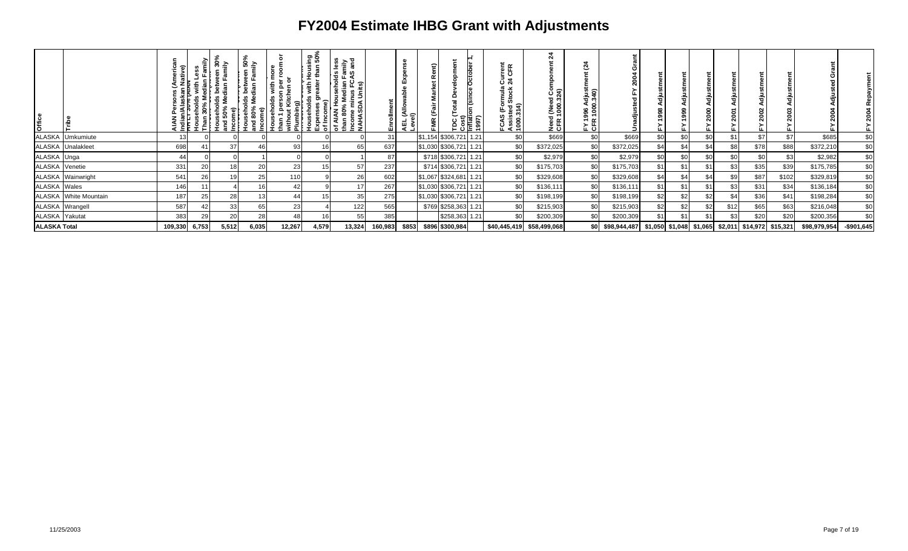# FY2004 Estimate IHBG Grant with Adjustments

| Office | Tribe | AIAN Persons (American Indian/Alaskan Native) | HH LT 30% (AIAN Households with Less Than 30% Median Family Income) | Households between 30% and 50% Median Family Income) | Households between 50% and 80% Median Family Income) | Households with more than 1 person per room or without Kitchen or Plumbing) | Households with Housing Expenses greater than 50% of Income) | of AIAN Households less than 80% Median Family Income minus FCAS and NAHASDA Units) | Enrollment | AEL (Allowable Expense Level) | FMR (Fair Market Rent) | TDC (Total Development Cost) | Inflation (since October 1, 1997) | FCAS (Formula Current Assisted Stock 24 CFR 1000.314) | Need (Need Component 24 CFR 1000.324) | FY 1996 Adjustment (24 CFR 1000.340) | Unadjusted FY 2004 Grant | FY 1998 Adjustment | FY 1999 Adjustment | FY 2000 Adjustment | FY 2001 Adjustment | FY 2002 Adjustment | FY 2003 Adjustment | FY 2004 Adjusted Grant | FY 2004 Repayment |
|---|---|---|---|---|---|---|---|---|---|---|---|---|---|---|---|---|---|---|---|---|---|---|---|---|---|
| ALASKA | Umkumiute | 13 | 0 | 0 | 0 | 0 | 0 | 0 | 31 | | $1,154 | $306,721 | 1.21 | $0 | $669 | $0 | $669 | $0 | $0 | $0 | $1 | $7 | $7 | $685 | $0 |
| ALASKA | Unalakleet | 698 | 41 | 37 | 46 | 93 | 16 | 65 | 637 | | $1,030 | $306,721 | 1.21 | $0 | $372,025 | $0 | $372,025 | $4 | $4 | $4 | $8 | $78 | $88 | $372,210 | $0 |
| ALASKA | Unga | 44 | 0 | 0 | 1 | 0 | 0 | 1 | 87 | | $718 | $306,721 | 1.21 | $0 | $2,979 | $0 | $2,979 | $0 | $0 | $0 | $0 | $0 | $3 | $2,982 | $0 |
| ALASKA | Venetie | 331 | 20 | 18 | 20 | 23 | 15 | 57 | 237 | | $714 | $306,721 | 1.21 | $0 | $175,703 | $0 | $175,703 | $1 | $1 | $1 | $3 | $35 | $39 | $175,785 | $0 |
| ALASKA | Wainwright | 541 | 26 | 19 | 25 | 110 | 9 | 26 | 602 | | $1,067 | $324,681 | 1.21 | $0 | $329,608 | $0 | $329,608 | $4 | $4 | $4 | $9 | $87 | $102 | $329,819 | $0 |
| ALASKA | Wales | 146 | 11 | 4 | 16 | 42 | 9 | 17 | 267 | | $1,030 | $306,721 | 1.21 | $0 | $136,111 | $0 | $136,111 | $1 | $1 | $1 | $3 | $31 | $34 | $136,184 | $0 |
| ALASKA | White Mountain | 187 | 25 | 28 | 13 | 44 | 15 | 35 | 275 | | $1,030 | $306,721 | 1.21 | $0 | $198,199 | $0 | $198,199 | $2 | $2 | $2 | $4 | $36 | $41 | $198,284 | $0 |
| ALASKA | Wrangell | 587 | 42 | 33 | 65 | 23 | 4 | 122 | 565 | | $769 | $258,363 | 1.21 | $0 | $215,903 | $0 | $215,903 | $2 | $2 | $2 | $12 | $65 | $63 | $216,048 | $0 |
| ALASKA | Yakutat | 383 | 29 | 20 | 28 | 48 | 16 | 55 | 385 | | | $258,363 | 1.21 | $0 | $200,309 | $0 | $200,309 | $1 | $1 | $1 | $3 | $20 | $20 | $200,356 | $0 |
| **ALASKA Total** | | **109,330** | **6,753** | **5,512** | **6,035** | **12,267** | **4,579** | **13,324** | **160,983** | **$853** | **$896** | **$300,984** | | **$40,445,419** | **$58,499,068** | **$0** | **$98,944,487** | **$1,050** | **$1,048** | **$1,065** | **$2,011** | **$14,972** | **$15,321** | **$98,979,954** | **-$901,645** |

11/25/2003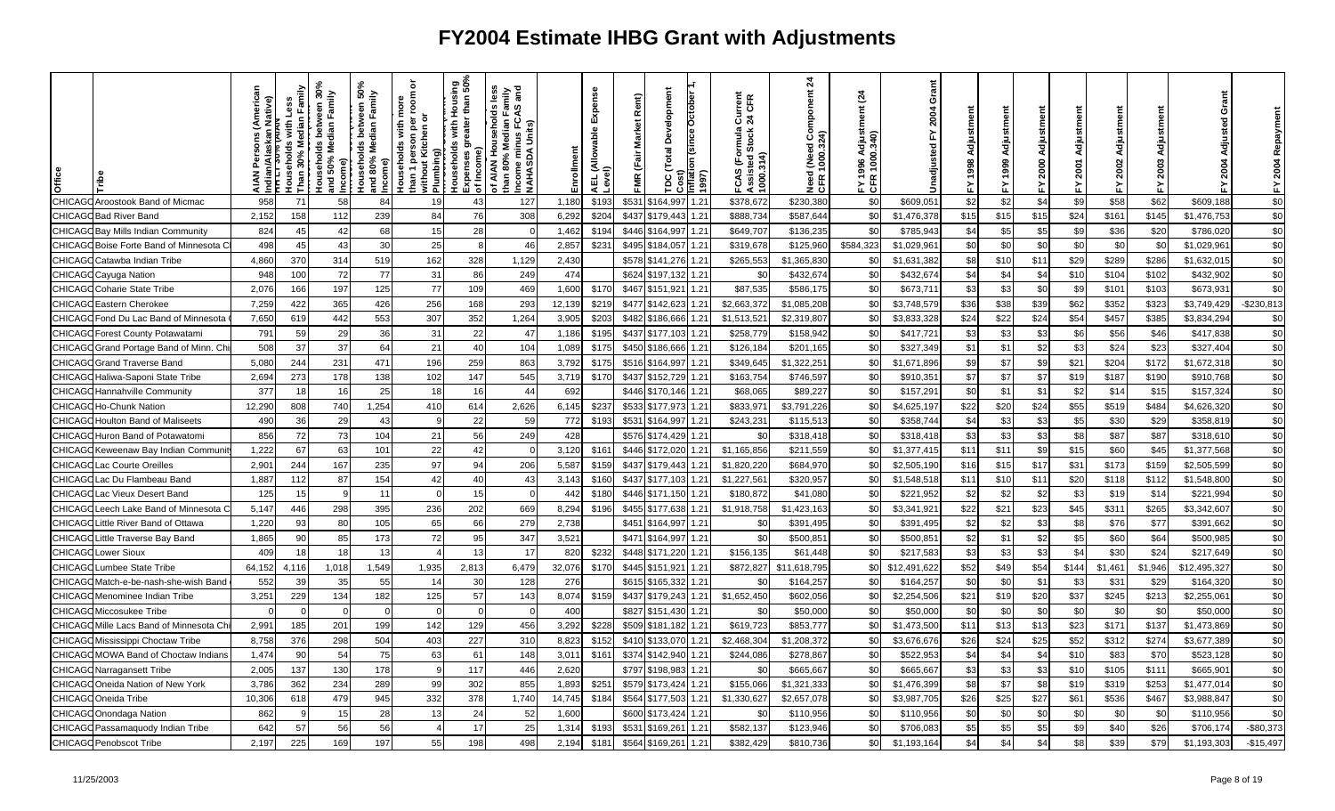# FY2004 Estimate IHBG Grant with Adjustments

| Office | Tribe | AIAN Persons (American Indian/Alaskan Native) | Households with Less Than 30% Median Family Income | Households between 30% and 50% Median Family Income | Households between 50% and 80% Median Family Income | Households with more than 1 person per room or without Kitchen or Plumbing | Households with Housing Expenses greater than 50% of Income | of AIAN Households less than 80% Median Family Income minus FCAS and NAHASDA Units | Enrollment | AEL (Allowable Expense Level) | FMR (Fair Market Rent) | TDC (Total Development Cost) | Inflation (since October 1, 1997) | FCAS (Formula Current Assisted Stock 24 CFR 1000.314) | Need (Need Component 24 CFR 1000.324) | FY 1996 Adjustment (24 CFR 1000.340) | Unadjusted FY 2004 Grant | FY 1998 Adjustment | FY 1999 Adjustment | FY 2000 Adjustment | FY 2001 Adjustment | FY 2002 Adjustment | FY 2003 Adjustment | FY 2004 Adjusted Grant | FY 2004 Repayment |
|---|---|---|---|---|---|---|---|---|---|---|---|---|---|---|---|---|---|---|---|---|---|---|---|---|---|
| CHICAGO | Aroostook Band of Micmac | 958 | 71 | 58 | 84 | 19 | 43 | 127 | 1,180 | $193 | $531 | $164,997 | 1.21 | $378,672 | $230,380 | $0 | $609,051 | $2 | $2 | $4 | $9 | $58 | $62 | $609,188 | $0 |
| CHICAGO | Bad River Band | 2,152 | 158 | 112 | 239 | 84 | 76 | 308 | 6,292 | $204 | $437 | $179,443 | 1.21 | $888,734 | $587,644 | $0 | $1,476,378 | $15 | $15 | $15 | $24 | $161 | $145 | $1,476,753 | $0 |
| CHICAGO | Bay Mills Indian Community | 824 | 45 | 42 | 68 | 15 | 28 | 0 | 1,462 | $194 | $446 | $164,997 | 1.21 | $649,707 | $136,235 | $0 | $785,943 | $4 | $5 | $5 | $9 | $36 | $20 | $786,020 | $0 |
| CHICAGO | Boise Forte Band of Minnesota C | 498 | 45 | 43 | 30 | 25 | 8 | 46 | 2,857 | $231 | $495 | $184,057 | 1.21 | $319,678 | $125,960 | $584,323 | $1,029,961 | $0 | $0 | $0 | $0 | $0 | $0 | $1,029,961 | $0 |
| CHICAGO | Catawba Indian Tribe | 4,860 | 370 | 314 | 519 | 162 | 328 | 1,129 | 2,430 | | $578 | $141,276 | 1.21 | $265,553 | $1,365,830 | $0 | $1,631,382 | $8 | $10 | $11 | $29 | $289 | $286 | $1,632,015 | $0 |
| CHICAGO | Cayuga Nation | 948 | 100 | 72 | 77 | 31 | 86 | 249 | 474 | | $624 | $197,132 | 1.21 | $0 | $432,674 | $0 | $432,674 | $4 | $4 | $4 | $10 | $104 | $102 | $432,902 | $0 |
| CHICAGO | Coharie State Tribe | 2,076 | 166 | 197 | 125 | 77 | 109 | 469 | 1,600 | $170 | $467 | $151,921 | 1.21 | $87,535 | $586,175 | $0 | $673,711 | $3 | $3 | $0 | $9 | $101 | $103 | $673,931 | $0 |
| CHICAGO | Eastern Cherokee | 7,259 | 422 | 365 | 426 | 256 | 168 | 293 | 12,139 | $219 | $477 | $142,623 | 1.21 | $2,663,372 | $1,085,208 | $0 | $3,748,579 | $36 | $38 | $39 | $62 | $352 | $323 | $3,749,429 | -$230,813 |
| CHICAGO | Fond Du Lac Band of Minnesota | 7,650 | 619 | 442 | 553 | 307 | 352 | 1,264 | 3,905 | $203 | $482 | $186,666 | 1.21 | $1,513,521 | $2,319,807 | $0 | $3,833,328 | $24 | $22 | $24 | $54 | $457 | $385 | $3,834,294 | $0 |
| CHICAGO | Forest County Potawatami | 791 | 59 | 29 | 36 | 31 | 22 | 47 | 1,186 | $195 | $437 | $177,103 | 1.21 | $258,779 | $158,942 | $0 | $417,721 | $3 | $3 | $3 | $6 | $56 | $46 | $417,838 | $0 |
| CHICAGO | Grand Portage Band of Minn. Chi | 508 | 37 | 37 | 64 | 21 | 40 | 104 | 1,089 | $175 | $450 | $186,666 | 1.21 | $126,184 | $201,165 | $0 | $327,349 | $1 | $1 | $2 | $3 | $24 | $23 | $327,404 | $0 |
| CHICAGO | Grand Traverse Band | 5,080 | 244 | 231 | 471 | 196 | 259 | 863 | 3,792 | $175 | $516 | $164,997 | 1.21 | $349,645 | $1,322,251 | $0 | $1,671,896 | $9 | $7 | $9 | $21 | $204 | $172 | $1,672,318 | $0 |
| CHICAGO | Haliwa-Saponi State Tribe | 2,694 | 273 | 178 | 138 | 102 | 147 | 545 | 3,719 | $170 | $437 | $152,729 | 1.21 | $163,754 | $746,597 | $0 | $910,351 | $7 | $7 | $7 | $19 | $187 | $190 | $910,768 | $0 |
| CHICAGO | Hannahville Community | 377 | 18 | 16 | 25 | 18 | 16 | 44 | 692 | | $446 | $170,146 | 1.21 | $68,065 | $89,227 | $0 | $157,291 | $0 | $1 | $1 | $2 | $14 | $15 | $157,324 | $0 |
| CHICAGO | Ho-Chunk Nation | 12,290 | 808 | 740 | 1,254 | 410 | 614 | 2,626 | 6,145 | $237 | $533 | $177,973 | 1.21 | $833,971 | $3,791,226 | $0 | $4,625,197 | $22 | $20 | $24 | $55 | $519 | $484 | $4,626,320 | $0 |
| CHICAGO | Houlton Band of Maliseets | 490 | 36 | 29 | 43 | 9 | 22 | 59 | 772 | $193 | $531 | $164,997 | 1.21 | $243,231 | $115,513 | $0 | $358,744 | $4 | $3 | $3 | $5 | $30 | $29 | $358,819 | $0 |
| CHICAGO | Huron Band of Potawatomi | 856 | 72 | 73 | 104 | 21 | 56 | 249 | 428 | | $576 | $174,429 | 1.21 | $0 | $318,418 | $0 | $318,418 | $3 | $3 | $3 | $8 | $87 | $87 | $318,610 | $0 |
| CHICAGO | Keweenaw Bay Indian Community | 1,222 | 67 | 63 | 101 | 22 | 42 | 0 | 3,120 | $161 | $446 | $172,020 | 1.21 | $1,165,856 | $211,559 | $0 | $1,377,415 | $11 | $11 | $9 | $15 | $60 | $45 | $1,377,568 | $0 |
| CHICAGO | Lac Courte Oreilles | 2,901 | 244 | 167 | 235 | 97 | 94 | 206 | 5,587 | $159 | $437 | $179,443 | 1.21 | $1,820,220 | $684,970 | $0 | $2,505,190 | $16 | $15 | $17 | $31 | $173 | $159 | $2,505,599 | $0 |
| CHICAGO | Lac Du Flambeau Band | 1,887 | 112 | 87 | 154 | 42 | 40 | 43 | 3,143 | $160 | $437 | $177,103 | 1.21 | $1,227,561 | $320,957 | $0 | $1,548,518 | $11 | $10 | $11 | $20 | $118 | $112 | $1,548,800 | $0 |
| CHICAGO | Lac Vieux Desert Band | 125 | 15 | 9 | 11 | 0 | 15 | 0 | 442 | $180 | $446 | $171,150 | 1.21 | $180,872 | $41,080 | $0 | $221,952 | $2 | $2 | $2 | $3 | $19 | $14 | $221,994 | $0 |
| CHICAGO | Leech Lake Band of Minnesota C | 5,147 | 446 | 298 | 395 | 236 | 202 | 669 | 8,294 | $196 | $455 | $177,638 | 1.21 | $1,918,758 | $1,423,163 | $0 | $3,341,921 | $22 | $21 | $23 | $45 | $311 | $265 | $3,342,607 | $0 |
| CHICAGO | Little River Band of Ottawa | 1,220 | 93 | 80 | 105 | 65 | 66 | 279 | 2,738 | | $451 | $164,997 | 1.21 | $0 | $391,495 | $0 | $391,495 | $2 | $2 | $3 | $8 | $76 | $77 | $391,662 | $0 |
| CHICAGO | Little Traverse Bay Band | 1,865 | 90 | 85 | 173 | 72 | 95 | 347 | 3,521 | | $471 | $164,997 | 1.21 | $0 | $500,851 | $0 | $500,851 | $2 | $1 | $2 | $5 | $60 | $64 | $500,985 | $0 |
| CHICAGO | Lower Sioux | 409 | 18 | 18 | 13 | 4 | 13 | 17 | 820 | $232 | $448 | $171,220 | 1.21 | $156,135 | $61,448 | $0 | $217,583 | $3 | $3 | $3 | $4 | $30 | $24 | $217,649 | $0 |
| CHICAGO | Lumbee State Tribe | 64,152 | 4,116 | 1,018 | 1,549 | 1,935 | 2,813 | 6,479 | 32,076 | $170 | $445 | $151,921 | 1.21 | $872,827 | $11,618,795 | $0 | $12,491,622 | $52 | $49 | $54 | $144 | $1,461 | $1,946 | $12,495,327 | $0 |
| CHICAGO | Match-e-be-nash-she-wish Band | 552 | 39 | 35 | 55 | 14 | 30 | 128 | 276 | | $615 | $165,332 | 1.21 | $0 | $164,257 | $0 | $164,257 | $0 | $0 | $1 | $3 | $31 | $29 | $164,320 | $0 |
| CHICAGO | Menominee Indian Tribe | 3,251 | 229 | 134 | 182 | 125 | 57 | 143 | 8,074 | $159 | $437 | $179,243 | 1.21 | $1,652,450 | $602,056 | $0 | $2,254,506 | $21 | $19 | $20 | $37 | $245 | $213 | $2,255,061 | $0 |
| CHICAGO | Miccosukee Tribe | 0 | 0 | 0 | 0 | 0 | 0 | 0 | 400 | | $827 | $151,430 | 1.21 | $0 | $50,000 | $0 | $50,000 | $0 | $0 | $0 | $0 | $0 | $0 | $50,000 | $0 |
| CHICAGO | Mille Lacs Band of Minnesota Chi | 2,991 | 185 | 201 | 199 | 142 | 129 | 456 | 3,292 | $228 | $509 | $181,182 | 1.21 | $619,723 | $853,777 | $0 | $1,473,500 | $11 | $13 | $13 | $23 | $171 | $137 | $1,473,869 | $0 |
| CHICAGO | Mississippi Choctaw Tribe | 8,758 | 376 | 298 | 504 | 403 | 227 | 310 | 8,823 | $152 | $410 | $133,070 | 1.21 | $2,468,304 | $1,208,372 | $0 | $3,676,676 | $26 | $24 | $25 | $52 | $312 | $274 | $3,677,389 | $0 |
| CHICAGO | MOWA Band of Choctaw Indians | 1,474 | 90 | 54 | 75 | 63 | 61 | 148 | 3,011 | $161 | $374 | $142,940 | 1.21 | $244,086 | $278,867 | $0 | $522,953 | $4 | $4 | $4 | $10 | $83 | $70 | $523,128 | $0 |
| CHICAGO | Narragansett Tribe | 2,005 | 137 | 130 | 178 | 9 | 117 | 446 | 2,620 | | $797 | $198,983 | 1.21 | $0 | $665,667 | $0 | $665,667 | $3 | $3 | $3 | $10 | $105 | $111 | $665,901 | $0 |
| CHICAGO | Oneida Nation of New York | 3,786 | 362 | 234 | 289 | 99 | 302 | 855 | 1,893 | $251 | $579 | $173,424 | 1.21 | $155,066 | $1,321,333 | $0 | $1,476,399 | $8 | $7 | $8 | $19 | $319 | $253 | $1,477,014 | $0 |
| CHICAGO | Oneida Tribe | 10,306 | 618 | 479 | 945 | 332 | 378 | 1,740 | 14,745 | $184 | $564 | $177,503 | 1.21 | $1,330,627 | $2,657,078 | $0 | $3,987,705 | $26 | $25 | $27 | $61 | $536 | $467 | $3,988,847 | $0 |
| CHICAGO | Onondaga Nation | 862 | 9 | 15 | 28 | 13 | 24 | 52 | 1,600 | | $600 | $173,424 | 1.21 | $0 | $110,956 | $0 | $110,956 | $0 | $0 | $0 | $0 | $0 | $0 | $110,956 | $0 |
| CHICAGO | Passamaquody Indian Tribe | 642 | 57 | 56 | 56 | 4 | 17 | 25 | 1,314 | $193 | $531 | $169,261 | 1.21 | $582,137 | $123,946 | $0 | $706,083 | $5 | $5 | $5 | $9 | $40 | $26 | $706,174 | -$80,373 |
| CHICAGO | Penobscot Tribe | 2,197 | 225 | 169 | 197 | 55 | 198 | 498 | 2,194 | $181 | $564 | $169,261 | 1.21 | $382,429 | $810,736 | $0 | $1,193,164 | $4 | $4 | $4 | $8 | $39 | $79 | $1,193,303 | -$15,497 |

11/25/2003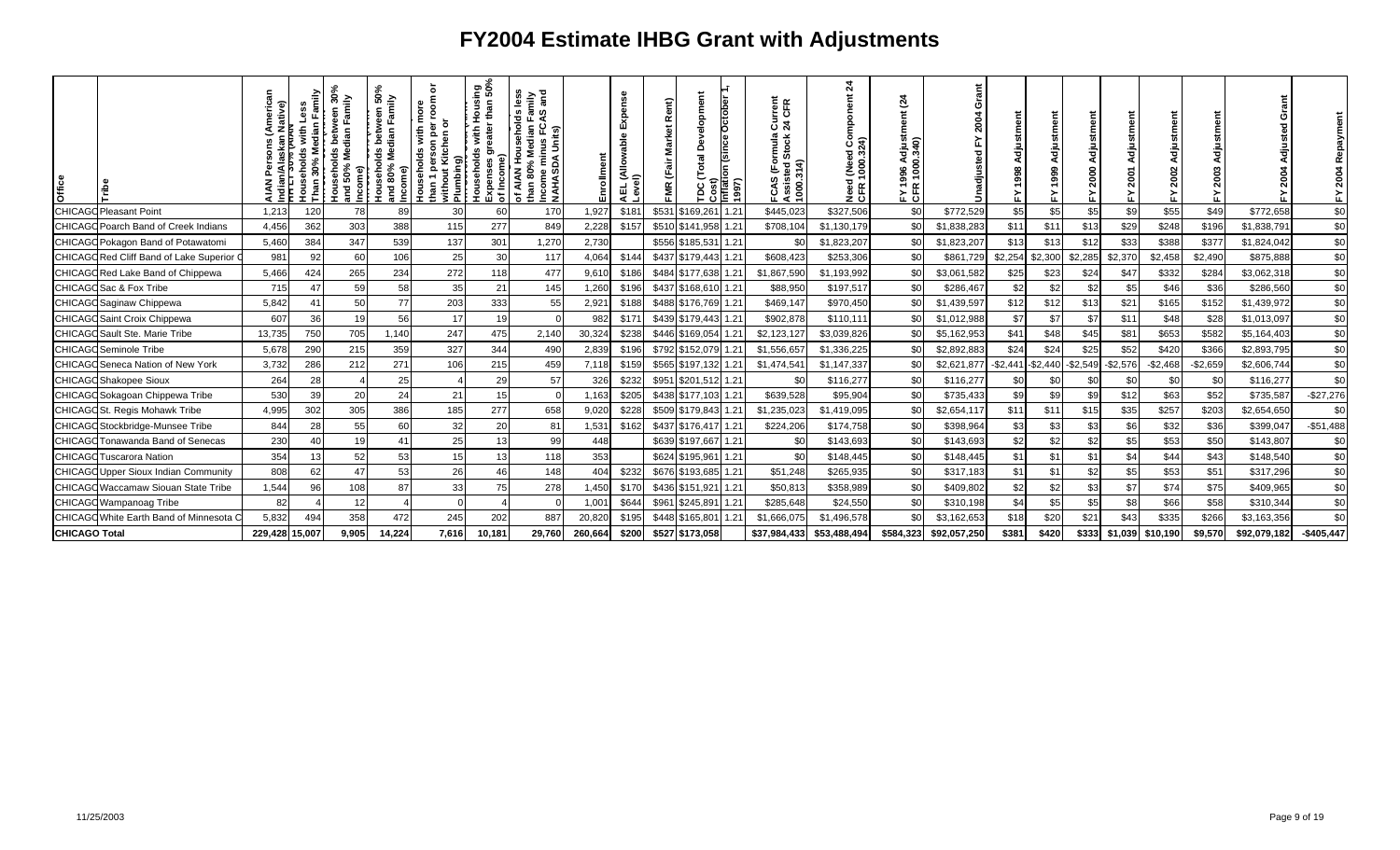# FY2004 Estimate IHBG Grant with Adjustments

| Office | Tribe | AIAN Persons (American Indian/Alaskan Native) | HH LT 30% (AIAN Households with Less Than 30% Median Family Income) | Households between 30% and 50% Median Family Income) | Households between 50% and 80% Median Family Income) | Households with more than 1 person per room or without Kitchen or Plumbing) | Households with Housing Expenses greater than 50% of Income) | of AIAN Households less than 80% Median Family Income minus FCAS and NAHASDA Units) | Enrollment | AEL (Allowable Expense Level) | FMR (Fair Market Rent) | TDC (Total Development Cost) | Inflation (since October 1, 1997) | FCAS (Formula Current Assisted Stock 24 CFR 1000.314) | Need (Need Component 24 CFR 1000.324) | FY 1996 Adjustment (24 CFR 1000.340) | Unadjusted FY 2004 Grant | FY 1998 Adjustment | FY 1999 Adjustment | FY 2000 Adjustment | FY 2001 Adjustment | FY 2002 Adjustment | FY 2003 Adjustment | FY 2004 Adjusted Grant | FY 2004 Repayment |
|---|---|---|---|---|---|---|---|---|---|---|---|---|---|---|---|---|---|---|---|---|---|---|---|---|---|
| CHICAGO | Pleasant Point | 1,213 | 120 | 78 | 89 | 30 | 60 | 170 | 1,927 | $181 | $531 | $169,261 | 1.21 | $445,023 | $327,506 | $0 | $772,529 | $5 | $5 | $5 | $9 | $55 | $49 | $772,658 | $0 |
| CHICAGO | Poarch Band of Creek Indians | 4,456 | 362 | 303 | 388 | 115 | 277 | 849 | 2,228 | $157 | $510 | $141,958 | 1.21 | $708,104 | $1,130,179 | $0 | $1,838,283 | $11 | $11 | $13 | $29 | $248 | $196 | $1,838,791 | $0 |
| CHICAGO | Pokagon Band of Potawatomi | 5,460 | 384 | 347 | 539 | 137 | 301 | 1,270 | 2,730 | | $556 | $185,531 | 1.21 | $0 | $1,823,207 | $0 | $1,823,207 | $13 | $13 | $12 | $33 | $388 | $377 | $1,824,042 | $0 |
| CHICAGO | Red Cliff Band of Lake Superior C | 981 | 92 | 60 | 106 | 25 | 30 | 117 | 4,064 | $144 | $437 | $179,443 | 1.21 | $608,423 | $253,306 | $0 | $861,729 | $2,254 | $2,300 | $2,285 | $2,370 | $2,458 | $2,490 | $875,888 | $0 |
| CHICAGO | Red Lake Band of Chippewa | 5,466 | 424 | 265 | 234 | 272 | 118 | 477 | 9,610 | $186 | $484 | $177,638 | 1.21 | $1,867,590 | $1,193,992 | $0 | $3,061,582 | $25 | $23 | $24 | $47 | $332 | $284 | $3,062,318 | $0 |
| CHICAGO | Sac & Fox Tribe | 715 | 47 | 59 | 58 | 35 | 21 | 145 | 1,260 | $196 | $437 | $168,610 | 1.21 | $88,950 | $197,517 | $0 | $286,467 | $2 | $2 | $2 | $5 | $46 | $36 | $286,560 | $0 |
| CHICAGO | Saginaw Chippewa | 5,842 | 41 | 50 | 77 | 203 | 333 | 55 | 2,921 | $188 | $488 | $176,769 | 1.21 | $469,147 | $970,450 | $0 | $1,439,597 | $12 | $12 | $13 | $21 | $165 | $152 | $1,439,972 | $0 |
| CHICAGO | Saint Croix Chippewa | 607 | 36 | 19 | 56 | 17 | 19 | 0 | 982 | $171 | $439 | $179,443 | 1.21 | $902,878 | $110,111 | $0 | $1,012,988 | $7 | $7 | $7 | $11 | $48 | $28 | $1,013,097 | $0 |
| CHICAGO | Sault Ste. Marie Tribe | 13,735 | 750 | 705 | 1,140 | 247 | 475 | 2,140 | 30,324 | $238 | $446 | $169,054 | 1.21 | $2,123,127 | $3,039,826 | $0 | $5,162,953 | $41 | $48 | $45 | $81 | $653 | $582 | $5,164,403 | $0 |
| CHICAGO | Seminole Tribe | 5,678 | 290 | 215 | 359 | 327 | 344 | 490 | 2,839 | $196 | $792 | $152,079 | 1.21 | $1,556,657 | $1,336,225 | $0 | $2,892,883 | $24 | $24 | $25 | $52 | $420 | $366 | $2,893,795 | $0 |
| CHICAGO | Seneca Nation of New York | 3,732 | 286 | 212 | 271 | 106 | 215 | 459 | 7,118 | $159 | $565 | $197,132 | 1.21 | $1,474,541 | $1,147,337 | $0 | $2,621,877 | -$2,441 | -$2,440 | -$2,549 | -$2,576 | -$2,468 | -$2,659 | $2,606,744 | $0 |
| CHICAGO | Shakopee Sioux | 264 | 28 | 4 | 25 | 4 | 29 | 57 | 326 | $232 | $951 | $201,512 | 1.21 | $0 | $116,277 | $0 | $116,277 | $0 | $0 | $0 | $0 | $0 | $0 | $116,277 | $0 |
| CHICAGO | Sokagoan Chippewa Tribe | 530 | 39 | 20 | 24 | 21 | 15 | 0 | 1,163 | $205 | $438 | $177,103 | 1.21 | $639,528 | $95,904 | $0 | $735,433 | $9 | $9 | $9 | $12 | $63 | $52 | $735,587 | -$27,276 |
| CHICAGO | St. Regis Mohawk Tribe | 4,995 | 302 | 305 | 386 | 185 | 277 | 658 | 9,020 | $228 | $509 | $179,843 | 1.21 | $1,235,023 | $1,419,095 | $0 | $2,654,117 | $11 | $11 | $15 | $35 | $257 | $203 | $2,654,650 | $0 |
| CHICAGO | Stockbridge-Munsee Tribe | 844 | 28 | 55 | 60 | 32 | 20 | 81 | 1,531 | $162 | $437 | $176,417 | 1.21 | $224,206 | $174,758 | $0 | $398,964 | $3 | $3 | $3 | $6 | $32 | $36 | $399,047 | -$51,488 |
| CHICAGO | Tonawanda Band of Senecas | 230 | 40 | 19 | 41 | 25 | 13 | 99 | 448 | | $639 | $197,667 | 1.21 | $0 | $143,693 | $0 | $143,693 | $2 | $2 | $2 | $5 | $53 | $50 | $143,807 | $0 |
| CHICAGO | Tuscarora Nation | 354 | 13 | 52 | 53 | 15 | 13 | 118 | 353 | | $624 | $195,961 | 1.21 | $0 | $148,445 | $0 | $148,445 | $1 | $1 | $1 | $4 | $44 | $43 | $148,540 | $0 |
| CHICAGO | Upper Sioux Indian Community | 808 | 62 | 47 | 53 | 26 | 46 | 148 | 404 | $232 | $676 | $193,685 | 1.21 | $51,248 | $265,935 | $0 | $317,183 | $1 | $1 | $2 | $5 | $53 | $51 | $317,296 | $0 |
| CHICAGO | Waccamaw Siouan State Tribe | 1,544 | 96 | 108 | 87 | 33 | 75 | 278 | 1,450 | $170 | $436 | $151,921 | 1.21 | $50,813 | $358,989 | $0 | $409,802 | $2 | $2 | $3 | $7 | $74 | $75 | $409,965 | $0 |
| CHICAGO | Wampanoag Tribe | 82 | 4 | 12 | 4 | 0 | 4 | 0 | 1,001 | $644 | $961 | $245,891 | 1.21 | $285,648 | $24,550 | $0 | $310,198 | $4 | $5 | $5 | $8 | $66 | $58 | $310,344 | $0 |
| CHICAGO | White Earth Band of Minnesota C | 5,832 | 494 | 358 | 472 | 245 | 202 | 887 | 20,820 | $195 | $448 | $165,801 | 1.21 | $1,666,075 | $1,496,578 | $0 | $3,162,653 | $18 | $20 | $21 | $43 | $335 | $266 | $3,163,356 | $0 |
| **CHICAGO Total** | | 229,428 | 15,007 | 9,905 | 14,224 | 7,616 | 10,181 | 29,760 | 260,664 | $200 | $527 | $173,058 | | $37,984,433 | $53,488,494 | $584,323 | $92,057,250 | $381 | $420 | $333 | $1,039 | $10,190 | $9,570 | $92,079,182 | -$405,447 |

11/25/2003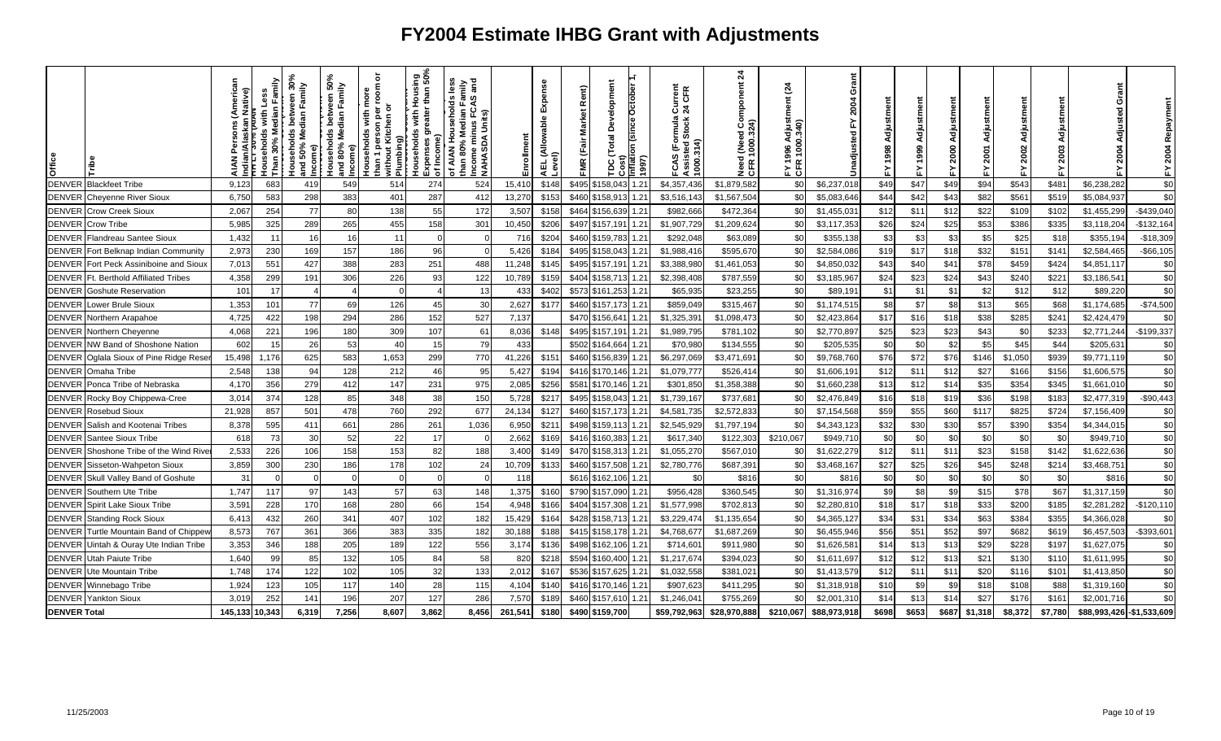# FY2004 Estimate IHBG Grant with Adjustments

| Office | Tribe | AIAN Persons (American Indian/Alaskan Native) | AIAN Households with Less Than 30% Median Family Income | AIAN Households between 30% and 50% Median Family Income | AIAN Households between 50% and 80% Median Family Income | AIAN Households with more than 1 person per room or without Kitchen or Plumbing | AIAN Households with Housing Expenses greater than 50% of Income | # of AIAN Households less than 80% Median Family Income minus FCAS and NAHASDA Units) | Enrollment | AEL (Allowable Expense Level) | FMR (Fair Market Rent) | TDC (Total Development Cost) | Inflation (since October 1, 1997) | FCAS (Formula Current Assisted Stock 24 CFR 1000.314) | Need (Need Component 24 CFR 1000.324) | FY 1996 Adjustment (24 CFR 1000.340) | Unadjusted FY 2004 Grant | FY 1998 Adjustment | FY 1999 Adjustment | FY 2000 Adjustment | FY 2001 Adjustment | FY 2002 Adjustment | FY 2003 Adjustment | FY 2004 Adjusted Grant | FY 2004 Repayment |
|---|---|---|---|---|---|---|---|---|---|---|---|---|---|---|---|---|---|---|---|---|---|---|---|---|---|
| DENVER | Blackfeet Tribe | 9,123 | 683 | 419 | 549 | 514 | 274 | 524 | 15,410 | $148 | $495 | $158,043 | 1.21 | $4,357,436 | $1,879,582 | $0 | $6,237,018 | $49 | $47 | $49 | $94 | $543 | $481 | $6,238,282 | $0 |
| DENVER | Cheyenne River Sioux | 6,750 | 583 | 298 | 383 | 401 | 287 | 412 | 13,270 | $153 | $460 | $158,913 | 1.21 | $3,516,143 | $1,567,504 | $0 | $5,083,646 | $44 | $42 | $43 | $82 | $561 | $519 | $5,084,937 | $0 |
| DENVER | Crow Creek Sioux | 2,067 | 254 | 77 | 80 | 138 | 55 | 172 | 3,507 | $158 | $464 | $156,639 | 1.21 | $982,666 | $472,364 | $0 | $1,455,031 | $12 | $11 | $12 | $22 | $109 | $102 | $1,455,299 | -$439,040 |
| DENVER | Crow Tribe | 5,985 | 325 | 289 | 265 | 455 | 158 | 301 | 10,450 | $206 | $497 | $157,191 | 1.21 | $1,907,729 | $1,209,624 | $0 | $3,117,353 | $26 | $24 | $25 | $53 | $386 | $335 | $3,118,204 | -$132,164 |
| DENVER | Flandreau Santee Sioux | 1,432 | 11 | 16 | 16 | 11 | 0 | 0 | 716 | $204 | $460 | $159,783 | 1.21 | $292,048 | $63,089 | $0 | $355,138 | $3 | $3 | $3 | $5 | $25 | $18 | $355,194 | -$18,309 |
| DENVER | Fort Belknap Indian Community | 2,973 | 230 | 169 | 157 | 186 | 96 | 0 | 5,426 | $184 | $495 | $158,043 | 1.21 | $1,988,416 | $595,670 | $0 | $2,584,086 | $19 | $17 | $18 | $32 | $151 | $141 | $2,584,465 | -$66,105 |
| DENVER | Fort Peck Assiniboine and Sioux | 7,013 | 551 | 427 | 388 | 283 | 251 | 488 | 11,248 | $145 | $495 | $157,191 | 1.21 | $3,388,980 | $1,461,053 | $0 | $4,850,032 | $43 | $40 | $41 | $78 | $459 | $424 | $4,851,117 | $0 |
| DENVER | Ft. Berthold Affiliated Tribes | 4,358 | 299 | 191 | 306 | 226 | 93 | 122 | 10,789 | $159 | $404 | $158,713 | 1.21 | $2,398,408 | $787,559 | $0 | $3,185,967 | $24 | $23 | $24 | $43 | $240 | $221 | $3,186,541 | $0 |
| DENVER | Goshute Reservation | 101 | 17 | 4 | 4 | 0 | 4 | 13 | 433 | $402 | $573 | $161,253 | 1.21 | $65,935 | $23,255 | $0 | $89,191 | $1 | $1 | $1 | $2 | $12 | $12 | $89,220 | $0 |
| DENVER | Lower Brule Sioux | 1,353 | 101 | 77 | 69 | 126 | 45 | 30 | 2,627 | $177 | $460 | $157,173 | 1.21 | $859,049 | $315,467 | $0 | $1,174,515 | $8 | $7 | $8 | $13 | $65 | $68 | $1,174,685 | -$74,500 |
| DENVER | Northern Arapahoe | 4,725 | 422 | 198 | 294 | 286 | 152 | 527 | 7,137 | | $470 | $156,641 | 1.21 | $1,325,391 | $1,098,473 | $0 | $2,423,864 | $17 | $16 | $18 | $38 | $285 | $241 | $2,424,479 | $0 |
| DENVER | Northern Cheyenne | 4,068 | 221 | 196 | 180 | 309 | 107 | 61 | 8,036 | $148 | $495 | $157,191 | 1.21 | $1,989,795 | $781,102 | $0 | $2,770,897 | $25 | $23 | $23 | $43 | $0 | $233 | $2,771,244 | -$199,337 |
| DENVER | NW Band of Shoshone Nation | 602 | 15 | 26 | 53 | 40 | 15 | 79 | 433 | | $502 | $164,664 | 1.21 | $70,980 | $134,555 | $0 | $205,535 | $0 | $0 | $2 | $5 | $45 | $44 | $205,631 | $0 |
| DENVER | Oglala Sioux of Pine Ridge Reser | 15,498 | 1,176 | 625 | 583 | 1,653 | 299 | 770 | 41,226 | $151 | $460 | $156,839 | 1.21 | $6,297,069 | $3,471,691 | $0 | $9,768,760 | $76 | $72 | $76 | $146 | $1,050 | $939 | $9,771,119 | $0 |
| DENVER | Omaha Tribe | 2,548 | 138 | 94 | 128 | 212 | 46 | 95 | 5,427 | $194 | $416 | $170,146 | 1.21 | $1,079,777 | $526,414 | $0 | $1,606,191 | $12 | $11 | $12 | $27 | $166 | $156 | $1,606,575 | $0 |
| DENVER | Ponca Tribe of Nebraska | 4,170 | 356 | 279 | 412 | 147 | 231 | 975 | 2,085 | $256 | $581 | $170,146 | 1.21 | $301,850 | $1,358,388 | $0 | $1,660,238 | $13 | $12 | $14 | $35 | $354 | $345 | $1,661,010 | $0 |
| DENVER | Rocky Boy Chippewa-Cree | 3,014 | 374 | 128 | 85 | 348 | 38 | 150 | 5,728 | $217 | $495 | $158,043 | 1.21 | $1,739,167 | $737,681 | $0 | $2,476,849 | $16 | $18 | $19 | $36 | $198 | $183 | $2,477,319 | -$90,443 |
| DENVER | Rosebud Sioux | 21,928 | 857 | 501 | 478 | 760 | 292 | 677 | 24,134 | $127 | $460 | $157,173 | 1.21 | $4,581,735 | $2,572,833 | $0 | $7,154,568 | $59 | $55 | $60 | $117 | $825 | $724 | $7,156,409 | $0 |
| DENVER | Salish and Kootenai Tribes | 8,378 | 595 | 411 | 661 | 286 | 261 | 1,036 | 6,950 | $211 | $498 | $159,113 | 1.21 | $2,545,929 | $1,797,194 | $0 | $4,343,123 | $32 | $30 | $30 | $57 | $390 | $354 | $4,344,015 | $0 |
| DENVER | Santee Sioux Tribe | 618 | 73 | 30 | 52 | 22 | 17 | 0 | 2,662 | $169 | $416 | $160,383 | 1.21 | $617,340 | $122,303 | $210,067 | $949,710 | $0 | $0 | $0 | $0 | $0 | $0 | $949,710 | $0 |
| DENVER | Shoshone Tribe of the Wind River | 2,533 | 226 | 106 | 158 | 153 | 82 | 188 | 3,400 | $149 | $470 | $158,313 | 1.21 | $1,055,270 | $567,010 | $0 | $1,622,279 | $12 | $11 | $11 | $23 | $158 | $142 | $1,622,636 | $0 |
| DENVER | Sisseton-Wahpeton Sioux | 3,859 | 300 | 230 | 186 | 178 | 102 | 24 | 10,709 | $133 | $460 | $157,508 | 1.21 | $2,780,776 | $687,391 | $0 | $3,468,167 | $27 | $25 | $26 | $45 | $248 | $214 | $3,468,751 | $0 |
| DENVER | Skull Valley Band of Goshute | 31 | 0 | 0 | 0 | 0 | 0 | 0 | 118 | | $616 | $162,106 | 1.21 | $0 | $816 | $0 | $816 | $0 | $0 | $0 | $0 | $0 | $0 | $816 | $0 |
| DENVER | Southern Ute Tribe | 1,747 | 117 | 97 | 143 | 57 | 63 | 148 | 1,375 | $160 | $790 | $157,090 | 1.21 | $956,428 | $360,545 | $0 | $1,316,974 | $9 | $8 | $9 | $15 | $78 | $67 | $1,317,159 | $0 |
| DENVER | Spirit Lake Sioux Tribe | 3,591 | 228 | 170 | 168 | 280 | 66 | 154 | 4,948 | $166 | $404 | $157,308 | 1.21 | $1,577,998 | $702,813 | $0 | $2,280,810 | $18 | $17 | $18 | $33 | $200 | $185 | $2,281,282 | -$120,110 |
| DENVER | Standing Rock Sioux | 6,413 | 432 | 260 | 341 | 407 | 102 | 182 | 15,429 | $164 | $428 | $158,713 | 1.21 | $3,229,474 | $1,135,654 | $0 | $4,365,127 | $34 | $31 | $34 | $63 | $384 | $355 | $4,366,028 | $0 |
| DENVER | Turtle Mountain Band of Chippew | 8,573 | 767 | 361 | 366 | 383 | 335 | 182 | 30,188 | $188 | $415 | $158,178 | 1.21 | $4,768,677 | $1,687,269 | $0 | $6,455,946 | $56 | $51 | $52 | $97 | $682 | $619 | $6,457,503 | -$393,601 |
| DENVER | Uintah & Ouray Ute Indian Tribe | 3,353 | 346 | 188 | 205 | 189 | 122 | 556 | 3,174 | $136 | $498 | $162,106 | 1.21 | $714,601 | $911,980 | $0 | $1,626,581 | $14 | $13 | $13 | $29 | $228 | $197 | $1,627,075 | $0 |
| DENVER | Utah Paiute Tribe | 1,640 | 99 | 85 | 132 | 105 | 84 | 58 | 820 | $218 | $594 | $160,400 | 1.21 | $1,217,674 | $394,023 | $0 | $1,611,697 | $12 | $12 | $13 | $21 | $130 | $110 | $1,611,995 | $0 |
| DENVER | Ute Mountain Tribe | 1,748 | 174 | 122 | 102 | 105 | 32 | 133 | 2,012 | $167 | $536 | $157,625 | 1.21 | $1,032,558 | $381,021 | $0 | $1,413,579 | $12 | $11 | $11 | $20 | $116 | $101 | $1,413,850 | $0 |
| DENVER | Winnebago Tribe | 1,924 | 123 | 105 | 117 | 140 | 28 | 115 | 4,104 | $140 | $416 | $170,146 | 1.21 | $907,623 | $411,295 | $0 | $1,318,918 | $10 | $9 | $9 | $18 | $108 | $88 | $1,319,160 | $0 |
| DENVER | Yankton Sioux | 3,019 | 252 | 141 | 196 | 207 | 127 | 286 | 7,570 | $189 | $460 | $157,610 | 1.21 | $1,246,041 | $755,269 | $0 | $2,001,310 | $14 | $13 | $14 | $27 | $176 | $161 | $2,001,716 | $0 |
| **DENVER Total** | | **145,133** | **10,343** | **6,319** | **7,256** | **8,607** | **3,862** | **8,456** | **261,541** | **$180** | **$490** | **$159,700** | | **$59,792,963** | **$28,970,888** | **$210,067** | **$88,973,918** | **$698** | **$653** | **$687** | **$1,318** | **$8,372** | **$7,780** | **$88,993,426** | **-$1,533,609** |

11/25/2003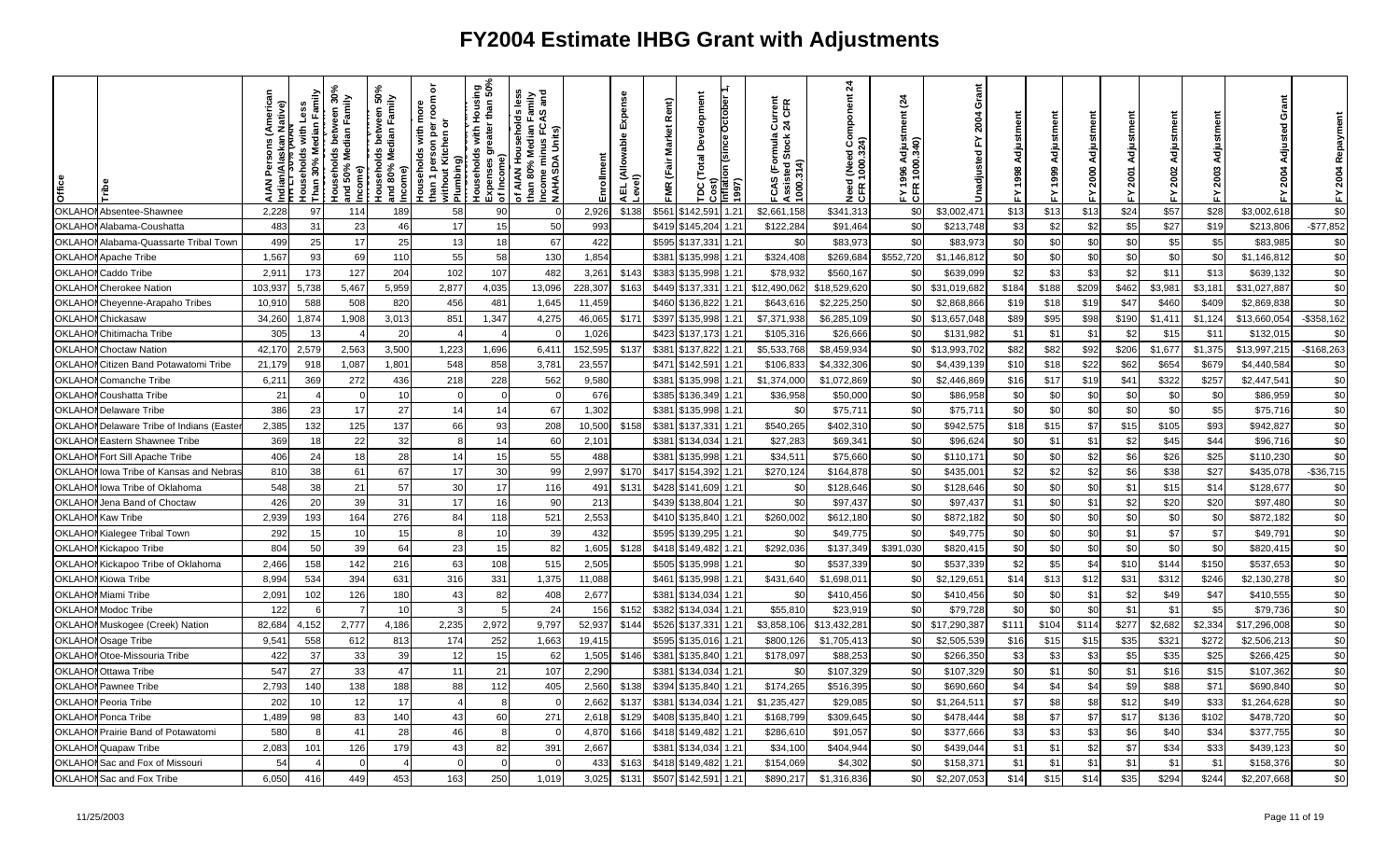# FY2004 Estimate IHBG Grant with Adjustments

| Office | Tribe | AIAN Persons (American Indian/Alaskan Native) | Households with Less Than 30% Median Family Income | Households between 30% and 50% Median Family Income | Households between 50% and 80% Median Family Income | Households with more than 1 person per room or without Kitchen or Plumbing | Households with Housing Expenses greater than 50% of Income | of AIAN Households less than 80% Median Family Income minus FCAS and NAHASDA Units | Enrollment | AEL (Allowable Expense Level) | FMR (Fair Market Rent) | TDC (Total Development Cost) | Inflation (since October 1, 1997) | FCAS (Formula Current Assisted Stock 24 CFR 1000.314) | Need (Need Component 24 CFR 1000.324) | FY 1996 Adjustment (24 CFR 1000.340) | Unadjusted FY 2004 Grant | FY 1998 Adjustment | FY 1999 Adjustment | FY 2000 Adjustment | FY 2001 Adjustment | FY 2002 Adjustment | FY 2003 Adjustment | FY 2004 Adjusted Grant | FY 2004 Repayment |
|---|---|---|---|---|---|---|---|---|---|---|---|---|---|---|---|---|---|---|---|---|---|---|---|---|---|
| OKLAHOMA | Absentee-Shawnee | 2,228 | 97 | 114 | 189 | 58 | 90 | 0 | 2,926 | $138 | $561 | $142,591 | 1.21 | $2,661,158 | $341,313 | $0 | $3,002,471 | $13 | $13 | $13 | $24 | $57 | $28 | $3,002,618 | $0 |
| OKLAHOMA | Alabama-Coushatta | 483 | 31 | 23 | 46 | 17 | 15 | 50 | 993 | | $419 | $145,204 | 1.21 | $122,284 | $91,464 | $0 | $213,748 | $3 | $2 | $2 | $5 | $27 | $19 | $213,806 | -$77,852 |
| OKLAHOMA | Alabama-Quassarte Tribal Town | 499 | 25 | 17 | 25 | 13 | 18 | 67 | 422 | | $595 | $137,331 | 1.21 | $0 | $83,973 | $0 | $83,973 | $0 | $0 | $0 | $0 | $5 | $5 | $83,985 | $0 |
| OKLAHOMA | Apache Tribe | 1,567 | 93 | 69 | 110 | 55 | 58 | 130 | 1,854 | | $381 | $135,998 | 1.21 | $324,408 | $269,684 | $552,720 | $1,146,812 | $0 | $0 | $0 | $0 | $0 | $0 | $1,146,812 | $0 |
| OKLAHOMA | Caddo Tribe | 2,911 | 173 | 127 | 204 | 102 | 107 | 482 | 3,261 | $143 | $383 | $135,998 | 1.21 | $78,932 | $560,167 | $0 | $639,099 | $2 | $3 | $3 | $2 | $11 | $13 | $639,132 | $0 |
| OKLAHOMA | Cherokee Nation | 103,937 | 5,738 | 5,467 | 5,959 | 2,877 | 4,035 | 13,096 | 228,307 | $163 | $449 | $137,331 | 1.21 | $12,490,062 | $18,529,620 | $0 | $31,019,682 | $184 | $188 | $209 | $462 | $3,981 | $3,181 | $31,027,887 | $0 |
| OKLAHOMA | Cheyenne-Arapaho Tribes | 10,910 | 588 | 508 | 820 | 456 | 481 | 1,645 | 11,459 | | $460 | $136,822 | 1.21 | $643,616 | $2,225,250 | $0 | $2,868,866 | $19 | $18 | $19 | $47 | $460 | $409 | $2,869,838 | $0 |
| OKLAHOMA | Chickasaw | 34,260 | 1,874 | 1,908 | 3,013 | 851 | 1,347 | 4,275 | 46,065 | $171 | $397 | $135,998 | 1.21 | $7,371,938 | $6,285,109 | $0 | $13,657,048 | $89 | $95 | $98 | $190 | $1,411 | $1,124 | $13,660,054 | -$358,162 |
| OKLAHOMA | Chitimacha Tribe | 305 | 13 | 4 | 20 | 4 | 4 | 0 | 1,026 | | $423 | $137,173 | 1.21 | $105,316 | $26,666 | $0 | $131,982 | $1 | $1 | $1 | $2 | $15 | $11 | $132,015 | $0 |
| OKLAHOMA | Choctaw Nation | 42,170 | 2,579 | 2,563 | 3,500 | 1,223 | 1,696 | 6,411 | 152,595 | $137 | $381 | $137,822 | 1.21 | $5,533,768 | $8,459,934 | $0 | $13,993,702 | $82 | $82 | $92 | $206 | $1,677 | $1,375 | $13,997,215 | -$168,263 |
| OKLAHOMA | Citizen Band Potawatomi Tribe | 21,179 | 918 | 1,087 | 1,801 | 548 | 858 | 3,781 | 23,557 | | $471 | $142,591 | 1.21 | $106,833 | $4,332,306 | $0 | $4,439,139 | $10 | $18 | $22 | $62 | $654 | $679 | $4,440,584 | $0 |
| OKLAHOMA | Comanche Tribe | 6,211 | 369 | 272 | 436 | 218 | 228 | 562 | 9,580 | | $381 | $135,998 | 1.21 | $1,374,000 | $1,072,869 | $0 | $2,446,869 | $16 | $17 | $19 | $41 | $322 | $257 | $2,447,541 | $0 |
| OKLAHOMA | Coushatta Tribe | 21 | 4 | 0 | 10 | 0 | 0 | 0 | 676 | | $385 | $136,349 | 1.21 | $36,958 | $50,000 | $0 | $86,958 | $0 | $0 | $0 | $0 | $0 | $0 | $86,959 | $0 |
| OKLAHOMA | Delaware Tribe | 386 | 23 | 17 | 27 | 14 | 14 | 67 | 1,302 | | $381 | $135,998 | 1.21 | $0 | $75,711 | $0 | $75,711 | $0 | $0 | $0 | $0 | $0 | $5 | $75,716 | $0 |
| OKLAHOMA | Delaware Tribe of Indians (Easter | 2,385 | 132 | 125 | 137 | 66 | 93 | 208 | 10,500 | $158 | $381 | $137,331 | 1.21 | $540,265 | $402,310 | $0 | $942,575 | $18 | $15 | $7 | $15 | $105 | $93 | $942,827 | $0 |
| OKLAHOMA | Eastern Shawnee Tribe | 369 | 18 | 22 | 32 | 8 | 14 | 60 | 2,101 | | $381 | $134,034 | 1.21 | $27,283 | $69,341 | $0 | $96,624 | $0 | $1 | $1 | $2 | $45 | $44 | $96,716 | $0 |
| OKLAHOMA | Fort Sill Apache Tribe | 406 | 24 | 18 | 28 | 14 | 15 | 55 | 488 | | $381 | $135,998 | 1.21 | $34,511 | $75,660 | $0 | $110,171 | $0 | $0 | $2 | $6 | $26 | $25 | $110,230 | $0 |
| OKLAHOMA | Iowa Tribe of Kansas and Nebras | 810 | 38 | 61 | 67 | 17 | 30 | 99 | 2,997 | $170 | $417 | $154,392 | 1.21 | $270,124 | $164,878 | $0 | $435,001 | $2 | $2 | $2 | $6 | $38 | $27 | $435,078 | -$36,715 |
| OKLAHOMA | Iowa Tribe of Oklahoma | 548 | 38 | 21 | 57 | 30 | 17 | 116 | 491 | $131 | $428 | $141,609 | 1.21 | $0 | $128,646 | $0 | $128,646 | $0 | $0 | $0 | $1 | $15 | $14 | $128,677 | $0 |
| OKLAHOMA | Jena Band of Choctaw | 426 | 20 | 39 | 31 | 17 | 16 | 90 | 213 | | $439 | $138,804 | 1.21 | $0 | $97,437 | $0 | $97,437 | $1 | $0 | $1 | $2 | $20 | $20 | $97,480 | $0 |
| OKLAHOMA | Kaw Tribe | 2,939 | 193 | 164 | 276 | 84 | 118 | 521 | 2,553 | | $410 | $135,840 | 1.21 | $260,002 | $612,180 | $0 | $872,182 | $0 | $0 | $0 | $0 | $0 | $0 | $872,182 | $0 |
| OKLAHOMA | Kialegee Tribal Town | 292 | 15 | 10 | 15 | 8 | 10 | 39 | 432 | | $595 | $139,295 | 1.21 | $0 | $49,775 | $0 | $49,775 | $0 | $0 | $0 | $1 | $7 | $7 | $49,791 | $0 |
| OKLAHOMA | Kickapoo Tribe | 804 | 50 | 39 | 64 | 23 | 15 | 82 | 1,605 | $128 | $418 | $149,482 | 1.21 | $292,036 | $137,349 | $391,030 | $820,415 | $0 | $0 | $0 | $0 | $0 | $0 | $820,415 | $0 |
| OKLAHOMA | Kickapoo Tribe of Oklahoma | 2,466 | 158 | 142 | 216 | 63 | 108 | 515 | 2,505 | | $505 | $135,998 | 1.21 | $0 | $537,339 | $0 | $537,339 | $2 | $5 | $4 | $10 | $144 | $150 | $537,653 | $0 |
| OKLAHOMA | Kiowa Tribe | 8,994 | 534 | 394 | 631 | 316 | 331 | 1,375 | 11,088 | | $461 | $135,998 | 1.21 | $431,640 | $1,698,011 | $0 | $2,129,651 | $14 | $13 | $12 | $31 | $312 | $246 | $2,130,278 | $0 |
| OKLAHOMA | Miami Tribe | 2,091 | 102 | 126 | 180 | 43 | 82 | 408 | 2,677 | | $381 | $134,034 | 1.21 | $0 | $410,456 | $0 | $410,456 | $0 | $0 | $1 | $2 | $49 | $47 | $410,555 | $0 |
| OKLAHOMA | Modoc Tribe | 122 | 6 | 7 | 10 | 3 | 5 | 24 | 156 | $152 | $382 | $134,034 | 1.21 | $55,810 | $23,919 | $0 | $79,728 | $0 | $0 | $0 | $1 | $1 | $5 | $79,736 | $0 |
| OKLAHOMA | Muskogee (Creek) Nation | 82,684 | 4,152 | 2,777 | 4,186 | 2,235 | 2,972 | 9,797 | 52,937 | $144 | $526 | $137,331 | 1.21 | $3,858,106 | $13,432,281 | $0 | $17,290,387 | $111 | $104 | $114 | $277 | $2,682 | $2,334 | $17,296,008 | $0 |
| OKLAHOMA | Osage Tribe | 9,541 | 558 | 612 | 813 | 174 | 252 | 1,663 | 19,415 | | $595 | $135,016 | 1.21 | $800,126 | $1,705,413 | $0 | $2,505,539 | $16 | $15 | $15 | $35 | $321 | $272 | $2,506,213 | $0 |
| OKLAHOMA | Otoe-Missouria Tribe | 422 | 37 | 33 | 39 | 12 | 15 | 62 | 1,505 | $146 | $381 | $135,840 | 1.21 | $178,097 | $88,253 | $0 | $266,350 | $3 | $3 | $3 | $5 | $35 | $25 | $266,425 | $0 |
| OKLAHOMA | Ottawa Tribe | 547 | 27 | 33 | 47 | 11 | 21 | 107 | 2,290 | | $381 | $134,034 | 1.21 | $0 | $107,329 | $0 | $107,329 | $0 | $1 | $0 | $1 | $16 | $15 | $107,362 | $0 |
| OKLAHOMA | Pawnee Tribe | 2,793 | 140 | 138 | 188 | 88 | 112 | 405 | 2,560 | $138 | $394 | $135,840 | 1.21 | $174,265 | $516,395 | $0 | $690,660 | $4 | $4 | $4 | $9 | $88 | $71 | $690,840 | $0 |
| OKLAHOMA | Peoria Tribe | 202 | 10 | 12 | 17 | 4 | 8 | 0 | 2,662 | $137 | $381 | $134,034 | 1.21 | $1,235,427 | $29,085 | $0 | $1,264,511 | $7 | $8 | $8 | $12 | $49 | $33 | $1,264,628 | $0 |
| OKLAHOMA | Ponca Tribe | 1,489 | 98 | 83 | 140 | 43 | 60 | 271 | 2,618 | $129 | $408 | $135,840 | 1.21 | $168,799 | $309,645 | $0 | $478,444 | $8 | $7 | $7 | $17 | $136 | $102 | $478,720 | $0 |
| OKLAHOMA | Prairie Band of Potawatomi | 580 | 8 | 41 | 28 | 46 | 8 | 0 | 4,870 | $166 | $418 | $149,482 | 1.21 | $286,610 | $91,057 | $0 | $377,666 | $3 | $3 | $3 | $6 | $40 | $34 | $377,755 | $0 |
| OKLAHOMA | Quapaw Tribe | 2,083 | 101 | 126 | 179 | 43 | 82 | 391 | 2,667 | | $381 | $134,034 | 1.21 | $34,100 | $404,944 | $0 | $439,044 | $1 | $1 | $2 | $7 | $34 | $33 | $439,123 | $0 |
| OKLAHOMA | Sac and Fox of Missouri | 54 | 4 | 0 | 4 | 0 | 0 | 0 | 433 | $163 | $418 | $149,482 | 1.21 | $154,069 | $4,302 | $0 | $158,371 | $1 | $1 | $1 | $1 | $1 | $1 | $158,376 | $0 |
| OKLAHOMA | Sac and Fox Tribe | 6,050 | 416 | 449 | 453 | 163 | 250 | 1,019 | 3,025 | $131 | $507 | $142,591 | 1.21 | $890,217 | $1,316,836 | $0 | $2,207,053 | $14 | $15 | $14 | $35 | $294 | $244 | $2,207,668 | $0 |

11/25/2003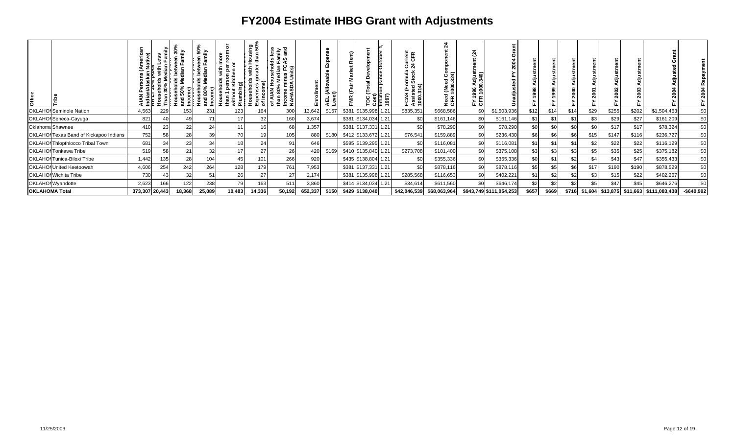# FY2004 Estimate IHBG Grant with Adjustments

| Office | Tribe | AIAN Persons (American Indian/Alaskan Native) | AIAN Households with Less Than 30% Median Family Income | Households between 30% and 50% Median Family Income | Households between 50% and 80% Median Family Income | Households with more than 1 person per room or without Kitchen or Plumbing | Households with Housing Expenses greater than 50% of Income | AIAN Households less than 80% Median Family Income minus FCAS and NAHASDA Units | Enrollment | AEL (Allowable Expense Level) | FMR (Fair Market Rent) | TDC (Total Development Cost) | Inflation (since October 1, 1997) | FCAS (Formula Current Assisted Stock 24 CFR 1000.314) | Need (Need Component 24 CFR 1000.324) | FY 1996 Adjustment (24 CFR 1000.340) | Unadjusted FY 2004 Grant | FY 1998 Adjustment | FY 1999 Adjustment | FY 2000 Adjustment | FY 2001 Adjustment | FY 2002 Adjustment | FY 2003 Adjustment | FY 2004 Adjusted Grant | FY 2004 Repayment |
|---|---|---|---|---|---|---|---|---|---|---|---|---|---|---|---|---|---|---|---|---|---|---|---|---|---|
| OKLAHOMA | Seminole Nation | 4,563 | 229 | 153 | 231 | 123 | 164 | 300 | 13,642 | $157 | $381 | $135,998 | 1.21 | $835,351 | $668,586 | $0 | $1,503,936 | $12 | $14 | $14 | $29 | $255 | $202 | $1,504,463 | $0 |
| OKLAHOMA | Seneca-Cayuga | 821 | 40 | 49 | 71 | 17 | 32 | 160 | 3,674 | | $381 | $134,034 | 1.21 | $0 | $161,146 | $0 | $161,146 | $1 | $1 | $1 | $3 | $29 | $27 | $161,209 | $0 |
| Oklahoma | Shawnee | 410 | 23 | 22 | 24 | 11 | 16 | 68 | 1,357 | | $381 | $137,331 | 1.21 | $0 | $78,290 | $0 | $78,290 | $0 | $0 | $0 | $0 | $17 | $17 | $78,324 | $0 |
| OKLAHOMA | Texas Band of Kickapoo Indians | 752 | 58 | 28 | 39 | 70 | 19 | 105 | 880 | $180 | $412 | $133,672 | 1.21 | $76,541 | $159,889 | $0 | $236,430 | $6 | $6 | $6 | $15 | $147 | $116 | $236,727 | $0 |
| OKLAHOMA | Thlopthlocco Tribal Town | 681 | 34 | 23 | 34 | 18 | 24 | 91 | 646 | | $595 | $139,295 | 1.21 | $0 | $116,081 | $0 | $116,081 | $1 | $1 | $1 | $2 | $22 | $22 | $116,129 | $0 |
| OKLAHOMA | Tonkawa Tribe | 519 | 58 | 21 | 32 | 17 | 27 | 26 | 420 | $169 | $410 | $135,840 | 1.21 | $273,708 | $101,400 | $0 | $375,108 | $3 | $3 | $3 | $5 | $35 | $25 | $375,182 | $0 |
| OKLAHOMA | Tunica-Biloxi Tribe | 1,442 | 135 | 28 | 104 | 45 | 101 | 266 | 920 | | $435 | $138,804 | 1.21 | $0 | $355,336 | $0 | $355,336 | $0 | $1 | $2 | $4 | $43 | $47 | $355,433 | $0 |
| OKLAHOMA | United Keetoowah | 4,606 | 254 | 242 | 264 | 128 | 179 | 761 | 7,953 | | $381 | $137,331 | 1.21 | $0 | $878,116 | $0 | $878,116 | $5 | $5 | $6 | $17 | $190 | $190 | $878,529 | $0 |
| OKLAHOMA | Wichita Tribe | 730 | 43 | 32 | 51 | 26 | 27 | 27 | 2,174 | | $381 | $135,998 | 1.21 | $285,568 | $116,653 | $0 | $402,221 | $1 | $2 | $2 | $3 | $15 | $22 | $402,267 | $0 |
| OKLAHOMA | Wyandotte | 2,623 | 166 | 122 | 238 | 79 | 163 | 511 | 3,860 | | $414 | $134,034 | 1.21 | $34,614 | $611,560 | $0 | $646,174 | $2 | $2 | $2 | $5 | $47 | $45 | $646,276 | $0 |
| **OKLAHOMA Total** | | 373,307 | 20,443 | 18,368 | 25,089 | 10,483 | 14,336 | 50,192 | 652,337 | $150 | $429 | $138,040 | | $42,046,539 | $68,063,964 | $943,749 | $111,054,253 | $657 | $669 | $716 | $1,604 | $13,875 | $11,663 | $111,083,438 | -$640,992 |

11/25/2003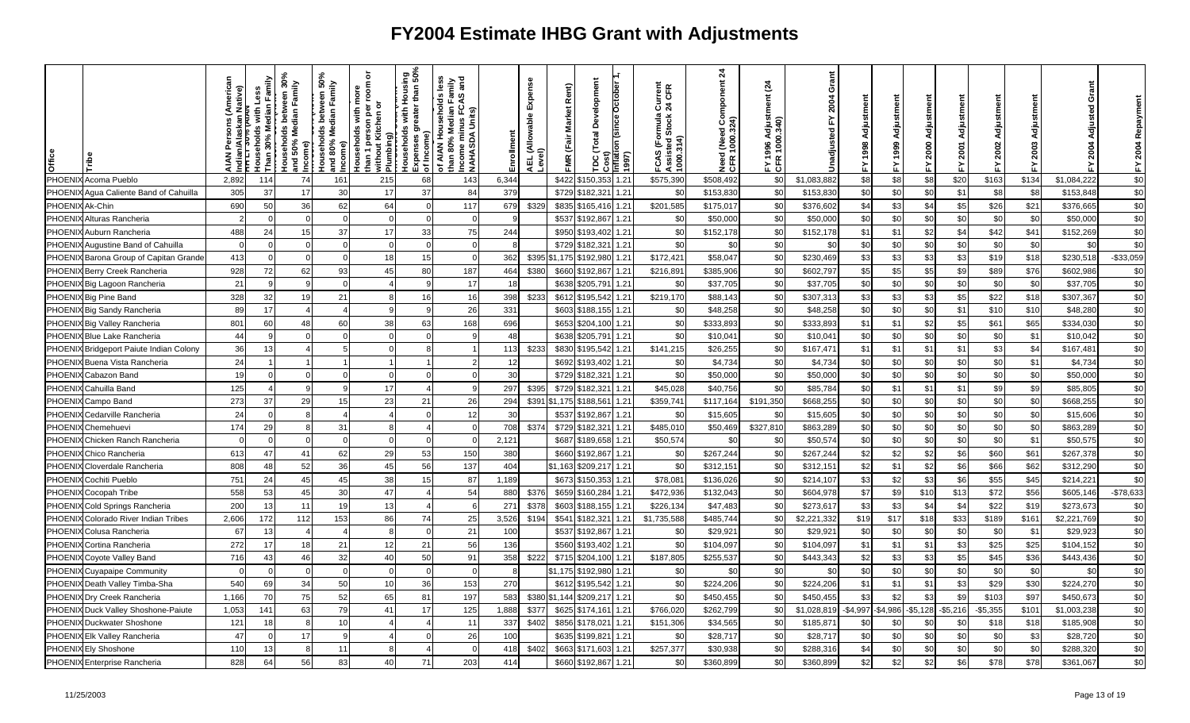# FY2004 Estimate IHBG Grant with Adjustments

| Office | Tribe | AIAN Persons (American Indian/Alaskan Native) | HH LT 30% (AIAN Households with Less Than 30% Median Family Income) | Households between 30% and 50% Median Family Income) | Households between 50% and 80% Median Family Income) | Households with more than 1 person per room or without Kitchen or Plumbing) | Households with Housing Expenses greater than 50% of Income) | of AIAN Households less than 80% Median Family Income minus FCAS and NAHASDA Units) | Enrollment | AEL (Allowable Expense Level) | FMR (Fair Market Rent) | TDC (Total Development Cost) | Inflation (since October 1, 1997) | FCAS (Formula Current Assisted Stock 24 CFR 1000.314) | Need (Need Component 24 CFR 1000.324) | FY 1996 Adjustment (24 CFR 1000.340) | Unadjusted FY 2004 Grant | FY 1998 Adjustment | FY 1999 Adjustment | FY 2000 Adjustment | FY 2001 Adjustment | FY 2002 Adjustment | FY 2003 Adjustment | FY 2004 Adjusted Grant | FY 2004 Repayment |
|---|---|---|---|---|---|---|---|---|---|---|---|---|---|---|---|---|---|---|---|---|---|---|---|---|---|
| PHOENIX | Acoma Pueblo | 2,892 | 114 | 74 | 161 | 215 | 68 | 143 | 6,344 | | $422 | $150,353 | 1.21 | $575,390 | $508,492 | $0 | $1,083,882 | $8 | $8 | $8 | $20 | $163 | $134 | $1,084,222 | $0 |
| PHOENIX | Agua Caliente Band of Cahuilla | 305 | 37 | 17 | 30 | 17 | 37 | 84 | 379 | | $729 | $182,321 | 1.21 | $0 | $153,830 | $0 | $153,830 | $0 | $0 | $0 | $1 | $8 | $8 | $153,848 | $0 |
| PHOENIX | Ak-Chin | 690 | 50 | 36 | 62 | 64 | 0 | 117 | 679 | $329 | $835 | $165,416 | 1.21 | $201,585 | $175,017 | $0 | $376,602 | $4 | $3 | $4 | $5 | $26 | $21 | $376,665 | $0 |
| PHOENIX | Alturas Rancheria | 2 | 0 | 0 | 0 | 0 | 0 | 0 | 9 | | $537 | $192,867 | 1.21 | $0 | $50,000 | $0 | $50,000 | $0 | $0 | $0 | $0 | $0 | $0 | $50,000 | $0 |
| PHOENIX | Auburn Rancheria | 488 | 24 | 15 | 37 | 17 | 33 | 75 | 244 | | $950 | $193,402 | 1.21 | $0 | $152,178 | $0 | $152,178 | $1 | $1 | $2 | $4 | $42 | $41 | $152,269 | $0 |
| PHOENIX | Augustine Band of Cahuilla | 0 | 0 | 0 | 0 | 0 | 0 | 0 | 8 | | $729 | $182,321 | 1.21 | $0 | $0 | $0 | $0 | $0 | $0 | $0 | $0 | $0 | $0 | $0 | $0 |
| PHOENIX | Barona Group of Capitan Grande | 413 | 0 | 0 | 0 | 18 | 15 | 0 | 362 | $395 | $1,175 | $192,980 | 1.21 | $172,421 | $58,047 | $0 | $230,469 | $3 | $3 | $3 | $3 | $19 | $18 | $230,518 | -$33,059 |
| PHOENIX | Berry Creek Rancheria | 928 | 72 | 62 | 93 | 45 | 80 | 187 | 464 | $380 | $660 | $192,867 | 1.21 | $216,891 | $385,906 | $0 | $602,797 | $5 | $5 | $5 | $9 | $89 | $76 | $602,986 | $0 |
| PHOENIX | Big Lagoon Rancheria | 21 | 9 | 9 | 0 | 4 | 9 | 17 | 18 | | $638 | $205,791 | 1.21 | $0 | $37,705 | $0 | $37,705 | $0 | $0 | $0 | $0 | $0 | $0 | $37,705 | $0 |
| PHOENIX | Big Pine Band | 328 | 32 | 19 | 21 | 8 | 16 | 16 | 398 | $233 | $612 | $195,542 | 1.21 | $219,170 | $88,143 | $0 | $307,313 | $3 | $3 | $3 | $5 | $22 | $18 | $307,367 | $0 |
| PHOENIX | Big Sandy Rancheria | 89 | 17 | 4 | 4 | 9 | 9 | 26 | 331 | | $603 | $188,155 | 1.21 | $0 | $48,258 | $0 | $48,258 | $0 | $0 | $0 | $1 | $10 | $10 | $48,280 | $0 |
| PHOENIX | Big Valley Rancheria | 801 | 60 | 48 | 60 | 38 | 63 | 168 | 696 | | $653 | $204,100 | 1.21 | $0 | $333,893 | $0 | $333,893 | $1 | $1 | $2 | $5 | $61 | $65 | $334,030 | $0 |
| PHOENIX | Blue Lake Rancheria | 44 | 9 | 0 | 0 | 0 | 0 | 9 | 48 | | $638 | $205,791 | 1.21 | $0 | $10,041 | $0 | $10,041 | $0 | $0 | $0 | $0 | $0 | $1 | $10,042 | $0 |
| PHOENIX | Bridgeport Paiute Indian Colony | 36 | 13 | 4 | 5 | 0 | 8 | 1 | 113 | $233 | $830 | $195,542 | 1.21 | $141,215 | $26,255 | $0 | $167,471 | $1 | $1 | $1 | $1 | $3 | $4 | $167,481 | $0 |
| PHOENIX | Buena Vista Rancheria | 24 | 1 | 1 | 1 | 1 | 1 | 2 | 12 | | $692 | $193,402 | 1.21 | $0 | $4,734 | $0 | $4,734 | $0 | $0 | $0 | $0 | $0 | $1 | $4,734 | $0 |
| PHOENIX | Cabazon Band | 19 | 0 | 0 | 0 | 0 | 0 | 0 | 30 | | $729 | $182,321 | 1.21 | $0 | $50,000 | $0 | $50,000 | $0 | $0 | $0 | $0 | $0 | $0 | $50,000 | $0 |
| PHOENIX | Cahuilla Band | 125 | 4 | 9 | 9 | 17 | 4 | 9 | 297 | $395 | $729 | $182,321 | 1.21 | $45,028 | $40,756 | $0 | $85,784 | $0 | $1 | $1 | $1 | $9 | $9 | $85,805 | $0 |
| PHOENIX | Campo Band | 273 | 37 | 29 | 15 | 23 | 21 | 26 | 294 | $391 | $1,175 | $188,561 | 1.21 | $359,741 | $117,164 | $191,350 | $668,255 | $0 | $0 | $0 | $0 | $0 | $0 | $668,255 | $0 |
| PHOENIX | Cedarville Rancheria | 24 | 0 | 8 | 4 | 4 | 0 | 12 | 30 | | $537 | $192,867 | 1.21 | $0 | $15,605 | $0 | $15,605 | $0 | $0 | $0 | $0 | $0 | $0 | $15,606 | $0 |
| PHOENIX | Chemehuevi | 174 | 29 | 8 | 31 | 8 | 4 | 0 | 708 | $374 | $729 | $182,321 | 1.21 | $485,010 | $50,469 | $327,810 | $863,289 | $0 | $0 | $0 | $0 | $0 | $0 | $863,289 | $0 |
| PHOENIX | Chicken Ranch Rancheria | 0 | 0 | 0 | 0 | 0 | 0 | 0 | 2,121 | | $687 | $189,658 | 1.21 | $50,574 | $0 | $0 | $50,574 | $0 | $0 | $0 | $0 | $0 | $1 | $50,575 | $0 |
| PHOENIX | Chico Rancheria | 613 | 47 | 41 | 62 | 29 | 53 | 150 | 380 | | $660 | $192,867 | 1.21 | $0 | $267,244 | $0 | $267,244 | $2 | $2 | $2 | $6 | $60 | $61 | $267,378 | $0 |
| PHOENIX | Cloverdale Rancheria | 808 | 48 | 52 | 36 | 45 | 56 | 137 | 404 | | $1,163 | $209,217 | 1.21 | $0 | $312,151 | $0 | $312,151 | $2 | $1 | $2 | $6 | $66 | $62 | $312,290 | $0 |
| PHOENIX | Cochiti Pueblo | 751 | 24 | 45 | 45 | 38 | 15 | 87 | 1,189 | | $673 | $150,353 | 1.21 | $78,081 | $136,026 | $0 | $214,107 | $3 | $2 | $3 | $6 | $55 | $45 | $214,221 | $0 |
| PHOENIX | Cocopah Tribe | 558 | 53 | 45 | 30 | 47 | 4 | 54 | 880 | $376 | $659 | $160,284 | 1.21 | $472,936 | $132,043 | $0 | $604,978 | $7 | $9 | $10 | $13 | $72 | $56 | $605,146 | -$78,633 |
| PHOENIX | Cold Springs Rancheria | 200 | 13 | 11 | 19 | 13 | 4 | 6 | 271 | $378 | $603 | $188,155 | 1.21 | $226,134 | $47,483 | $0 | $273,617 | $3 | $3 | $4 | $4 | $22 | $19 | $273,673 | $0 |
| PHOENIX | Colorado River Indian Tribes | 2,606 | 172 | 112 | 153 | 86 | 74 | 25 | 3,526 | $194 | $541 | $182,321 | 1.21 | $1,735,588 | $485,744 | $0 | $2,221,332 | $19 | $17 | $18 | $33 | $189 | $161 | $2,221,769 | $0 |
| PHOENIX | Colusa Rancheria | 67 | 13 | 4 | 4 | 8 | 0 | 21 | 100 | | $537 | $192,867 | 1.21 | $0 | $29,921 | $0 | $29,921 | $0 | $0 | $0 | $0 | $0 | $1 | $29,923 | $0 |
| PHOENIX | Cortina Rancheria | 272 | 17 | 18 | 21 | 12 | 21 | 56 | 136 | | $560 | $193,402 | 1.21 | $0 | $104,097 | $0 | $104,097 | $1 | $1 | $1 | $3 | $25 | $25 | $104,152 | $0 |
| PHOENIX | Coyote Valley Band | 716 | 43 | 46 | 32 | 40 | 50 | 91 | 358 | $222 | $715 | $204,100 | 1.21 | $187,805 | $255,537 | $0 | $443,343 | $2 | $3 | $3 | $5 | $45 | $36 | $443,436 | $0 |
| PHOENIX | Cuyapaipe Community | 0 | 0 | 0 | 0 | 0 | 0 | 0 | 8 | | $1,175 | $192,980 | 1.21 | $0 | $0 | $0 | $0 | $0 | $0 | $0 | $0 | $0 | $0 | $0 | $0 |
| PHOENIX | Death Valley Timba-Sha | 540 | 69 | 34 | 50 | 10 | 36 | 153 | 270 | | $612 | $195,542 | 1.21 | $0 | $224,206 | $0 | $224,206 | $1 | $1 | $1 | $3 | $29 | $30 | $224,270 | $0 |
| PHOENIX | Dry Creek Rancheria | 1,166 | 70 | 75 | 52 | 65 | 81 | 197 | 583 | $380 | $1,144 | $209,217 | 1.21 | $0 | $450,455 | $0 | $450,455 | $3 | $2 | $3 | $9 | $103 | $97 | $450,673 | $0 |
| PHOENIX | Duck Valley Shoshone-Paiute | 1,053 | 141 | 63 | 79 | 41 | 17 | 125 | 1,888 | $377 | $625 | $174,161 | 1.21 | $766,020 | $262,799 | $0 | $1,028,819 | -$4,997 | -$4,986 | -$5,128 | -$5,216 | -$5,355 | $101 | $1,003,238 | $0 |
| PHOENIX | Duckwater Shoshone | 121 | 18 | 8 | 10 | 4 | 4 | 11 | 337 | $402 | $856 | $178,021 | 1.21 | $151,306 | $34,565 | $0 | $185,871 | $0 | $0 | $0 | $0 | $18 | $18 | $185,908 | $0 |
| PHOENIX | Elk Valley Rancheria | 47 | 0 | 17 | 9 | 4 | 0 | 26 | 100 | | $635 | $199,821 | 1.21 | $0 | $28,717 | $0 | $28,717 | $0 | $0 | $0 | $0 | $0 | $3 | $28,720 | $0 |
| PHOENIX | Ely Shoshone | 110 | 13 | 8 | 11 | 8 | 4 | 0 | 418 | $402 | $663 | $171,603 | 1.21 | $257,377 | $30,938 | $0 | $288,316 | $4 | $0 | $0 | $0 | $0 | $0 | $288,320 | $0 |
| PHOENIX | Enterprise Rancheria | 828 | 64 | 56 | 83 | 40 | 71 | 203 | 414 | | $660 | $192,867 | 1.21 | $0 | $360,899 | $0 | $360,899 | $2 | $2 | $2 | $6 | $78 | $78 | $361,067 | $0 |

11/25/2003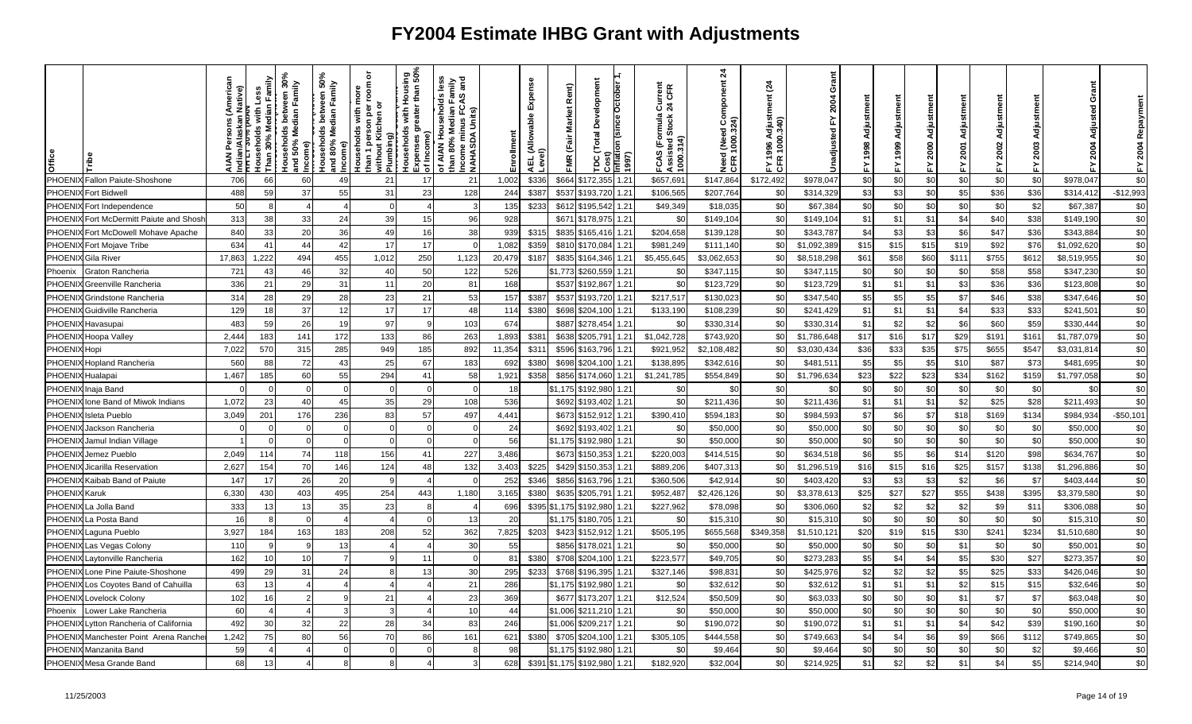# FY2004 Estimate IHBG Grant with Adjustments

| Office | Tribe | AIAN Persons (American Indian/Alaskan Native) | HH LT 30% (AIAN Households with Less Than 30% Median Family Income) | Households between 30% and 50% Median Family Income | Households between 50% and 80% Median Family Income | Households with more than 1 person per room or without Kitchen or Plumbing | Households with Housing Expenses greater than 50% of Income | of AIAN Households less than 80% Median Family Income minus FCAS and NAHASDA Units | Enrollment | AEL (Allowable Expense Level) | FMR (Fair Market Rent) | TDC (Total Development Cost) | Inflation (since October 1, 1997) | FCAS (Formula Current Assisted Stock 24 CFR 1000.314) | Need (Need Component 24 CFR 1000.324) | FY 1996 Adjustment (24 CFR 1000.340) | Unadjusted FY 2004 Grant | FY 1998 Adjustment | FY 1999 Adjustment | FY 2000 Adjustment | FY 2001 Adjustment | FY 2002 Adjustment | FY 2003 Adjustment | FY 2004 Adjusted Grant | FY 2004 Repayment |
|---|---|---|---|---|---|---|---|---|---|---|---|---|---|---|---|---|---|---|---|---|---|---|---|---|---|
| PHOENIX | Fallon Paiute-Shoshone | 706 | 66 | 60 | 49 | 21 | 17 | 21 | 1,002 | $336 | $664 | $172,355 | 1.21 | $657,691 | $147,864 | $172,492 | $978,047 | $0 | $0 | $0 | $0 | $0 | $0 | $978,047 | $0 |
| PHOENIX | Fort Bidwell | 488 | 59 | 37 | 55 | 31 | 23 | 128 | 244 | $387 | $537 | $193,720 | 1.21 | $106,565 | $207,764 | $0 | $314,329 | $3 | $3 | $0 | $5 | $36 | $36 | $314,412 | -$12,993 |
| PHOENIX | Fort Independence | 50 | 8 | 4 | 4 | 0 | 4 | 3 | 135 | $233 | $612 | $195,542 | 1.21 | $49,349 | $18,035 | $0 | $67,384 | $0 | $0 | $0 | $0 | $0 | $2 | $67,387 | $0 |
| PHOENIX | Fort McDermitt Paiute and Shosh | 313 | 38 | 33 | 24 | 39 | 15 | 96 | 928 | | $671 | $178,975 | 1.21 | $0 | $149,104 | $0 | $149,104 | $1 | $1 | $1 | $4 | $40 | $38 | $149,190 | $0 |
| PHOENIX | Fort McDowell Mohave Apache | 840 | 33 | 20 | 36 | 49 | 16 | 38 | 939 | $315 | $835 | $165,416 | 1.21 | $204,658 | $139,128 | $0 | $343,787 | $4 | $3 | $3 | $6 | $47 | $36 | $343,884 | $0 |
| PHOENIX | Fort Mojave Tribe | 634 | 41 | 44 | 42 | 17 | 17 | 0 | 1,082 | $359 | $810 | $170,084 | 1.21 | $981,249 | $111,140 | $0 | $1,092,389 | $15 | $15 | $15 | $19 | $92 | $76 | $1,092,620 | $0 |
| PHOENIX | Gila River | 17,863 | 1,222 | 494 | 455 | 1,012 | 250 | 1,123 | 20,479 | $187 | $835 | $164,346 | 1.21 | $5,455,645 | $3,062,653 | $0 | $8,518,298 | $61 | $58 | $60 | $111 | $755 | $612 | $8,519,955 | $0 |
| Phoenix | Graton Rancheria | 721 | 43 | 46 | 32 | 40 | 50 | 122 | 526 | | $1,773 | $260,559 | 1.21 | $0 | $347,115 | $0 | $347,115 | $0 | $0 | $0 | $0 | $58 | $58 | $347,230 | $0 |
| PHOENIX | Greenville Rancheria | 336 | 21 | 29 | 31 | 11 | 20 | 81 | 168 | | $537 | $192,867 | 1.21 | $0 | $123,729 | $0 | $123,729 | $1 | $1 | $1 | $3 | $36 | $36 | $123,808 | $0 |
| PHOENIX | Grindstone Rancheria | 314 | 28 | 29 | 28 | 23 | 21 | 53 | 157 | $387 | $537 | $193,720 | 1.21 | $217,517 | $130,023 | $0 | $347,540 | $5 | $5 | $5 | $7 | $46 | $38 | $347,646 | $0 |
| PHOENIX | Guidiville Rancheria | 129 | 18 | 37 | 12 | 17 | 17 | 48 | 114 | $380 | $698 | $204,100 | 1.21 | $133,190 | $108,239 | $0 | $241,429 | $1 | $1 | $1 | $4 | $33 | $33 | $241,501 | $0 |
| PHOENIX | Havasupai | 483 | 59 | 26 | 19 | 97 | 9 | 103 | 674 | | $887 | $278,454 | 1.21 | $0 | $330,314 | $0 | $330,314 | $1 | $2 | $2 | $6 | $60 | $59 | $330,444 | $0 |
| PHOENIX | Hoopa Valley | 2,444 | 183 | 141 | 172 | 133 | 86 | 263 | 1,893 | $381 | $638 | $205,791 | 1.21 | $1,042,728 | $743,920 | $0 | $1,786,648 | $17 | $16 | $17 | $29 | $191 | $161 | $1,787,079 | $0 |
| PHOENIX | Hopi | 7,022 | 570 | 315 | 285 | 949 | 185 | 892 | 11,354 | $311 | $596 | $163,796 | 1.21 | $921,952 | $2,108,482 | $0 | $3,030,434 | $36 | $33 | $35 | $75 | $655 | $547 | $3,031,814 | $0 |
| PHOENIX | Hopland Rancheria | 560 | 88 | 72 | 43 | 25 | 67 | 183 | 692 | $380 | $698 | $204,100 | 1.21 | $138,895 | $342,616 | $0 | $481,511 | $5 | $5 | $5 | $10 | $87 | $73 | $481,695 | $0 |
| PHOENIX | Hualapai | 1,467 | 185 | 60 | 55 | 294 | 41 | 58 | 1,921 | $358 | $856 | $174,060 | 1.21 | $1,241,785 | $554,849 | $0 | $1,796,634 | $23 | $22 | $23 | $34 | $162 | $159 | $1,797,058 | $0 |
| PHOENIX | Inaja Band | 0 | 0 | 0 | 0 | 0 | 0 | 0 | 18 | | $1,175 | $192,980 | 1.21 | $0 | $0 | $0 | $0 | $0 | $0 | $0 | $0 | $0 | $0 | $0 | $0 |
| PHOENIX | Ione Band of Miwok Indians | 1,072 | 23 | 40 | 45 | 35 | 29 | 108 | 536 | | $692 | $193,402 | 1.21 | $0 | $211,436 | $0 | $211,436 | $1 | $1 | $1 | $2 | $25 | $28 | $211,493 | $0 |
| PHOENIX | Isleta Pueblo | 3,049 | 201 | 176 | 236 | 83 | 57 | 497 | 4,441 | | $673 | $152,912 | 1.21 | $390,410 | $594,183 | $0 | $984,593 | $7 | $6 | $7 | $18 | $169 | $134 | $984,934 | -$50,101 |
| PHOENIX | Jackson Rancheria | 0 | 0 | 0 | 0 | 0 | 0 | 0 | 24 | | $692 | $193,402 | 1.21 | $0 | $50,000 | $0 | $50,000 | $0 | $0 | $0 | $0 | $0 | $0 | $50,000 | $0 |
| PHOENIX | Jamul Indian Village | 1 | 0 | 0 | 0 | 0 | 0 | 0 | 56 | | $1,175 | $192,980 | 1.21 | $0 | $50,000 | $0 | $50,000 | $0 | $0 | $0 | $0 | $0 | $0 | $50,000 | $0 |
| PHOENIX | Jemez Pueblo | 2,049 | 114 | 74 | 118 | 156 | 41 | 227 | 3,486 | | $673 | $150,353 | 1.21 | $220,003 | $414,515 | $0 | $634,518 | $6 | $5 | $6 | $14 | $120 | $98 | $634,767 | $0 |
| PHOENIX | Jicarilla Reservation | 2,627 | 154 | 70 | 146 | 124 | 48 | 132 | 3,403 | $225 | $429 | $150,353 | 1.21 | $889,206 | $407,313 | $0 | $1,296,519 | $16 | $15 | $16 | $25 | $157 | $138 | $1,296,886 | $0 |
| PHOENIX | Kaibab Band of Paiute | 147 | 17 | 26 | 20 | 9 | 4 | 0 | 252 | $346 | $856 | $163,796 | 1.21 | $360,506 | $42,914 | $0 | $403,420 | $3 | $3 | $3 | $2 | $6 | $7 | $403,444 | $0 |
| PHOENIX | Karuk | 6,330 | 430 | 403 | 495 | 254 | 443 | 1,180 | 3,165 | $380 | $635 | $205,791 | 1.21 | $952,487 | $2,426,126 | $0 | $3,378,613 | $25 | $27 | $27 | $55 | $438 | $395 | $3,379,580 | $0 |
| PHOENIX | La Jolla Band | 333 | 13 | 13 | 35 | 23 | 8 | 4 | 696 | $395 | $1,175 | $192,980 | 1.21 | $227,962 | $78,098 | $0 | $306,060 | $2 | $2 | $2 | $2 | $9 | $11 | $306,088 | $0 |
| PHOENIX | La Posta Band | 16 | 8 | 0 | 4 | 4 | 0 | 13 | 20 | | $1,175 | $180,705 | 1.21 | $0 | $15,310 | $0 | $15,310 | $0 | $0 | $0 | $0 | $0 | $0 | $15,310 | $0 |
| PHOENIX | Laguna Pueblo | 3,927 | 184 | 163 | 183 | 208 | 52 | 362 | 7,825 | $203 | $423 | $152,912 | 1.21 | $505,195 | $655,568 | $349,358 | $1,510,121 | $20 | $19 | $15 | $30 | $241 | $234 | $1,510,680 | $0 |
| PHOENIX | Las Vegas Colony | 110 | 9 | 9 | 13 | 4 | 4 | 30 | 55 | | $856 | $178,021 | 1.21 | $0 | $50,000 | $0 | $50,000 | $0 | $0 | $0 | $1 | $0 | $0 | $50,001 | $0 |
| PHOENIX | Laytonville Rancheria | 162 | 10 | 10 | 7 | 9 | 11 | 0 | 81 | $380 | $708 | $204,100 | 1.21 | $223,577 | $49,705 | $0 | $273,283 | $5 | $4 | $4 | $5 | $30 | $27 | $273,357 | $0 |
| PHOENIX | Lone Pine Paiute-Shoshone | 499 | 29 | 31 | 24 | 8 | 13 | 30 | 295 | $233 | $768 | $196,395 | 1.21 | $327,146 | $98,831 | $0 | $425,976 | $2 | $2 | $2 | $5 | $25 | $33 | $426,046 | $0 |
| PHOENIX | Los Coyotes Band of Cahuilla | 63 | 13 | 4 | 4 | 4 | 4 | 21 | 286 | | $1,175 | $192,980 | 1.21 | $0 | $32,612 | $0 | $32,612 | $1 | $1 | $1 | $2 | $15 | $15 | $32,646 | $0 |
| PHOENIX | Lovelock Colony | 102 | 16 | 2 | 9 | 21 | 4 | 23 | 369 | | $677 | $173,207 | 1.21 | $12,524 | $50,509 | $0 | $63,033 | $0 | $0 | $0 | $1 | $7 | $7 | $63,048 | $0 |
| Phoenix | Lower Lake Rancheria | 60 | 4 | 4 | 3 | 3 | 4 | 10 | 44 | | $1,006 | $211,210 | 1.21 | $0 | $50,000 | $0 | $50,000 | $0 | $0 | $0 | $0 | $0 | $0 | $50,000 | $0 |
| PHOENIX | Lytton Rancheria of California | 492 | 30 | 32 | 22 | 28 | 34 | 83 | 246 | | $1,006 | $209,217 | 1.21 | $0 | $190,072 | $0 | $190,072 | $1 | $1 | $1 | $4 | $42 | $39 | $190,160 | $0 |
| PHOENIX | Manchester Point Arena Rancher | 1,242 | 75 | 80 | 56 | 70 | 86 | 161 | 621 | $380 | $705 | $204,100 | 1.21 | $305,105 | $444,558 | $0 | $749,663 | $4 | $4 | $6 | $9 | $66 | $112 | $749,865 | $0 |
| PHOENIX | Manzanita Band | 59 | 4 | 4 | 0 | 0 | 0 | 8 | 98 | | $1,175 | $192,980 | 1.21 | $0 | $9,464 | $0 | $9,464 | $0 | $0 | $0 | $0 | $0 | $2 | $9,466 | $0 |
| PHOENIX | Mesa Grande Band | 68 | 13 | 4 | 8 | 8 | 4 | 3 | 628 | $391 | $1,175 | $192,980 | 1.21 | $182,920 | $32,004 | $0 | $214,925 | $1 | $2 | $2 | $1 | $4 | $5 | $214,940 | $0 |

11/25/2003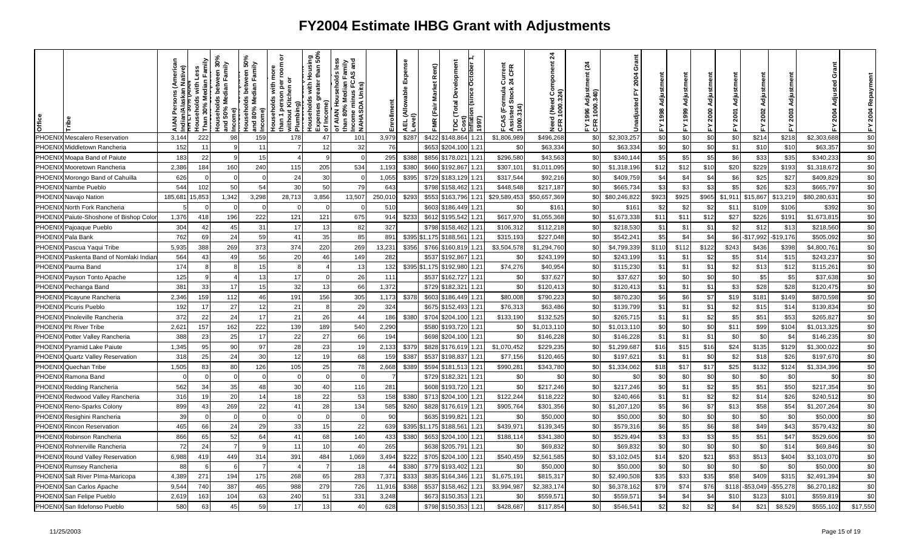# FY2004 Estimate IHBG Grant with Adjustments

| Office | Tribe | AIAN Persons (American Indian/Alaskan Native) | Households with Less Than 30% Median Family | Households between 30% and 50% Median Family Income | Households between 50% and 80% Median Family Income | Households with more than 1 person per room or without Kitchen or Plumbing | Households with Housing Expenses greater than 50% of Income | of AIAN Households less than 80% Median Family Income minus FCAS and NAHASDA Units | Enrollment | AEL (Allowable Expense Level) | FMR (Fair Market Rent) | TDC (Total Development Cost) | Inflation (since October 1, 1997) | FCAS (Formula Current Assisted Stock 24 CFR 1000.314) | Need (Need Component 24 CFR 1000.324) | FY 1996 Adjustment (24 CFR 1000.340) | Unadjusted FY 2004 Grant | FY 1998 Adjustment | FY 1999 Adjustment | FY 2000 Adjustment | FY 2001 Adjustment | FY 2002 Adjustment | FY 2003 Adjustment | FY 2004 Adjusted Grant | FY 2004 Repayment |
|---|---|---|---|---|---|---|---|---|---|---|---|---|---|---|---|---|---|---|---|---|---|---|---|---|---|
| PHOENIX | Mescalero Reservation | 3,144 | 222 | 98 | 159 | 178 | 47 | 101 | 3,979 | $287 | $422 | $148,864 | 1.21 | $1,806,989 | $496,268 | $0 | $2,303,257 | $0 | $0 | $0 | $0 | $214 | $218 | $2,303,688 | $0 |
| PHOENIX | Middletown Rancheria | 152 | 11 | 9 | 11 | 7 | 12 | 32 | 76 | | $653 | $204,100 | 1.21 | $0 | $63,334 | $0 | $63,334 | $0 | $0 | $0 | $1 | $10 | $10 | $63,357 | $0 |
| PHOENIX | Moapa Band of Paiute | 183 | 22 | 9 | 15 | 4 | 9 | 0 | 295 | $388 | $856 | $178,021 | 1.21 | $296,580 | $43,563 | $0 | $340,144 | $5 | $5 | $5 | $6 | $33 | $35 | $340,233 | $0 |
| PHOENIX | Mooretown Rancheria | 2,386 | 184 | 160 | 240 | 115 | 205 | 534 | 1,193 | $380 | $660 | $192,867 | 1.21 | $307,101 | $1,011,095 | $0 | $1,318,196 | $12 | $12 | $10 | $20 | $229 | $193 | $1,318,672 | $0 |
| PHOENIX | Morongo Band of Cahuilla | 626 | 0 | 0 | 0 | 24 | 30 | 0 | 1,055 | $395 | $729 | $183,129 | 1.21 | $317,544 | $92,216 | $0 | $409,759 | $4 | $4 | $4 | $6 | $25 | $27 | $409,829 | $0 |
| PHOENIX | Nambe Pueblo | 544 | 102 | 50 | 54 | 30 | 50 | 79 | 643 | | $798 | $158,462 | 1.21 | $448,548 | $217,187 | $0 | $665,734 | $3 | $3 | $3 | $5 | $26 | $23 | $665,797 | $0 |
| PHOENIX | Navajo Nation | 185,681 | 15,853 | 1,342 | 3,298 | 28,713 | 3,856 | 13,507 | 250,010 | $293 | $553 | $163,796 | 1.21 | $29,589,453 | $50,657,369 | $0 | $80,246,822 | $923 | $925 | $965 | $1,911 | $15,867 | $13,219 | $80,280,631 | $0 |
| PHOENIX | North Fork Rancheria | 5 | 0 | 0 | 0 | 0 | 0 | 0 | 510 | | $603 | $186,449 | 1.21 | $0 | $161 | $0 | $161 | $2 | $2 | $2 | $11 | $109 | $106 | $392 | $0 |
| PHOENIX | Paiute-Shoshone of Bishop Color | 1,376 | 418 | 196 | 222 | 121 | 121 | 675 | 914 | $233 | $612 | $195,542 | 1.21 | $617,970 | $1,055,368 | $0 | $1,673,338 | $11 | $11 | $12 | $27 | $226 | $191 | $1,673,815 | $0 |
| PHOENIX | Pajoaque Pueblo | 304 | 42 | 45 | 31 | 17 | 13 | 82 | 327 | | $798 | $158,462 | 1.21 | $106,312 | $112,218 | $0 | $218,530 | $1 | $1 | $1 | $2 | $12 | $13 | $218,560 | $0 |
| PHOENIX | Pala Bank | 762 | 69 | 24 | 59 | 41 | 35 | 85 | 891 | $395 | $1,175 | $188,561 | 1.21 | $315,193 | $227,048 | $0 | $542,241 | $5 | $4 | $4 | $6 | -$17,992 | -$19,176 | $505,092 | $0 |
| PHOENIX | Pascua Yaqui Tribe | 5,935 | 388 | 269 | 373 | 374 | 220 | 269 | 13,231 | $356 | $766 | $160,819 | 1.21 | $3,504,578 | $1,294,760 | $0 | $4,799,339 | $110 | $112 | $122 | $243 | $436 | $398 | $4,800,761 | $0 |
| PHOENIX | Paskenta Band of Nomlaki Indian | 564 | 43 | 49 | 56 | 20 | 46 | 149 | 282 | | $537 | $192,867 | 1.21 | $0 | $243,199 | $0 | $243,199 | $1 | $1 | $2 | $5 | $14 | $15 | $243,237 | $0 |
| PHOENIX | Pauma Band | 174 | 8 | 8 | 15 | 8 | 4 | 13 | 132 | $395 | $1,175 | $192,980 | 1.21 | $74,276 | $40,954 | $0 | $115,230 | $1 | $1 | $1 | $2 | $13 | $12 | $115,261 | $0 |
| PHOENIX | Payson Tonto Apache | 125 | 9 | 4 | 13 | 17 | 0 | 26 | 111 | | $537 | $162,727 | 1.21 | $0 | $37,627 | $0 | $37,627 | $0 | $0 | $0 | $0 | $5 | $5 | $37,638 | $0 |
| PHOENIX | Pechanga Band | 381 | 33 | 17 | 15 | 32 | 13 | 66 | 1,372 | | $729 | $182,321 | 1.21 | $0 | $120,413 | $0 | $120,413 | $1 | $1 | $1 | $3 | $28 | $28 | $120,475 | $0 |
| PHOENIX | Picayune Rancheria | 2,346 | 159 | 112 | 46 | 191 | 156 | 305 | 1,173 | $378 | $603 | $186,449 | 1.21 | $80,008 | $790,223 | $0 | $870,230 | $6 | $6 | $7 | $19 | $181 | $149 | $870,598 | $0 |
| PHOENIX | Picuris Pueblo | 192 | 17 | 27 | 12 | 21 | 8 | 29 | 324 | | $675 | $152,493 | 1.21 | $76,313 | $63,486 | $0 | $139,799 | $1 | $1 | $1 | $2 | $15 | $14 | $139,834 | $0 |
| PHOENIX | Pinoleville Rancheria | 372 | 22 | 24 | 17 | 21 | 26 | 44 | 186 | $380 | $704 | $204,100 | 1.21 | $133,190 | $132,525 | $0 | $265,715 | $1 | $1 | $2 | $5 | $51 | $53 | $265,827 | $0 |
| PHOENIX | Pit River Tribe | 2,621 | 157 | 162 | 222 | 139 | 189 | 540 | 2,290 | | $580 | $193,720 | 1.21 | $0 | $1,013,110 | $0 | $1,013,110 | $0 | $0 | $0 | $11 | $99 | $104 | $1,013,325 | $0 |
| PHOENIX | Potter Valley Rancheria | 388 | 23 | 25 | 17 | 22 | 27 | 66 | 194 | | $698 | $204,100 | 1.21 | $0 | $146,228 | $0 | $146,228 | $1 | $1 | $1 | $0 | $0 | $4 | $146,235 | $0 |
| PHOENIX | Pyramid Lake Paiute | 1,345 | 95 | 90 | 97 | 28 | 23 | 19 | 2,133 | $379 | $828 | $176,619 | 1.21 | $1,070,452 | $229,235 | $0 | $1,299,687 | $16 | $15 | $16 | $24 | $135 | $129 | $1,300,022 | $0 |
| PHOENIX | Quartz Valley Reservation | 318 | 25 | 24 | 30 | 12 | 19 | 68 | 159 | $387 | $537 | $198,837 | 1.21 | $77,156 | $120,465 | $0 | $197,621 | $1 | $1 | $0 | $2 | $18 | $26 | $197,670 | $0 |
| PHOENIX | Quechan Tribe | 1,505 | 83 | 80 | 126 | 105 | 25 | 78 | 2,668 | $389 | $594 | $181,513 | 1.21 | $990,281 | $343,780 | $0 | $1,334,062 | $18 | $17 | $17 | $25 | $132 | $124 | $1,334,396 | $0 |
| PHOENIX | Ramona Band | 0 | 0 | 0 | 0 | 0 | 0 | 0 | 7 | | $729 | $182,321 | 1.21 | $0 | $0 | $0 | $0 | $0 | $0 | $0 | $0 | $0 | $0 | $0 | $0 |
| PHOENIX | Redding Rancheria | 562 | 34 | 35 | 48 | 30 | 40 | 116 | 281 | | $608 | $193,720 | 1.21 | $0 | $217,246 | $0 | $217,246 | $0 | $1 | $2 | $5 | $51 | $50 | $217,354 | $0 |
| PHOENIX | Redwood Valley Rancheria | 316 | 19 | 20 | 14 | 18 | 22 | 53 | 158 | $380 | $713 | $204,100 | 1.21 | $122,244 | $118,222 | $0 | $240,466 | $1 | $1 | $2 | $2 | $14 | $26 | $240,512 | $0 |
| PHOENIX | Reno-Sparks Colony | 899 | 43 | 269 | 22 | 41 | 28 | 134 | 585 | $260 | $828 | $176,619 | 1.21 | $905,764 | $301,356 | $0 | $1,207,120 | $5 | $6 | $7 | $13 | $58 | $54 | $1,207,264 | $0 |
| PHOENIX | Resighini Rancheria | 39 | 0 | 0 | 0 | 0 | 0 | 0 | 90 | | $635 | $199,821 | 1.21 | $0 | $50,000 | $0 | $50,000 | $0 | $0 | $0 | $0 | $0 | $0 | $50,000 | $0 |
| PHOENIX | Rincon Reservation | 465 | 66 | 24 | 29 | 33 | 15 | 22 | 639 | $395 | $1,175 | $188,561 | 1.21 | $439,971 | $139,345 | $0 | $579,316 | $6 | $5 | $6 | $8 | $49 | $43 | $579,432 | $0 |
| PHOENIX | Robinson Rancheria | 866 | 65 | 52 | 64 | 41 | 68 | 140 | 433 | $380 | $653 | $204,100 | 1.21 | $188,114 | $341,380 | $0 | $529,494 | $3 | $3 | $3 | $5 | $51 | $47 | $529,606 | $0 |
| PHOENIX | Rohnerville Rancheria | 72 | 24 | 7 | 9 | 11 | 10 | 40 | 265 | | $638 | $205,791 | 1.21 | $0 | $69,832 | $0 | $69,832 | $0 | $0 | $0 | $0 | $0 | $14 | $69,846 | $0 |
| PHOENIX | Round Valley Reservation | 6,988 | 419 | 449 | 314 | 391 | 484 | 1,069 | 3,494 | $222 | $705 | $204,100 | 1.21 | $540,459 | $2,561,585 | $0 | $3,102,045 | $14 | $20 | $21 | $53 | $513 | $404 | $3,103,070 | $0 |
| PHOENIX | Rumsey Rancheria | 88 | 6 | 6 | 7 | 4 | 7 | 18 | 44 | $380 | $779 | $193,402 | 1.21 | $0 | $50,000 | $0 | $50,000 | $0 | $0 | $0 | $0 | $0 | $0 | $50,000 | $0 |
| PHOENIX | Salt River PIma-Maricopa | 4,389 | 271 | 194 | 175 | 268 | 65 | 283 | 7,371 | $333 | $835 | $164,346 | 1.21 | $1,675,191 | $815,317 | $0 | $2,490,508 | $35 | $33 | $35 | $58 | $409 | $315 | $2,491,394 | $0 |
| PHOENIX | San Carlos Apache | 9,544 | 740 | 387 | 465 | 988 | 279 | 726 | 11,916 | $368 | $537 | $158,462 | 1.21 | $3,994,987 | $2,383,174 | $0 | $6,378,162 | $79 | $74 | $76 | $118 | -$53,049 | -$55,278 | $6,270,182 | $0 |
| PHOENIX | San Felipe Pueblo | 2,619 | 163 | 104 | 63 | 240 | 51 | 331 | 3,248 | | $673 | $150,353 | 1.21 | $0 | $559,571 | $0 | $559,571 | $4 | $4 | $4 | $10 | $123 | $101 | $559,819 | $0 |
| PHOENIX | San Ildefonso Pueblo | 580 | 63 | 45 | 59 | 17 | 13 | 40 | 628 | | $798 | $150,353 | 1.21 | $428,687 | $117,854 | $0 | $546,541 | $2 | $2 | $2 | $4 | $21 | $8,529 | $555,102 | $17,550 |

11/25/2003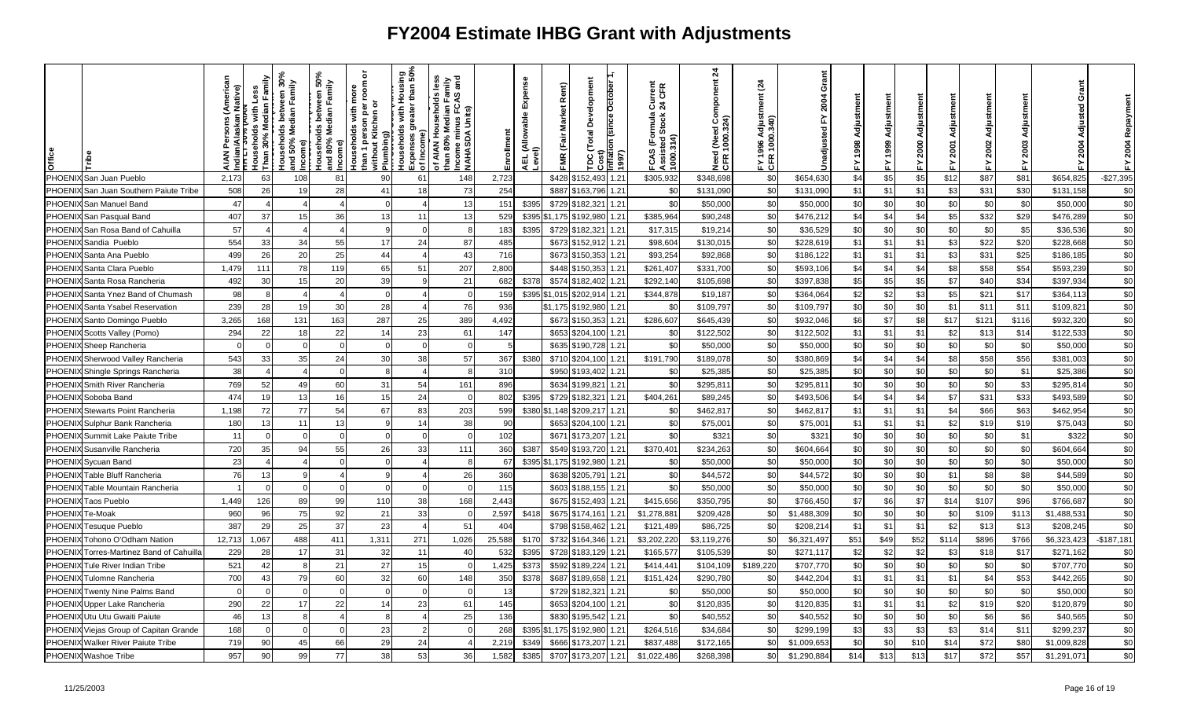# FY2004 Estimate IHBG Grant with Adjustments

| Office | Tribe | AIAN Persons (American Indian/Alaskan Native) | HH LT 30% (AIAN Households with Less Than 30% Median Family Income) | Households between 30% and 50% Median Family Income | Households between 50% and 80% Median Family Income | Households with more than 1 person per room or without Kitchen or Plumbing) | Households with Housing Expenses greater than 50% of Income) | of AIAN Households less than 80% Median Family Income minus FCAS and NAHASDA Units) | Enrollment | AEL (Allowable Expense Level) | FMR (Fair Market Rent) | TDC (Total Development Cost) | Inflation (since October 1, 1997) | FCAS (Formula Current Assisted Stock 24 CFR 1000.314) | Need (Need Component 24 CFR 1000.324) | FY 1996 Adjustment (24 CFR 1000.340) | Unadjusted FY 2004 Grant | FY 1998 Adjustment | FY 1999 Adjustment | FY 2000 Adjustment | FY 2001 Adjustment | FY 2002 Adjustment | FY 2003 Adjustment | FY 2004 Adjusted Grant | FY 2004 Repayment |
|---|---|---|---|---|---|---|---|---|---|---|---|---|---|---|---|---|---|---|---|---|---|---|---|---|---|
| PHOENIX | San Juan Pueblo | 2,173 | 63 | 108 | 81 | 90 | 61 | 148 | 2,723 | | $428 | $152,493 | 1.21 | $305,932 | $348,698 | $0 | $654,630 | $4 | $5 | $5 | $12 | $87 | $81 | $654,825 | -$27,395 |
| PHOENIX | San Juan Southern Paiute Tribe | 508 | 26 | 19 | 28 | 41 | 18 | 73 | 254 | | $887 | $163,796 | 1.21 | $0 | $131,090 | $0 | $131,090 | $1 | $1 | $1 | $3 | $31 | $30 | $131,158 | $0 |
| PHOENIX | San Manuel Band | 47 | 4 | 4 | 4 | 0 | 4 | 13 | 151 | $395 | $729 | $182,321 | 1.21 | $0 | $50,000 | $0 | $50,000 | $0 | $0 | $0 | $0 | $0 | $0 | $50,000 | $0 |
| PHOENIX | San Pasqual Band | 407 | 37 | 15 | 36 | 13 | 11 | 13 | 529 | $395 | $1,175 | $192,980 | 1.21 | $385,964 | $90,248 | $0 | $476,212 | $4 | $4 | $4 | $5 | $32 | $29 | $476,289 | $0 |
| PHOENIX | San Rosa Band of Cahuilla | 57 | 4 | 4 | 4 | 9 | 0 | 8 | 183 | $395 | $729 | $182,321 | 1.21 | $17,315 | $19,214 | $0 | $36,529 | $0 | $0 | $0 | $0 | $0 | $5 | $36,536 | $0 |
| PHOENIX | Sandia Pueblo | 554 | 33 | 34 | 55 | 17 | 24 | 87 | 485 | | $673 | $152,912 | 1.21 | $98,604 | $130,015 | $0 | $228,619 | $1 | $1 | $1 | $3 | $22 | $20 | $228,668 | $0 |
| PHOENIX | Santa Ana Pueblo | 499 | 26 | 20 | 25 | 44 | 4 | 43 | 716 | | $673 | $150,353 | 1.21 | $93,254 | $92,868 | $0 | $186,122 | $1 | $1 | $1 | $3 | $31 | $25 | $186,185 | $0 |
| PHOENIX | Santa Clara Pueblo | 1,479 | 111 | 78 | 119 | 65 | 51 | 207 | 2,800 | | $448 | $150,353 | 1.21 | $261,407 | $331,700 | $0 | $593,106 | $4 | $4 | $4 | $8 | $58 | $54 | $593,239 | $0 |
| PHOENIX | Santa Rosa Rancheria | 492 | 30 | 15 | 20 | 39 | 9 | 21 | 682 | $378 | $574 | $182,402 | 1.21 | $292,140 | $105,698 | $0 | $397,838 | $5 | $5 | $5 | $7 | $40 | $34 | $397,934 | $0 |
| PHOENIX | Santa Ynez Band of Chumash | 98 | 8 | 4 | 4 | 0 | 4 | 0 | 159 | $395 | $1,015 | $202,914 | 1.21 | $344,878 | $19,187 | $0 | $364,064 | $2 | $2 | $3 | $5 | $21 | $17 | $364,113 | $0 |
| PHOENIX | Santa Ysabel Reservation | 239 | 28 | 19 | 30 | 28 | 4 | 76 | 936 | | $1,175 | $192,980 | 1.21 | $0 | $109,797 | $0 | $109,797 | $0 | $0 | $0 | $1 | $11 | $11 | $109,821 | $0 |
| PHOENIX | Santo Domingo Pueblo | 3,265 | 168 | 131 | 163 | 287 | 25 | 389 | 4,492 | | $673 | $150,353 | 1.21 | $286,607 | $645,439 | $0 | $932,046 | $6 | $7 | $8 | $17 | $121 | $116 | $932,320 | $0 |
| PHOENIX | Scotts Valley (Pomo) | 294 | 22 | 18 | 22 | 14 | 23 | 61 | 147 | | $653 | $204,100 | 1.21 | $0 | $122,502 | $0 | $122,502 | $1 | $1 | $1 | $2 | $13 | $14 | $122,533 | $0 |
| PHOENIX | Sheep Rancheria | 0 | 0 | 0 | 0 | 0 | 0 | 0 | 5 | | $635 | $190,728 | 1.21 | $0 | $50,000 | $0 | $50,000 | $0 | $0 | $0 | $0 | $0 | $0 | $50,000 | $0 |
| PHOENIX | Sherwood Valley Rancheria | 543 | 33 | 35 | 24 | 30 | 38 | 57 | 367 | $380 | $710 | $204,100 | 1.21 | $191,790 | $189,078 | $0 | $380,869 | $4 | $4 | $4 | $8 | $58 | $56 | $381,003 | $0 |
| PHOENIX | Shingle Springs Rancheria | 38 | 4 | 4 | 0 | 8 | 4 | 8 | 310 | | $950 | $193,402 | 1.21 | $0 | $25,385 | $0 | $25,385 | $0 | $0 | $0 | $0 | $0 | $1 | $25,386 | $0 |
| PHOENIX | Smith River Rancheria | 769 | 52 | 49 | 60 | 31 | 54 | 161 | 896 | | $634 | $199,821 | 1.21 | $0 | $295,811 | $0 | $295,811 | $0 | $0 | $0 | $0 | $0 | $3 | $295,814 | $0 |
| PHOENIX | Soboba Band | 474 | 19 | 13 | 16 | 15 | 24 | 0 | 802 | $395 | $729 | $182,321 | 1.21 | $404,261 | $89,245 | $0 | $493,506 | $4 | $4 | $4 | $7 | $31 | $33 | $493,589 | $0 |
| PHOENIX | Stewarts Point Rancheria | 1,198 | 72 | 77 | 54 | 67 | 83 | 203 | 599 | $380 | $1,148 | $209,217 | 1.21 | $0 | $462,817 | $0 | $462,817 | $1 | $1 | $1 | $4 | $66 | $63 | $462,954 | $0 |
| PHOENIX | Sulphur Bank Rancheria | 180 | 13 | 11 | 13 | 9 | 14 | 38 | 90 | | $653 | $204,100 | 1.21 | $0 | $75,001 | $0 | $75,001 | $1 | $1 | $1 | $2 | $19 | $19 | $75,043 | $0 |
| PHOENIX | Summit Lake Paiute Tribe | 11 | 0 | 0 | 0 | 0 | 0 | 0 | 102 | | $671 | $173,207 | 1.21 | $0 | $321 | $0 | $321 | $0 | $0 | $0 | $0 | $0 | $1 | $322 | $0 |
| PHOENIX | Susanville Rancheria | 720 | 35 | 94 | 55 | 26 | 33 | 111 | 360 | $387 | $549 | $193,720 | 1.21 | $370,401 | $234,263 | $0 | $604,664 | $0 | $0 | $0 | $0 | $0 | $0 | $604,664 | $0 |
| PHOENIX | Sycuan Band | 23 | 4 | 4 | 0 | 0 | 4 | 8 | 67 | $395 | $1,175 | $192,980 | 1.21 | $0 | $50,000 | $0 | $50,000 | $0 | $0 | $0 | $0 | $0 | $0 | $50,000 | $0 |
| PHOENIX | Table Bluff Rancheria | 76 | 13 | 9 | 4 | 9 | 4 | 26 | 360 | | $638 | $205,791 | 1.21 | $0 | $44,572 | $0 | $44,572 | $0 | $0 | $0 | $1 | $8 | $8 | $44,589 | $0 |
| PHOENIX | Table Mountain Rancheria | 1 | 0 | 0 | 0 | 0 | 0 | 0 | 115 | | $603 | $188,155 | 1.21 | $0 | $50,000 | $0 | $50,000 | $0 | $0 | $0 | $0 | $0 | $0 | $50,000 | $0 |
| PHOENIX | Taos Pueblo | 1,449 | 126 | 89 | 99 | 110 | 38 | 168 | 2,443 | | $675 | $152,493 | 1.21 | $415,656 | $350,795 | $0 | $766,450 | $7 | $6 | $7 | $14 | $107 | $96 | $766,687 | $0 |
| PHOENIX | Te-Moak | 960 | 96 | 75 | 92 | 21 | 33 | 0 | 2,597 | $418 | $675 | $174,161 | 1.21 | $1,278,881 | $209,428 | $0 | $1,488,309 | $0 | $0 | $0 | $0 | $109 | $113 | $1,488,531 | $0 |
| PHOENIX | Tesuque Pueblo | 387 | 29 | 25 | 37 | 23 | 4 | 51 | 404 | | $798 | $158,462 | 1.21 | $121,489 | $86,725 | $0 | $208,214 | $1 | $1 | $1 | $2 | $13 | $13 | $208,245 | $0 |
| PHOENIX | Tohono O'Odham Nation | 12,713 | 1,067 | 488 | 411 | 1,311 | 271 | 1,026 | 25,588 | $170 | $732 | $164,346 | 1.21 | $3,202,220 | $3,119,276 | $0 | $6,321,497 | $51 | $49 | $52 | $114 | $896 | $766 | $6,323,423 | -$187,181 |
| PHOENIX | Torres-Martinez Band of Cahuilla | 229 | 28 | 17 | 31 | 32 | 11 | 40 | 532 | $395 | $728 | $183,129 | 1.21 | $165,577 | $105,539 | $0 | $271,117 | $2 | $2 | $2 | $3 | $18 | $17 | $271,162 | $0 |
| PHOENIX | Tule River Indian Tribe | 521 | 42 | 8 | 21 | 27 | 15 | 0 | 1,425 | $373 | $592 | $189,224 | 1.21 | $414,441 | $104,109 | $189,220 | $707,770 | $0 | $0 | $0 | $0 | $0 | $0 | $707,770 | $0 |
| PHOENIX | Tulomne Rancheria | 700 | 43 | 79 | 60 | 32 | 60 | 148 | 350 | $378 | $687 | $189,658 | 1.21 | $151,424 | $290,780 | $0 | $442,204 | $1 | $1 | $1 | $1 | $4 | $53 | $442,265 | $0 |
| PHOENIX | Twenty Nine Palms Band | 0 | 0 | 0 | 0 | 0 | 0 | 0 | 13 | | $729 | $182,321 | 1.21 | $0 | $50,000 | $0 | $50,000 | $0 | $0 | $0 | $0 | $0 | $0 | $50,000 | $0 |
| PHOENIX | Upper Lake Rancheria | 290 | 22 | 17 | 22 | 14 | 23 | 61 | 145 | | $653 | $204,100 | 1.21 | $0 | $120,835 | $0 | $120,835 | $1 | $1 | $1 | $2 | $19 | $20 | $120,879 | $0 |
| PHOENIX | Utu Utu Gwaiti Paiute | 46 | 13 | 8 | 4 | 8 | 4 | 25 | 136 | | $830 | $195,542 | 1.21 | $0 | $40,552 | $0 | $40,552 | $0 | $0 | $0 | $0 | $6 | $6 | $40,565 | $0 |
| PHOENIX | Viejas Group of Capitan Grande | 168 | 0 | 0 | 0 | 23 | 2 | 0 | 268 | $395 | $1,175 | $192,980 | 1.21 | $264,516 | $34,684 | $0 | $299,199 | $3 | $3 | $3 | $3 | $14 | $11 | $299,237 | $0 |
| PHOENIX | Walker River Paiute Tribe | 719 | 90 | 45 | 66 | 29 | 24 | 4 | 2,219 | $349 | $666 | $173,207 | 1.21 | $837,488 | $172,165 | $0 | $1,009,653 | $0 | $0 | $10 | $14 | $72 | $80 | $1,009,828 | $0 |
| PHOENIX | Washoe Tribe | 957 | 90 | 99 | 77 | 38 | 53 | 36 | 1,582 | $385 | $707 | $173,207 | 1.21 | $1,022,486 | $268,398 | $0 | $1,290,884 | $14 | $13 | $13 | $17 | $72 | $57 | $1,291,071 | $0 |

11/25/2003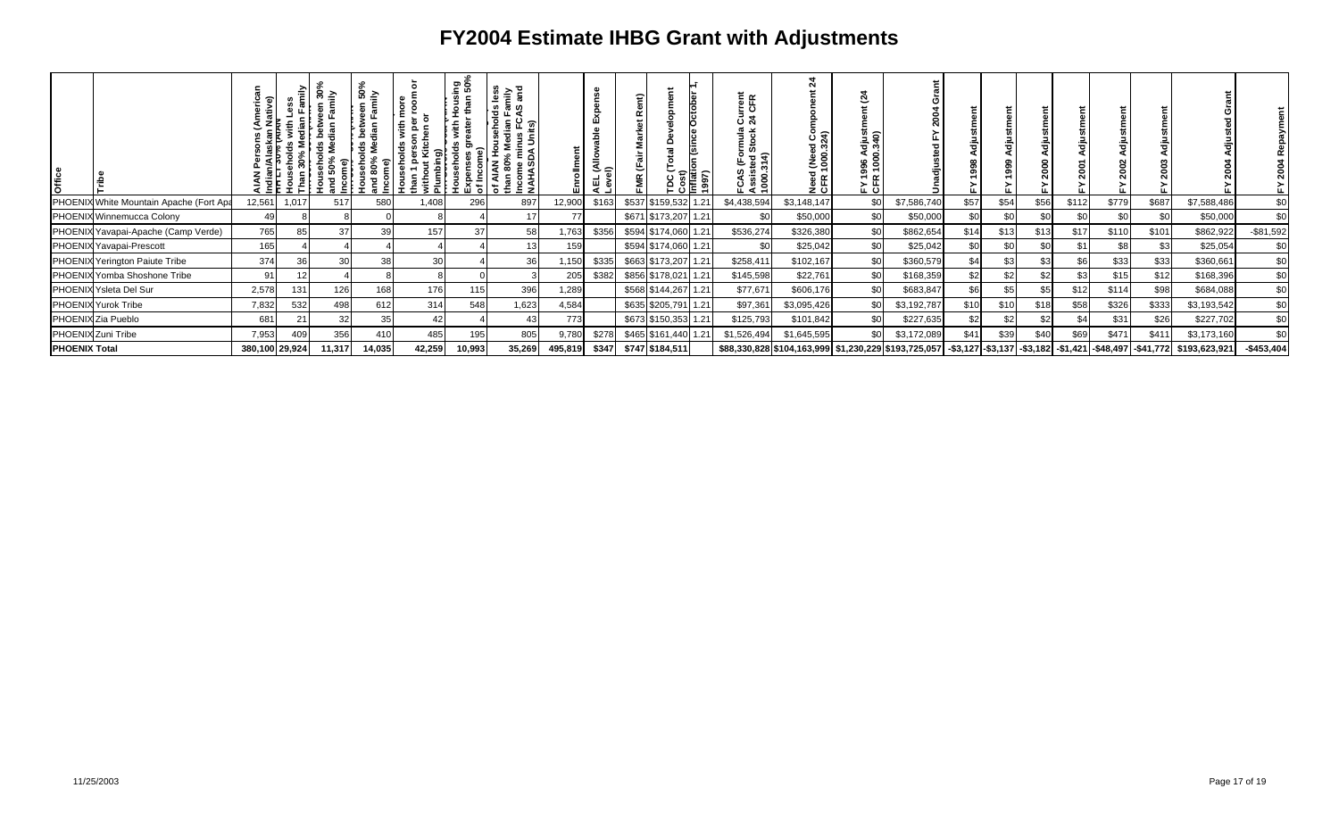# FY2004 Estimate IHBG Grant with Adjustments

| Office | Tribe | AIAN Persons (American Indian/Alaskan Native) | Households with Less Than 30% Median Family Income (AIAN HH LT 30% | Households between 30% and 50% Median Family Income) | Households between 50% and 80% Median Family Income) | Households with more than 1 person per room or without Kitchen or Plumbing) | Households with Housing Expenses greater than 50% of Income) | of AIAN Households less than 80% Median Family Income minus FCAS and NAHASDA Units) | Enrollment | AEL (Allowable Expense Level) | FMR (Fair Market Rent) | TDC (Total Development Cost) | Inflation (since October 1, 1997) | FCAS (Formula Current Assisted Stock 24 CFR 1000.314) | Need (Need Component 24 CFR 1000.324) | FY 1996 Adjustment (24 CFR 1000.340) | Unadjusted FY 2004 Grant | FY 1998 Adjustment | FY 1999 Adjustment | FY 2000 Adjustment | FY 2001 Adjustment | FY 2002 Adjustment | FY 2003 Adjustment | FY 2004 Adjusted Grant | FY 2004 Repayment |
|---|---|---|---|---|---|---|---|---|---|---|---|---|---|---|---|---|---|---|---|---|---|---|---|---|---|
| PHOENIX | White Mountain Apache (Fort Apa | 12,561 | 1,017 | 517 | 580 | 1,408 | 296 | 897 | 12,900 | $163 | $537 | $159,532 | 1.21 | $4,438,594 | $3,148,147 | $0 | $7,586,740 | $57 | $54 | $56 | $112 | $779 | $687 | $7,588,486 | $0 |
| PHOENIX | Winnemucca Colony | 49 | 8 | 8 | 0 | 8 | 4 | 17 | 77 | | $671 | $173,207 | 1.21 | $0 | $50,000 | $0 | $50,000 | $0 | $0 | $0 | $0 | $0 | $0 | $50,000 | $0 |
| PHOENIX | Yavapai-Apache (Camp Verde) | 765 | 85 | 37 | 39 | 157 | 37 | 58 | 1,763 | $356 | $594 | $174,060 | 1.21 | $536,274 | $326,380 | $0 | $862,654 | $14 | $13 | $13 | $17 | $110 | $101 | $862,922 | -$81,592 |
| PHOENIX | Yavapai-Prescott | 165 | 4 | 4 | 4 | 4 | 4 | 13 | 159 | | $594 | $174,060 | 1.21 | $0 | $25,042 | $0 | $25,042 | $0 | $0 | $0 | $1 | $8 | $3 | $25,054 | $0 |
| PHOENIX | Yerington Paiute Tribe | 374 | 36 | 30 | 38 | 30 | 4 | 36 | 1,150 | $335 | $663 | $173,207 | 1.21 | $258,411 | $102,167 | $0 | $360,579 | $4 | $3 | $3 | $6 | $33 | $33 | $360,661 | $0 |
| PHOENIX | Yomba Shoshone Tribe | 91 | 12 | 4 | 8 | 8 | 0 | 3 | 205 | $382 | $856 | $178,021 | 1.21 | $145,598 | $22,761 | $0 | $168,359 | $2 | $2 | $2 | $3 | $15 | $12 | $168,396 | $0 |
| PHOENIX | Ysleta Del Sur | 2,578 | 131 | 126 | 168 | 176 | 115 | 396 | 1,289 | | $568 | $144,267 | 1.21 | $77,671 | $606,176 | $0 | $683,847 | $6 | $5 | $5 | $12 | $114 | $98 | $684,088 | $0 |
| PHOENIX | Yurok Tribe | 7,832 | 532 | 498 | 612 | 314 | 548 | 1,623 | 4,584 | | $635 | $205,791 | 1.21 | $97,361 | $3,095,426 | $0 | $3,192,787 | $10 | $10 | $18 | $58 | $326 | $333 | $3,193,542 | $0 |
| PHOENIX | Zia Pueblo | 681 | 21 | 32 | 35 | 42 | 4 | 43 | 773 | | $673 | $150,353 | 1.21 | $125,793 | $101,842 | $0 | $227,635 | $2 | $2 | $2 | $4 | $31 | $26 | $227,702 | $0 |
| PHOENIX | Zuni Tribe | 7,953 | 409 | 356 | 410 | 485 | 195 | 805 | 9,780 | $278 | $465 | $161,440 | 1.21 | $1,526,494 | $1,645,595 | $0 | $3,172,089 | $41 | $39 | $40 | $69 | $471 | $411 | $3,173,160 | $0 |
| **PHOENIX Total** | | 380,100 | 29,924 | 11,317 | 14,035 | 42,259 | 10,993 | 35,269 | 495,819 | $347 | $747 | $184,511 | | $88,330,828 | $104,163,999 | $1,230,229 | $193,725,057 | -$3,127 | -$3,137 | -$3,182 | -$1,421 | -$48,497 | -$41,772 | $193,623,921 | -$453,404 |

11/25/2003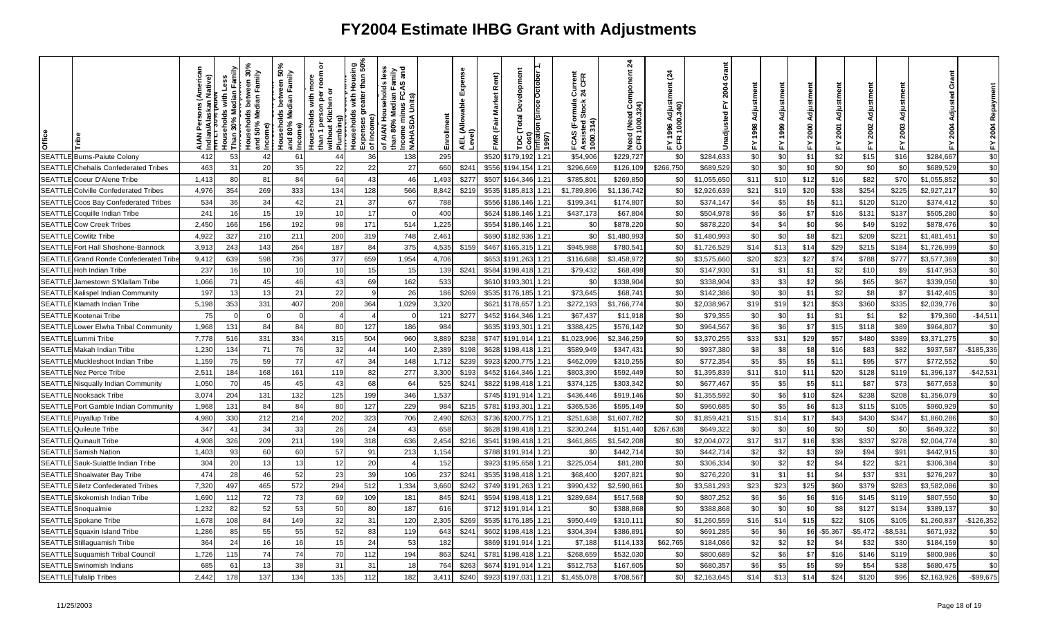# FY2004 Estimate IHBG Grant with Adjustments

| Office | Tribe | AIAN Persons (American Indian/Alaskan Native) | AIAN HH Less Than 30% Median Family Income (Households with Less Than 30% Median Family Income) | Households between 30% and 50% Median Family Income) | Households between 50% and 80% Median Family Income) | Households with more than 1 person per room or without Kitchen or Plumbing) | Households with Housing Expenses greater than 50% of Income) | of AIAN Households less than 80% Median Family Income minus FCAS and NAHASDA Units) | Enrollment | AEL (Allowable Expense Level) | FMR (Fair Market Rent) | TDC (Total Development Cost) | Inflation (since October 1, 1997) | FCAS (Formula Current Assisted Stock 24 CFR 1000.314) | Need (Need Component 24 CFR 1000.324) | FY 1996 Adjustment (24 CFR 1000.340) | Unadjusted FY 2004 Grant | FY 1998 Adjustment | FY 1999 Adjustment | FY 2000 Adjustment | FY 2001 Adjustment | FY 2002 Adjustment | FY 2003 Adjustment | FY 2004 Adjusted Grant | FY 2004 Repayment |
|---|---|---|---|---|---|---|---|---|---|---|---|---|---|---|---|---|---|---|---|---|---|---|---|---|---|
| SEATTLE | Burns-Paiute Colony | 412 | 53 | 42 | 61 | 44 | 36 | 138 | 295 | | $520 | $179,192 | 1.21 | $54,906 | $229,727 | $0 | $284,633 | $0 | $0 | $1 | $2 | $15 | $16 | $284,667 | $0 |
| SEATTLE | Chehalis Confederated Tribes | 463 | 31 | 20 | 35 | 22 | 22 | 27 | 660 | $241 | $556 | $194,154 | 1.21 | $296,669 | $126,109 | $266,750 | $689,529 | $0 | $0 | $0 | $0 | $0 | $0 | $689,529 | $0 |
| SEATTLE | Coeur D'Alene Tribe | 1,413 | 80 | 81 | 84 | 64 | 43 | 46 | 1,493 | $277 | $507 | $164,346 | 1.21 | $785,801 | $269,850 | $0 | $1,055,650 | $11 | $10 | $12 | $16 | $82 | $70 | $1,055,852 | $0 |
| SEATTLE | Colville Confederated Tribes | 4,976 | 354 | 269 | 333 | 134 | 128 | 566 | 8,842 | $219 | $535 | $185,813 | 1.21 | $1,789,896 | $1,136,742 | $0 | $2,926,639 | $21 | $19 | $20 | $38 | $254 | $225 | $2,927,217 | $0 |
| SEATTLE | Coos Bay Confederated Tribes | 534 | 36 | 34 | 42 | 21 | 37 | 67 | 788 | | $556 | $186,146 | 1.21 | $199,341 | $174,807 | $0 | $374,147 | $4 | $5 | $5 | $11 | $120 | $120 | $374,412 | $0 |
| SEATTLE | Coquille Indian Tribe | 241 | 16 | 15 | 19 | 10 | 17 | 0 | 400 | | $624 | $186,146 | 1.21 | $437,173 | $67,804 | $0 | $504,978 | $6 | $6 | $7 | $16 | $131 | $137 | $505,280 | $0 |
| SEATTLE | Cow Creek Tribes | 2,450 | 166 | 156 | 192 | 98 | 171 | 514 | 1,225 | | $554 | $186,146 | 1.21 | $0 | $878,220 | $0 | $878,220 | $4 | $4 | $0 | $6 | $49 | $192 | $878,476 | $0 |
| SEATTLE | Cowlitz Tribe | 4,922 | 327 | 210 | 211 | 200 | 319 | 748 | 2,461 | | $690 | $182,936 | 1.21 | $0 | $1,480,993 | $0 | $1,480,993 | $0 | $0 | $8 | $21 | $209 | $221 | $1,481,451 | $0 |
| SEATTLE | Fort Hall Shoshone-Bannock | 3,913 | 243 | 143 | 264 | 187 | 84 | 375 | 4,535 | $159 | $467 | $165,315 | 1.21 | $945,988 | $780,541 | $0 | $1,726,529 | $14 | $13 | $14 | $29 | $215 | $184 | $1,726,999 | $0 |
| SEATTLE | Grand Ronde Confederated Tribe | 9,412 | 639 | 598 | 736 | 377 | 659 | 1,954 | 4,706 | | $653 | $191,263 | 1.21 | $116,688 | $3,458,972 | $0 | $3,575,660 | $20 | $23 | $27 | $74 | $788 | $777 | $3,577,369 | $0 |
| SEATTLE | Hoh Indian Tribe | 237 | 16 | 10 | 10 | 10 | 15 | 15 | 139 | $241 | $584 | $198,418 | 1.21 | $79,432 | $68,498 | $0 | $147,930 | $1 | $1 | $1 | $2 | $10 | $9 | $147,953 | $0 |
| SEATTLE | Jamestown S'Klallam Tribe | 1,066 | 71 | 45 | 46 | 43 | 69 | 162 | 533 | | $610 | $193,301 | 1.21 | $0 | $338,904 | $0 | $338,904 | $3 | $3 | $2 | $6 | $65 | $67 | $339,050 | $0 |
| SEATTLE | Kalispel Indian Community | 197 | 13 | 13 | 21 | 22 | 9 | 26 | 186 | $269 | $535 | $176,185 | 1.21 | $73,645 | $68,741 | $0 | $142,386 | $0 | $0 | $1 | $2 | $8 | $7 | $142,405 | $0 |
| SEATTLE | Klamath Indian Tribe | 5,198 | 353 | 331 | 407 | 208 | 364 | 1,029 | 3,320 | | $621 | $178,657 | 1.21 | $272,193 | $1,766,774 | $0 | $2,038,967 | $19 | $19 | $21 | $53 | $360 | $335 | $2,039,776 | $0 |
| SEATTLE | Kootenai Tribe | 75 | 0 | 0 | 0 | 4 | 4 | 0 | 121 | $277 | $452 | $164,346 | 1.21 | $67,437 | $11,918 | $0 | $79,355 | $0 | $0 | $1 | $1 | $1 | $2 | $79,360 | -$4,511 |
| SEATTLE | Lower Elwha Tribal Community | 1,968 | 131 | 84 | 84 | 80 | 127 | 186 | 984 | | $635 | $193,301 | 1.21 | $388,425 | $576,142 | $0 | $964,567 | $6 | $6 | $7 | $15 | $118 | $89 | $964,807 | $0 |
| SEATTLE | Lummi Tribe | 7,778 | 516 | 331 | 334 | 315 | 504 | 960 | 3,889 | $238 | $747 | $191,914 | 1.21 | $1,023,996 | $2,346,259 | $0 | $3,370,255 | $33 | $31 | $29 | $57 | $480 | $389 | $3,371,275 | $0 |
| SEATTLE | Makah Indian Tribe | 1,230 | 134 | 71 | 76 | 32 | 44 | 140 | 2,389 | $198 | $628 | $198,418 | 1.21 | $589,949 | $347,431 | $0 | $937,380 | $8 | $8 | $8 | $16 | $83 | $82 | $937,587 | -$185,336 |
| SEATTLE | Muckleshoot Indian Tribe | 1,159 | 75 | 59 | 77 | 47 | 34 | 148 | 1,712 | $239 | $923 | $200,775 | 1.21 | $462,099 | $310,255 | $0 | $772,354 | $5 | $5 | $5 | $11 | $95 | $77 | $772,552 | $0 |
| SEATTLE | Nez Perce Tribe | 2,511 | 184 | 168 | 161 | 119 | 82 | 277 | 3,300 | $193 | $452 | $164,346 | 1.21 | $803,390 | $592,449 | $0 | $1,395,839 | $11 | $10 | $11 | $20 | $128 | $119 | $1,396,137 | -$42,531 |
| SEATTLE | Nisqually Indian Community | 1,050 | 70 | 45 | 45 | 43 | 68 | 64 | 525 | $241 | $822 | $198,418 | 1.21 | $374,125 | $303,342 | $0 | $677,467 | $5 | $5 | $5 | $11 | $87 | $73 | $677,653 | $0 |
| SEATTLE | Nooksack Tribe | 3,074 | 204 | 131 | 132 | 125 | 199 | 346 | 1,537 | | $745 | $191,914 | 1.21 | $436,446 | $919,146 | $0 | $1,355,592 | $0 | $6 | $10 | $24 | $238 | $208 | $1,356,079 | $0 |
| SEATTLE | Port Gamble Indian Community | 1,968 | 131 | 84 | 84 | 80 | 127 | 229 | 984 | $215 | $781 | $193,301 | 1.21 | $365,536 | $595,149 | $0 | $960,685 | $0 | $5 | $6 | $13 | $115 | $105 | $960,929 | $0 |
| SEATTLE | Puyallup Tribe | 4,980 | 330 | 212 | 214 | 202 | 323 | 706 | 2,490 | $263 | $736 | $200,775 | 1.21 | $251,638 | $1,607,782 | $0 | $1,859,421 | $15 | $14 | $17 | $43 | $430 | $347 | $1,860,286 | $0 |
| SEATTLE | Quileute Tribe | 347 | 41 | 34 | 33 | 26 | 24 | 43 | 658 | | $628 | $198,418 | 1.21 | $230,244 | $151,440 | $267,638 | $649,322 | $0 | $0 | $0 | $0 | $0 | $0 | $649,322 | $0 |
| SEATTLE | Quinault Tribe | 4,908 | 326 | 209 | 211 | 199 | 318 | 636 | 2,454 | $216 | $541 | $198,418 | 1.21 | $461,865 | $1,542,208 | $0 | $2,004,072 | $17 | $17 | $16 | $38 | $337 | $278 | $2,004,774 | $0 |
| SEATTLE | Samish Nation | 1,403 | 93 | 60 | 60 | 57 | 91 | 213 | 1,154 | | $788 | $191,914 | 1.21 | $0 | $442,714 | $0 | $442,714 | $2 | $2 | $3 | $9 | $94 | $91 | $442,915 | $0 |
| SEATTLE | Sauk-Suiattle Indian Tribe | 304 | 20 | 13 | 13 | 12 | 20 | 4 | 152 | | $923 | $195,658 | 1.21 | $225,054 | $81,280 | $0 | $306,334 | $0 | $2 | $2 | $4 | $22 | $21 | $306,384 | $0 |
| SEATTLE | Shoalwater Bay Tribe | 474 | 28 | 46 | 52 | 23 | 39 | 106 | 237 | $241 | $535 | $198,418 | 1.21 | $68,400 | $207,821 | $0 | $276,220 | $1 | $1 | $1 | $4 | $37 | $31 | $276,297 | $0 |
| SEATTLE | Siletz Confederated Tribes | 7,320 | 497 | 465 | 572 | 294 | 512 | 1,334 | 3,660 | $242 | $749 | $191,263 | 1.21 | $990,432 | $2,590,861 | $0 | $3,581,293 | $23 | $23 | $25 | $60 | $379 | $283 | $3,582,086 | $0 |
| SEATTLE | Skokomish Indian Tribe | 1,690 | 112 | 72 | 73 | 69 | 109 | 181 | 845 | $241 | $594 | $198,418 | 1.21 | $289,684 | $517,568 | $0 | $807,252 | $6 | $6 | $6 | $16 | $145 | $119 | $807,550 | $0 |
| SEATTLE | Snoqualmie | 1,232 | 82 | 52 | 53 | 50 | 80 | 187 | 616 | | $712 | $191,914 | 1.21 | $0 | $388,868 | $0 | $388,868 | $0 | $0 | $0 | $8 | $127 | $134 | $389,137 | $0 |
| SEATTLE | Spokane Tribe | 1,678 | 108 | 84 | 149 | 32 | 31 | 120 | 2,305 | $269 | $535 | $176,185 | 1.21 | $950,449 | $310,111 | $0 | $1,260,559 | $16 | $14 | $15 | $22 | $105 | $105 | $1,260,837 | -$126,352 |
| SEATTLE | Squaxin Island Tribe | 1,286 | 85 | 55 | 55 | 52 | 83 | 119 | 643 | $241 | $602 | $198,418 | 1.21 | $304,394 | $386,891 | $0 | $691,285 | $6 | $6 | $6 | -$5,367 | -$5,472 | -$8,531 | $671,932 | $0 |
| SEATTLE | Stillaguamish Tribe | 364 | 24 | 16 | 16 | 15 | 24 | 53 | 182 | | $869 | $191,914 | 1.21 | $7,188 | $114,133 | $62,765 | $184,086 | $2 | $2 | $2 | $4 | $32 | $30 | $184,159 | $0 |
| SEATTLE | Suquamish Tribal Council | 1,726 | 115 | 74 | 74 | 70 | 112 | 194 | 863 | $241 | $781 | $198,418 | 1.21 | $268,659 | $532,030 | $0 | $800,689 | $2 | $6 | $7 | $16 | $146 | $119 | $800,986 | $0 |
| SEATTLE | Swinomish Indians | 685 | 61 | 13 | 38 | 31 | 31 | 18 | 764 | $263 | $674 | $191,914 | 1.21 | $512,753 | $167,605 | $0 | $680,357 | $6 | $5 | $5 | $9 | $54 | $38 | $680,475 | $0 |
| SEATTLE | Tulalip Tribes | 2,442 | 178 | 137 | 134 | 135 | 112 | 182 | 3,411 | $240 | $923 | $197,031 | 1.21 | $1,455,078 | $708,567 | $0 | $2,163,645 | $14 | $13 | $14 | $24 | $120 | $96 | $2,163,926 | -$99,675 |

11/25/2003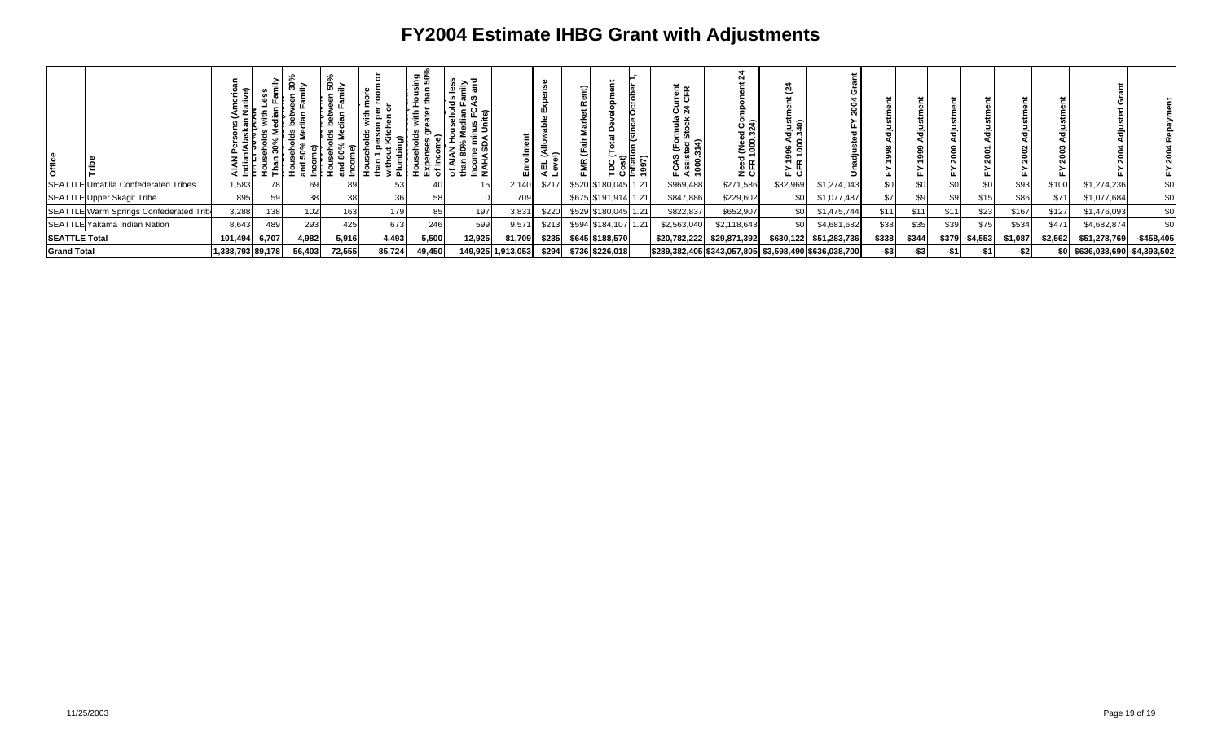# FY2004 Estimate IHBG Grant with Adjustments

| Office | Tribe | AIAN Persons (American Indian/Alaskan Native) | HH LT 30% (AIAN Households with Less Than 30% Median Family Income) | Households between 30% and 50% Median Family Income) | Households between 50% and 80% Median Family Income) | Households with more than 1 person per room or without Kitchen or Plumbing) | Households with Housing Expenses greater than 50% of Income) | of AIAN Households less than 80% Median Family Income minus FCAS and NAHASDA Units) | Enrollment | AEL (Allowable Expense Level) | FMR (Fair Market Rent) | TDC (Total Development Cost) | Inflation (since October 1, 1997) | FCAS (Formula Current Assisted Stock 24 CFR 1000.314) | Need (Need Component 24 CFR 1000.324) | FY 1996 Adjustment (24 CFR 1000.340) | Unadjusted FY 2004 Grant | FY 1998 Adjustment | FY 1999 Adjustment | FY 2000 Adjustment | FY 2001 Adjustment | FY 2002 Adjustment | FY 2003 Adjustment | FY 2004 Adjusted Grant | FY 2004 Repayment |
|---|---|---|---|---|---|---|---|---|---|---|---|---|---|---|---|---|---|---|---|---|---|---|---|---|---|
| SEATTLE | Umatilla Confederated Tribes | 1,583 | 78 | 69 | 89 | 53 | 40 | 15 | 2,140 | $217 | $520 | $180,045 | 1.21 | $969,488 | $271,586 | $32,969 | $1,274,043 | $0 | $0 | $0 | $0 | $93 | $100 | $1,274,236 | $0 |
| SEATTLE | Upper Skagit Tribe | 895 | 59 | 38 | 38 | 36 | 58 | 0 | 709 | | $675 | $191,914 | 1.21 | $847,886 | $229,602 | $0 | $1,077,487 | $7 | $9 | $9 | $15 | $86 | $71 | $1,077,684 | $0 |
| SEATTLE | Warm Springs Confederated Tribe | 3,288 | 138 | 102 | 163 | 179 | 85 | 197 | 3,831 | $220 | $529 | $180,045 | 1.21 | $822,837 | $652,907 | $0 | $1,475,744 | $11 | $11 | $11 | $23 | $167 | $127 | $1,476,093 | $0 |
| SEATTLE | Yakama Indian Nation | 8,643 | 489 | 293 | 425 | 673 | 246 | 599 | 9,571 | $213 | $594 | $184,107 | 1.21 | $2,563,040 | $2,118,643 | $0 | $4,681,682 | $38 | $35 | $39 | $75 | $534 | $471 | $4,682,874 | $0 |
| **SEATTLE Total** | | **101,494** | **6,707** | **4,982** | **5,916** | **4,493** | **5,500** | **12,925** | **81,709** | **$235** | **$645** | **$188,570** | | **$20,782,222** | **$29,871,392** | **$630,122** | **$51,283,736** | **$338** | **$344** | **$379** | **-$4,553** | **$1,087** | **-$2,562** | **$51,278,769** | **-$458,405** |
| **Grand Total** | | **1,338,793** | **89,178** | **56,403** | **72,555** | **85,724** | **49,450** | **149,925** | **1,913,053** | **$294** | **$736** | **$226,018** | | **$289,382,405** | **$343,057,805** | **$3,598,490** | **$636,038,700** | **-$3** | **-$3** | **-$1** | **-$1** | **-$2** | **$0** | **$636,038,690** | **-$4,393,502** |

11/25/2003